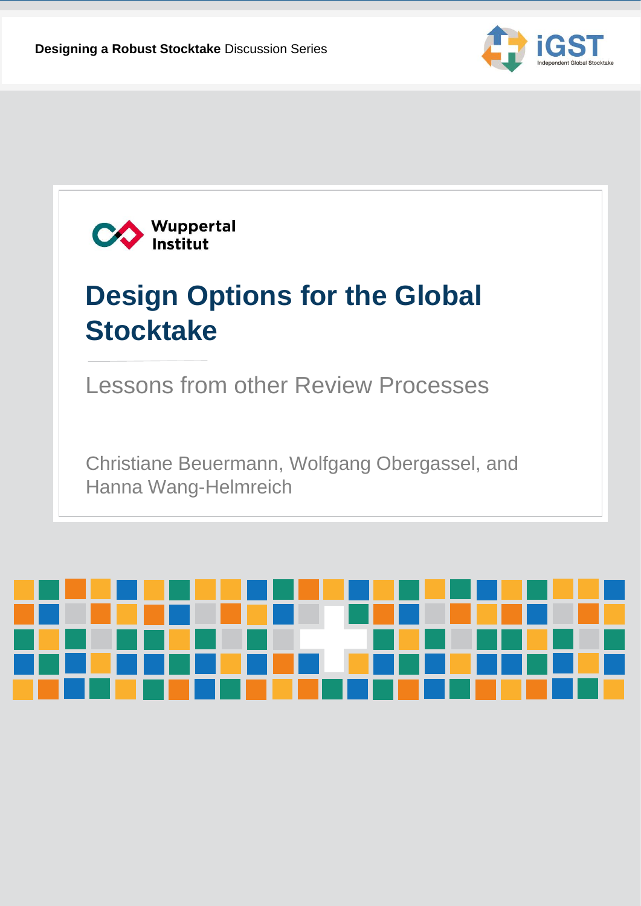**Designing a Robust Stocktake** Discussion Series

iGST
Independent Global Stocktake

Wuppertal Institut

# Design Options for the Global Stocktake

## Lessons from other Review Processes

Christiane Beuermann, Wolfgang Obergassel, and Hanna Wang-Helmreich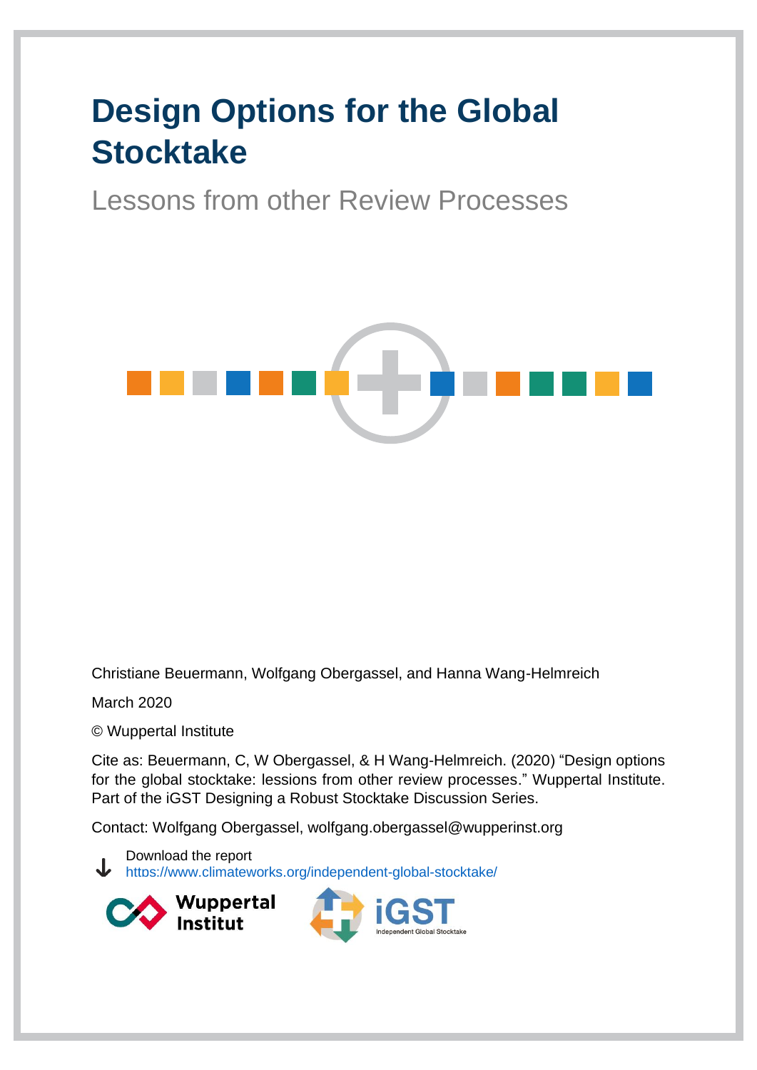# Design Options for the Global Stocktake

## Lessons from other Review Processes

Christiane Beuermann, Wolfgang Obergassel, and Hanna Wang-Helmreich

March 2020

© Wuppertal Institute

Cite as: Beuermann, C, W Obergassel, & H Wang-Helmreich. (2020) "Design options for the global stocktake: lessions from other review processes." Wuppertal Institute. Part of the iGST Designing a Robust Stocktake Discussion Series.

Contact: Wolfgang Obergassel, wolfgang.obergassel@wupperinst.org

Download the report
https://www.climateworks.org/independent-global-stocktake/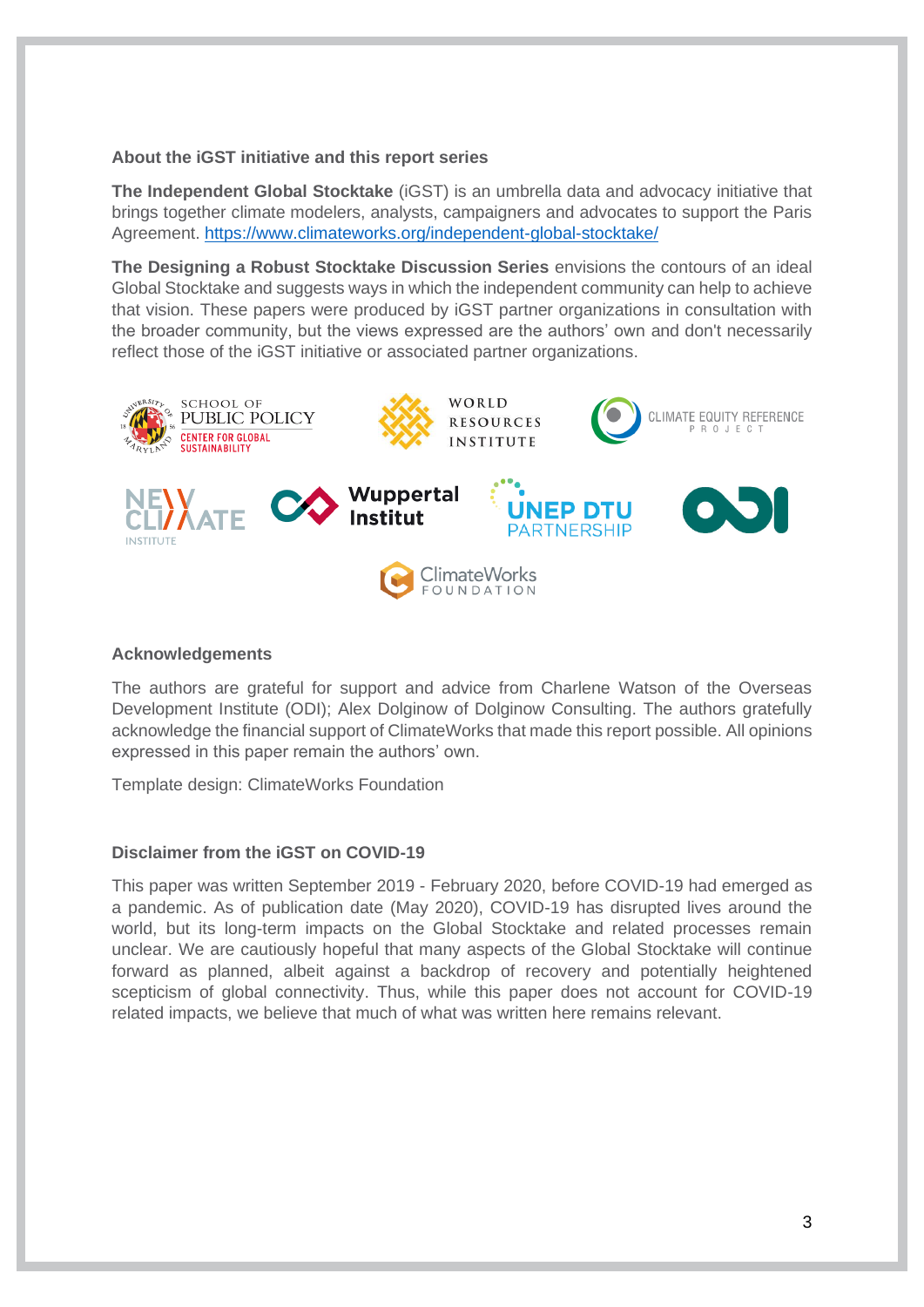### About the iGST initiative and this report series

**The Independent Global Stocktake** (iGST) is an umbrella data and advocacy initiative that brings together climate modelers, analysts, campaigners and advocates to support the Paris Agreement. https://www.climateworks.org/independent-global-stocktake/

**The Designing a Robust Stocktake Discussion Series** envisions the contours of an ideal Global Stocktake and suggests ways in which the independent community can help to achieve that vision. These papers were produced by iGST partner organizations in consultation with the broader community, but the views expressed are the authors' own and don't necessarily reflect those of the iGST initiative or associated partner organizations.

### Acknowledgements

The authors are grateful for support and advice from Charlene Watson of the Overseas Development Institute (ODI); Alex Dolginow of Dolginow Consulting. The authors gratefully acknowledge the financial support of ClimateWorks that made this report possible. All opinions expressed in this paper remain the authors' own.

Template design: ClimateWorks Foundation

### Disclaimer from the iGST on COVID-19

This paper was written September 2019 - February 2020, before COVID-19 had emerged as a pandemic. As of publication date (May 2020), COVID-19 has disrupted lives around the world, but its long-term impacts on the Global Stocktake and related processes remain unclear. We are cautiously hopeful that many aspects of the Global Stocktake will continue forward as planned, albeit against a backdrop of recovery and potentially heightened scepticism of global connectivity. Thus, while this paper does not account for COVID-19 related impacts, we believe that much of what was written here remains relevant.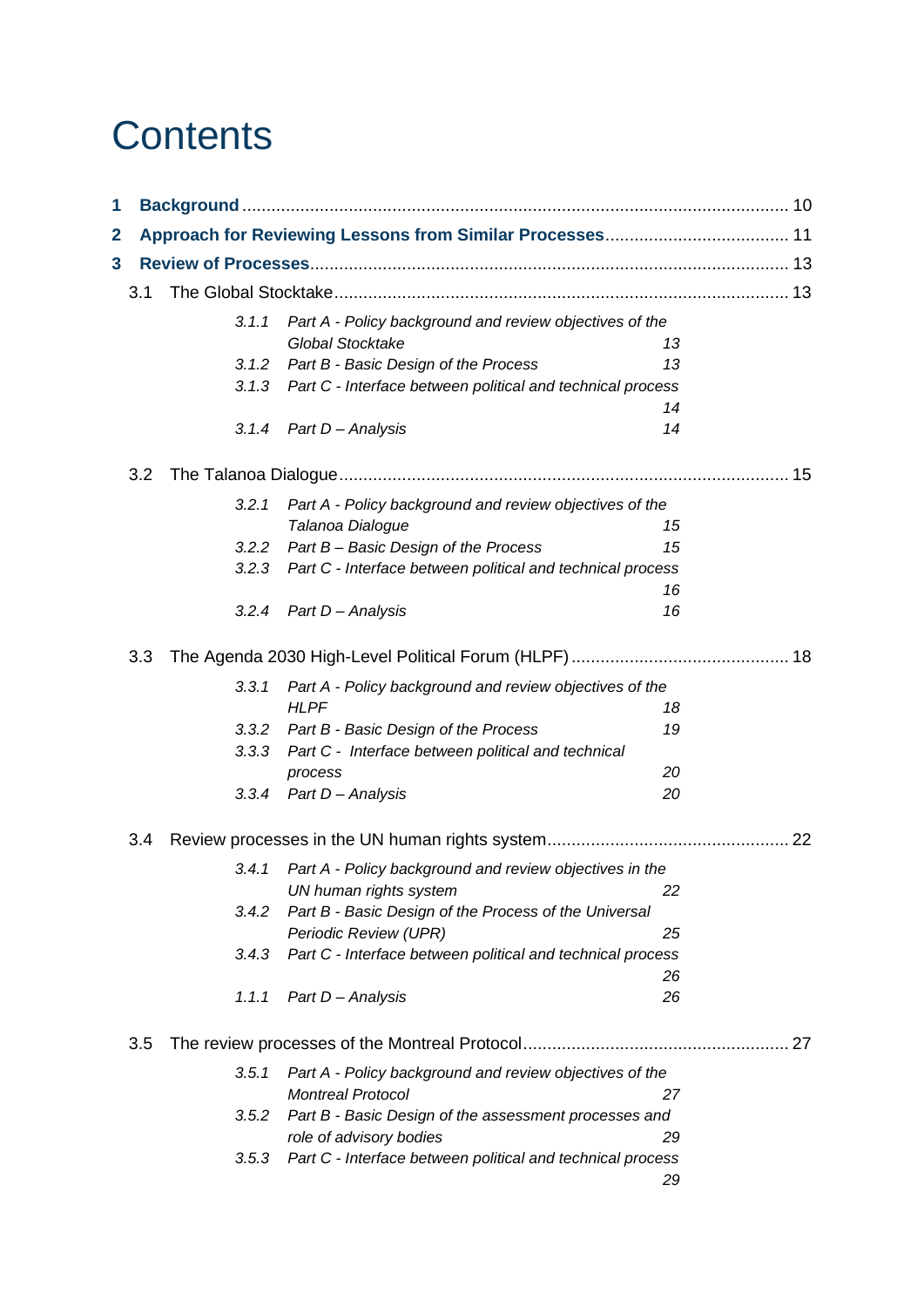# Contents

1 **Background** ........................................................................................................ 10

2 **Approach for Reviewing Lessons from Similar Processes** ...................................... 11

3 **Review of Processes** .............................................................................................. 13

3.1 The Global Stocktake ........................................................................................... 13

*3.1.1 Part A - Policy background and review objectives of the Global Stocktake 13*

*3.1.2 Part B - Basic Design of the Process 13*

*3.1.3 Part C - Interface between political and technical process 14*

*3.1.4 Part D – Analysis 14*

3.2 The Talanoa Dialogue ........................................................................................... 15

*3.2.1 Part A - Policy background and review objectives of the Talanoa Dialogue 15*

*3.2.2 Part B – Basic Design of the Process 15*

*3.2.3 Part C - Interface between political and technical process 16*

*3.2.4 Part D – Analysis 16*

3.3 The Agenda 2030 High-Level Political Forum (HLPF) ............................................ 18

*3.3.1 Part A - Policy background and review objectives of the HLPF 18*

*3.3.2 Part B - Basic Design of the Process 19*

*3.3.3 Part C - Interface between political and technical process 20*

*3.3.4 Part D – Analysis 20*

3.4 Review processes in the UN human rights system ................................................ 22

*3.4.1 Part A - Policy background and review objectives in the UN human rights system 22*

*3.4.2 Part B - Basic Design of the Process of the Universal Periodic Review (UPR) 25*

*3.4.3 Part C - Interface between political and technical process 26*

*1.1.1 Part D – Analysis 26*

3.5 The review processes of the Montreal Protocol ...................................................... 27

*3.5.1 Part A - Policy background and review objectives of the Montreal Protocol 27*

*3.5.2 Part B - Basic Design of the assessment processes and role of advisory bodies 29*

*3.5.3 Part C - Interface between political and technical process 29*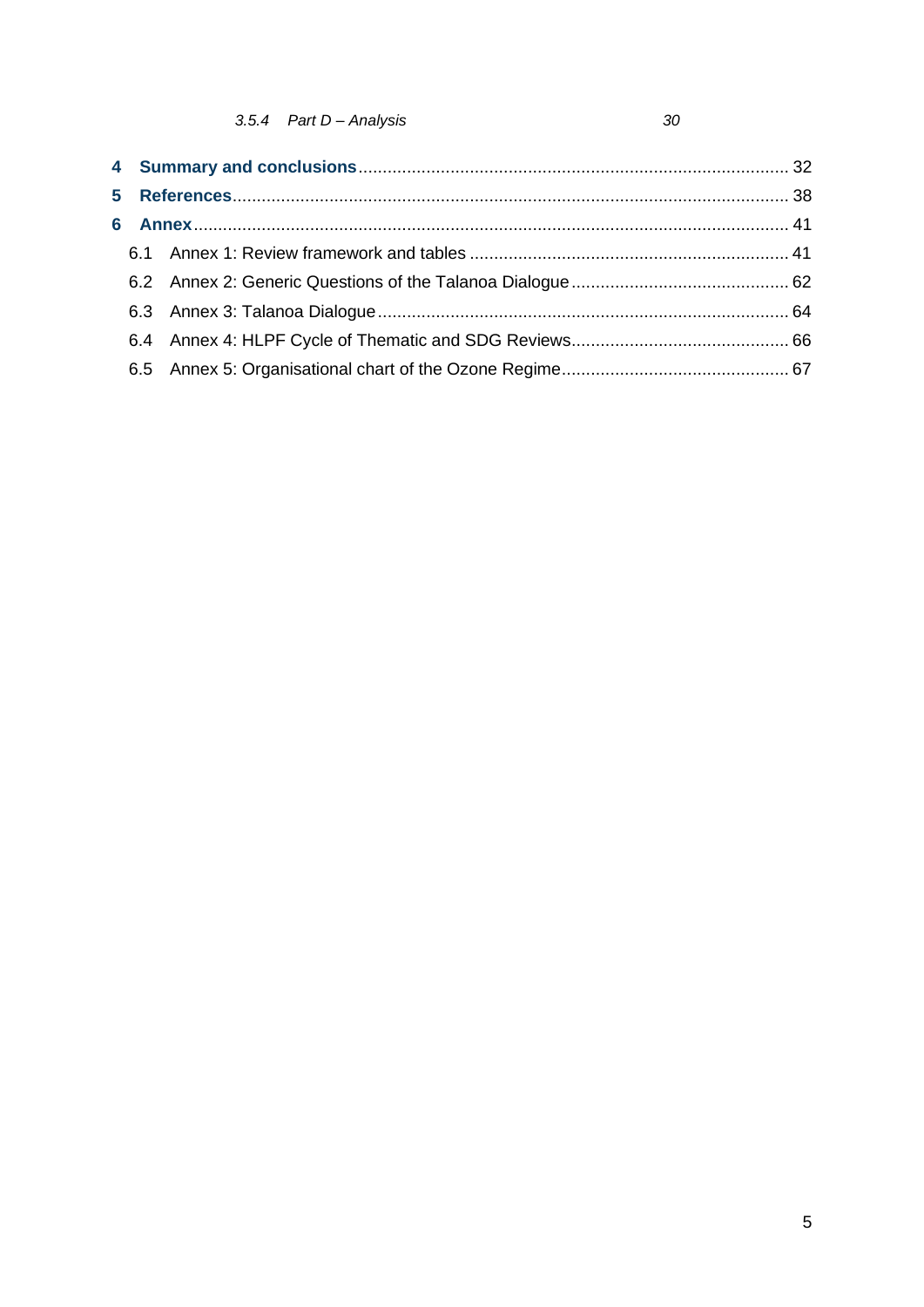*3.5.4 Part D – Analysis* *30*

**4 Summary and conclusions** ........................................................................................ 32

**5 References** ................................................................................................................. 38

**6 Annex** ......................................................................................................................... 41

6.1 Annex 1: Review framework and tables ................................................................. 41

6.2 Annex 2: Generic Questions of the Talanoa Dialogue ............................................ 62

6.3 Annex 3: Talanoa Dialogue ..................................................................................... 64

6.4 Annex 4: HLPF Cycle of Thematic and SDG Reviews ............................................ 66

6.5 Annex 5: Organisational chart of the Ozone Regime .............................................. 67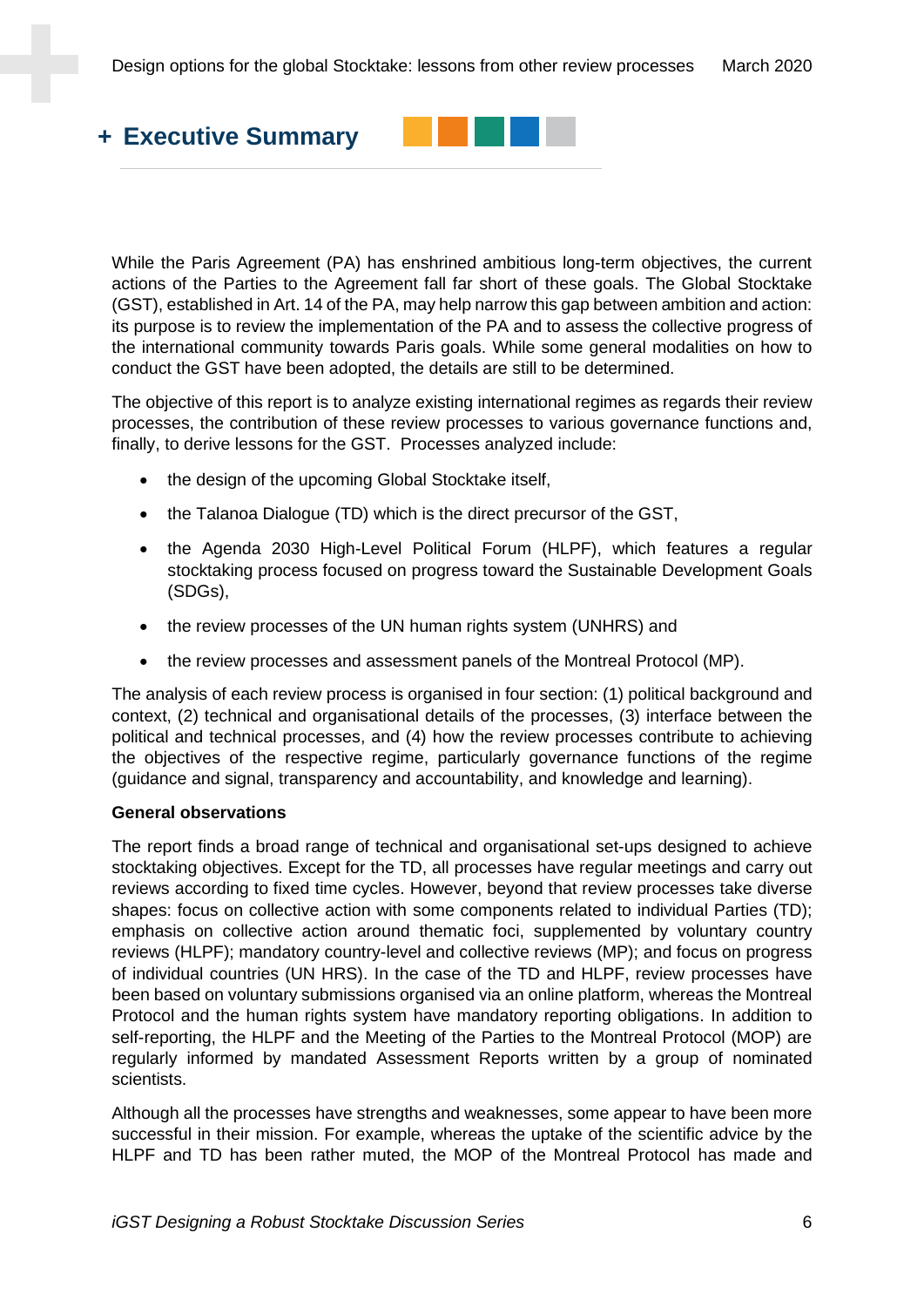# + Executive Summary

While the Paris Agreement (PA) has enshrined ambitious long-term objectives, the current actions of the Parties to the Agreement fall far short of these goals. The Global Stocktake (GST), established in Art. 14 of the PA, may help narrow this gap between ambition and action: its purpose is to review the implementation of the PA and to assess the collective progress of the international community towards Paris goals. While some general modalities on how to conduct the GST have been adopted, the details are still to be determined.

The objective of this report is to analyze existing international regimes as regards their review processes, the contribution of these review processes to various governance functions and, finally, to derive lessons for the GST. Processes analyzed include:

- the design of the upcoming Global Stocktake itself,
- the Talanoa Dialogue (TD) which is the direct precursor of the GST,
- the Agenda 2030 High-Level Political Forum (HLPF), which features a regular stocktaking process focused on progress toward the Sustainable Development Goals (SDGs),
- the review processes of the UN human rights system (UNHRS) and
- the review processes and assessment panels of the Montreal Protocol (MP).

The analysis of each review process is organised in four section: (1) political background and context, (2) technical and organisational details of the processes, (3) interface between the political and technical processes, and (4) how the review processes contribute to achieving the objectives of the respective regime, particularly governance functions of the regime (guidance and signal, transparency and accountability, and knowledge and learning).

**General observations**

The report finds a broad range of technical and organisational set-ups designed to achieve stocktaking objectives. Except for the TD, all processes have regular meetings and carry out reviews according to fixed time cycles. However, beyond that review processes take diverse shapes: focus on collective action with some components related to individual Parties (TD); emphasis on collective action around thematic foci, supplemented by voluntary country reviews (HLPF); mandatory country-level and collective reviews (MP); and focus on progress of individual countries (UN HRS). In the case of the TD and HLPF, review processes have been based on voluntary submissions organised via an online platform, whereas the Montreal Protocol and the human rights system have mandatory reporting obligations. In addition to self-reporting, the HLPF and the Meeting of the Parties to the Montreal Protocol (MOP) are regularly informed by mandated Assessment Reports written by a group of nominated scientists.

Although all the processes have strengths and weaknesses, some appear to have been more successful in their mission. For example, whereas the uptake of the scientific advice by the HLPF and TD has been rather muted, the MOP of the Montreal Protocol has made and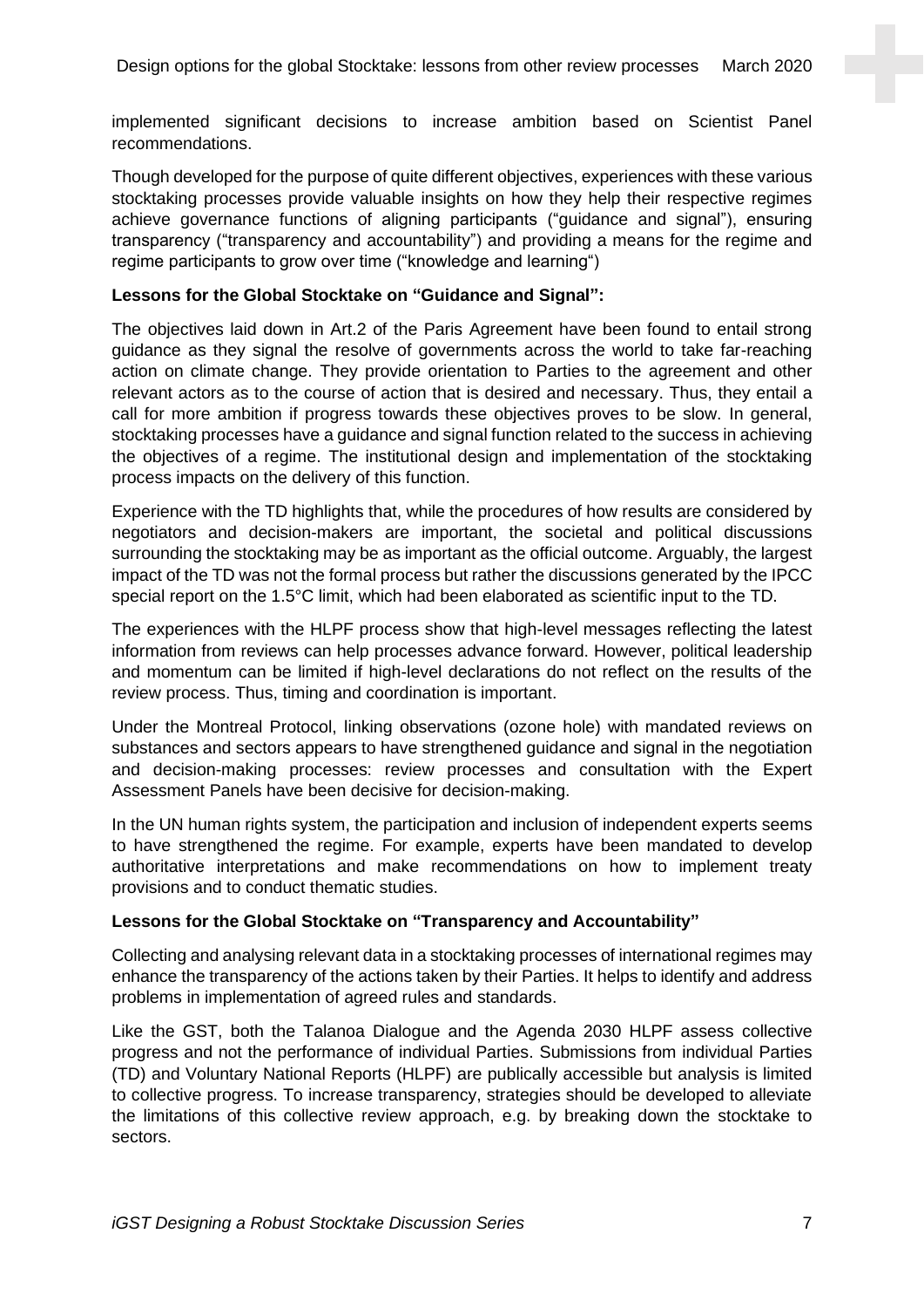implemented significant decisions to increase ambition based on Scientist Panel recommendations.

Though developed for the purpose of quite different objectives, experiences with these various stocktaking processes provide valuable insights on how they help their respective regimes achieve governance functions of aligning participants ("guidance and signal"), ensuring transparency ("transparency and accountability") and providing a means for the regime and regime participants to grow over time ("knowledge and learning")

**Lessons for the Global Stocktake on "Guidance and Signal":**

The objectives laid down in Art.2 of the Paris Agreement have been found to entail strong guidance as they signal the resolve of governments across the world to take far-reaching action on climate change. They provide orientation to Parties to the agreement and other relevant actors as to the course of action that is desired and necessary. Thus, they entail a call for more ambition if progress towards these objectives proves to be slow. In general, stocktaking processes have a guidance and signal function related to the success in achieving the objectives of a regime. The institutional design and implementation of the stocktaking process impacts on the delivery of this function.

Experience with the TD highlights that, while the procedures of how results are considered by negotiators and decision-makers are important, the societal and political discussions surrounding the stocktaking may be as important as the official outcome. Arguably, the largest impact of the TD was not the formal process but rather the discussions generated by the IPCC special report on the 1.5°C limit, which had been elaborated as scientific input to the TD.

The experiences with the HLPF process show that high-level messages reflecting the latest information from reviews can help processes advance forward. However, political leadership and momentum can be limited if high-level declarations do not reflect on the results of the review process. Thus, timing and coordination is important.

Under the Montreal Protocol, linking observations (ozone hole) with mandated reviews on substances and sectors appears to have strengthened guidance and signal in the negotiation and decision-making processes: review processes and consultation with the Expert Assessment Panels have been decisive for decision-making.

In the UN human rights system, the participation and inclusion of independent experts seems to have strengthened the regime. For example, experts have been mandated to develop authoritative interpretations and make recommendations on how to implement treaty provisions and to conduct thematic studies.

**Lessons for the Global Stocktake on "Transparency and Accountability"**

Collecting and analysing relevant data in a stocktaking processes of international regimes may enhance the transparency of the actions taken by their Parties. It helps to identify and address problems in implementation of agreed rules and standards.

Like the GST, both the Talanoa Dialogue and the Agenda 2030 HLPF assess collective progress and not the performance of individual Parties. Submissions from individual Parties (TD) and Voluntary National Reports (HLPF) are publically accessible but analysis is limited to collective progress. To increase transparency, strategies should be developed to alleviate the limitations of this collective review approach, e.g. by breaking down the stocktake to sectors.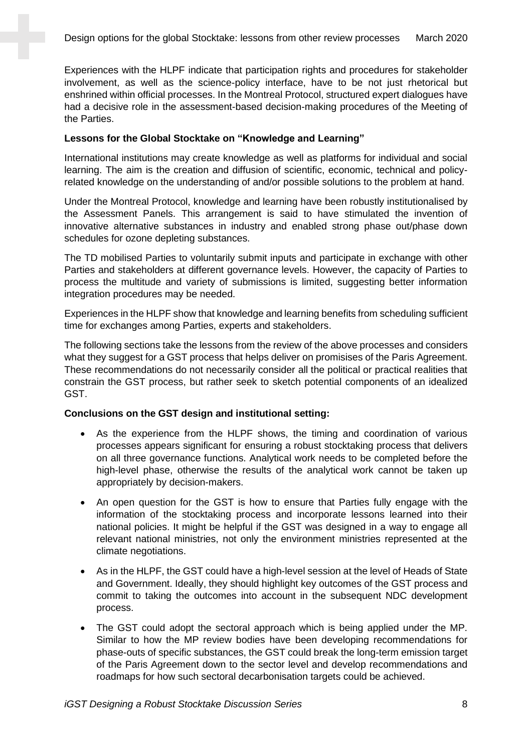Experiences with the HLPF indicate that participation rights and procedures for stakeholder involvement, as well as the science-policy interface, have to be not just rhetorical but enshrined within official processes. In the Montreal Protocol, structured expert dialogues have had a decisive role in the assessment-based decision-making procedures of the Meeting of the Parties.

**Lessons for the Global Stocktake on "Knowledge and Learning"**

International institutions may create knowledge as well as platforms for individual and social learning. The aim is the creation and diffusion of scientific, economic, technical and policy-related knowledge on the understanding of and/or possible solutions to the problem at hand.

Under the Montreal Protocol, knowledge and learning have been robustly institutionalised by the Assessment Panels. This arrangement is said to have stimulated the invention of innovative alternative substances in industry and enabled strong phase out/phase down schedules for ozone depleting substances.

The TD mobilised Parties to voluntarily submit inputs and participate in exchange with other Parties and stakeholders at different governance levels. However, the capacity of Parties to process the multitude and variety of submissions is limited, suggesting better information integration procedures may be needed.

Experiences in the HLPF show that knowledge and learning benefits from scheduling sufficient time for exchanges among Parties, experts and stakeholders.

The following sections take the lessons from the review of the above processes and considers what they suggest for a GST process that helps deliver on promisises of the Paris Agreement. These recommendations do not necessarily consider all the political or practical realities that constrain the GST process, but rather seek to sketch potential components of an idealized GST.

**Conclusions on the GST design and institutional setting:**

- As the experience from the HLPF shows, the timing and coordination of various processes appears significant for ensuring a robust stocktaking process that delivers on all three governance functions. Analytical work needs to be completed before the high-level phase, otherwise the results of the analytical work cannot be taken up appropriately by decision-makers.
- An open question for the GST is how to ensure that Parties fully engage with the information of the stocktaking process and incorporate lessons learned into their national policies. It might be helpful if the GST was designed in a way to engage all relevant national ministries, not only the environment ministries represented at the climate negotiations.
- As in the HLPF, the GST could have a high-level session at the level of Heads of State and Government. Ideally, they should highlight key outcomes of the GST process and commit to taking the outcomes into account in the subsequent NDC development process.
- The GST could adopt the sectoral approach which is being applied under the MP. Similar to how the MP review bodies have been developing recommendations for phase-outs of specific substances, the GST could break the long-term emission target of the Paris Agreement down to the sector level and develop recommendations and roadmaps for how such sectoral decarbonisation targets could be achieved.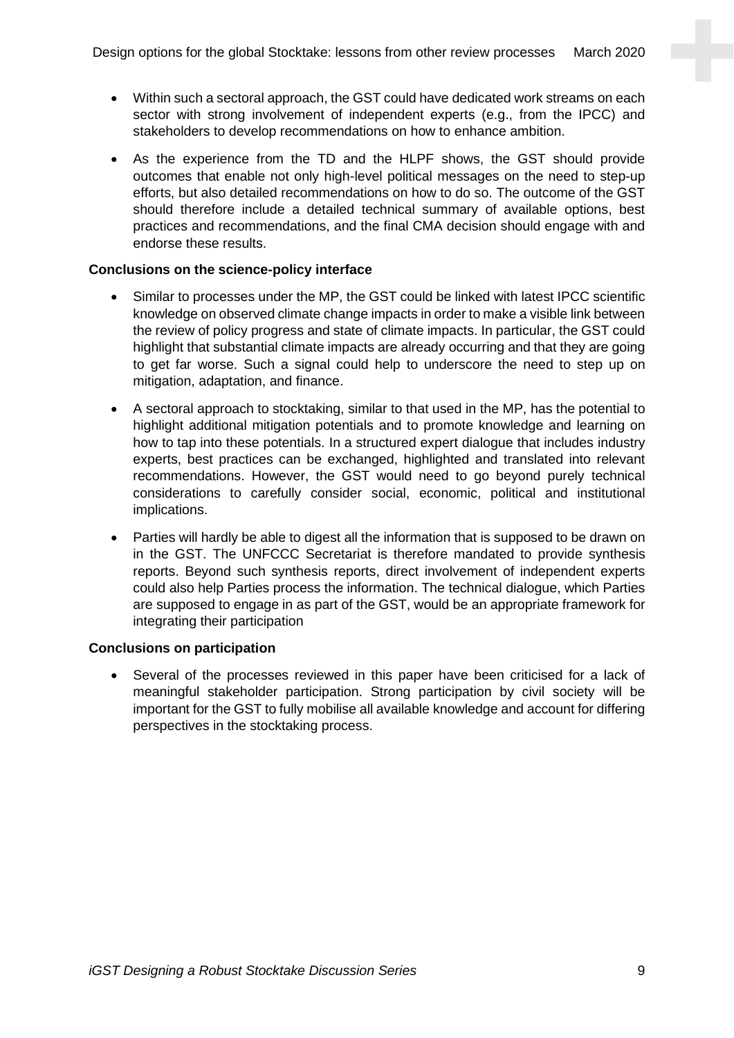- Within such a sectoral approach, the GST could have dedicated work streams on each sector with strong involvement of independent experts (e.g., from the IPCC) and stakeholders to develop recommendations on how to enhance ambition.
- As the experience from the TD and the HLPF shows, the GST should provide outcomes that enable not only high-level political messages on the need to step-up efforts, but also detailed recommendations on how to do so. The outcome of the GST should therefore include a detailed technical summary of available options, best practices and recommendations, and the final CMA decision should engage with and endorse these results.

**Conclusions on the science-policy interface**

- Similar to processes under the MP, the GST could be linked with latest IPCC scientific knowledge on observed climate change impacts in order to make a visible link between the review of policy progress and state of climate impacts. In particular, the GST could highlight that substantial climate impacts are already occurring and that they are going to get far worse. Such a signal could help to underscore the need to step up on mitigation, adaptation, and finance.
- A sectoral approach to stocktaking, similar to that used in the MP, has the potential to highlight additional mitigation potentials and to promote knowledge and learning on how to tap into these potentials. In a structured expert dialogue that includes industry experts, best practices can be exchanged, highlighted and translated into relevant recommendations. However, the GST would need to go beyond purely technical considerations to carefully consider social, economic, political and institutional implications.
- Parties will hardly be able to digest all the information that is supposed to be drawn on in the GST. The UNFCCC Secretariat is therefore mandated to provide synthesis reports. Beyond such synthesis reports, direct involvement of independent experts could also help Parties process the information. The technical dialogue, which Parties are supposed to engage in as part of the GST, would be an appropriate framework for integrating their participation

**Conclusions on participation**

- Several of the processes reviewed in this paper have been criticised for a lack of meaningful stakeholder participation. Strong participation by civil society will be important for the GST to fully mobilise all available knowledge and account for differing perspectives in the stocktaking process.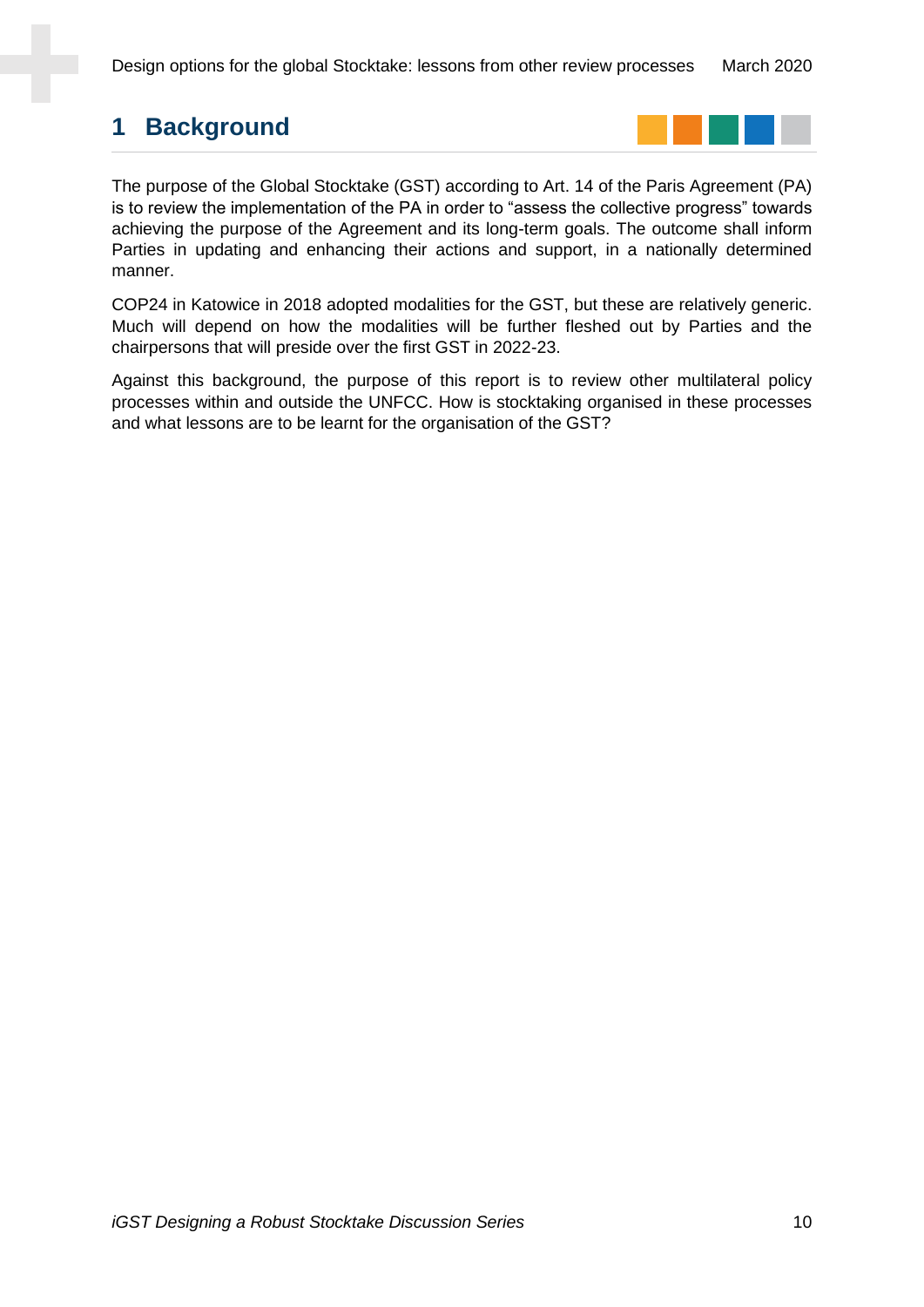# 1 Background

The purpose of the Global Stocktake (GST) according to Art. 14 of the Paris Agreement (PA) is to review the implementation of the PA in order to "assess the collective progress" towards achieving the purpose of the Agreement and its long-term goals. The outcome shall inform Parties in updating and enhancing their actions and support, in a nationally determined manner.

COP24 in Katowice in 2018 adopted modalities for the GST, but these are relatively generic. Much will depend on how the modalities will be further fleshed out by Parties and the chairpersons that will preside over the first GST in 2022-23.

Against this background, the purpose of this report is to review other multilateral policy processes within and outside the UNFCCC. How is stocktaking organised in these processes and what lessons are to be learnt for the organisation of the GST?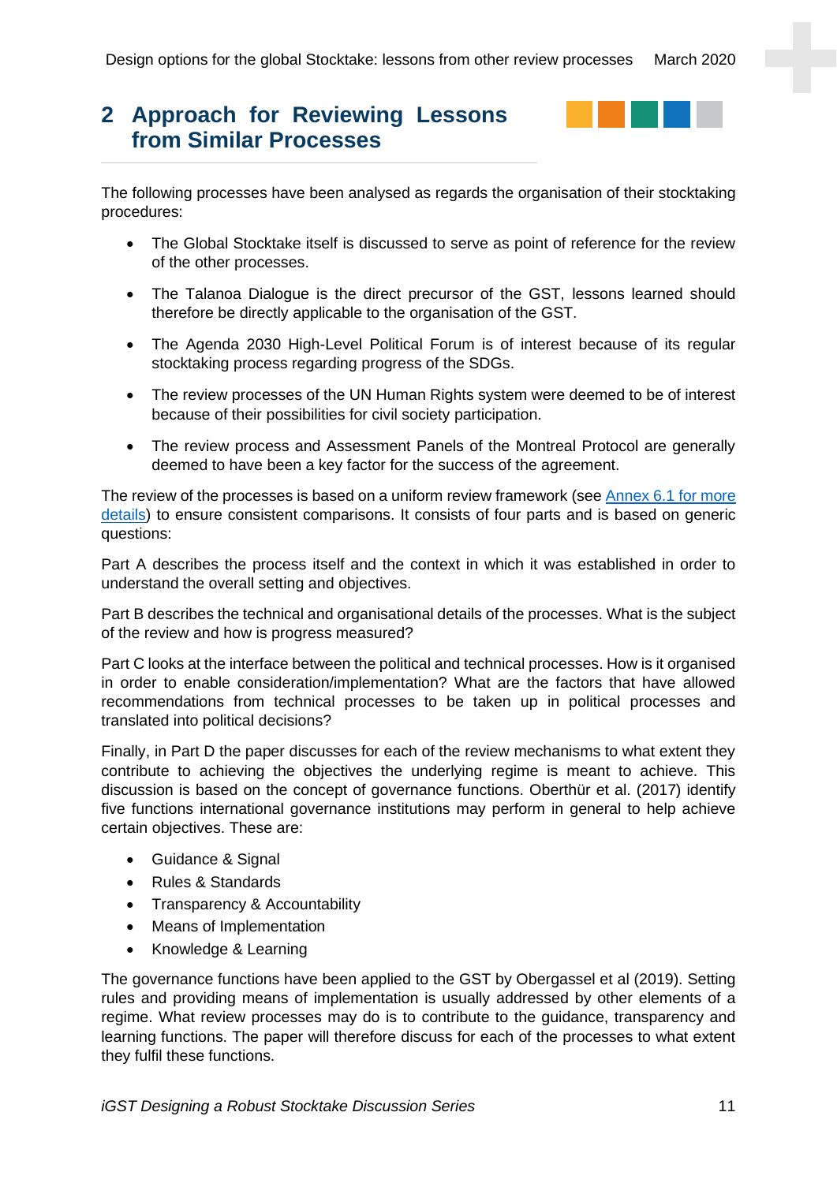## 2 Approach for Reviewing Lessons from Similar Processes

The following processes have been analysed as regards the organisation of their stocktaking procedures:

- The Global Stocktake itself is discussed to serve as point of reference for the review of the other processes.
- The Talanoa Dialogue is the direct precursor of the GST, lessons learned should therefore be directly applicable to the organisation of the GST.
- The Agenda 2030 High-Level Political Forum is of interest because of its regular stocktaking process regarding progress of the SDGs.
- The review processes of the UN Human Rights system were deemed to be of interest because of their possibilities for civil society participation.
- The review process and Assessment Panels of the Montreal Protocol are generally deemed to have been a key factor for the success of the agreement.

The review of the processes is based on a uniform review framework (see Annex 6.1 for more details) to ensure consistent comparisons. It consists of four parts and is based on generic questions:

Part A describes the process itself and the context in which it was established in order to understand the overall setting and objectives.

Part B describes the technical and organisational details of the processes. What is the subject of the review and how is progress measured?

Part C looks at the interface between the political and technical processes. How is it organised in order to enable consideration/implementation? What are the factors that have allowed recommendations from technical processes to be taken up in political processes and translated into political decisions?

Finally, in Part D the paper discusses for each of the review mechanisms to what extent they contribute to achieving the objectives the underlying regime is meant to achieve. This discussion is based on the concept of governance functions. Oberthür et al. (2017) identify five functions international governance institutions may perform in general to help achieve certain objectives. These are:

- Guidance & Signal
- Rules & Standards
- Transparency & Accountability
- Means of Implementation
- Knowledge & Learning

The governance functions have been applied to the GST by Obergassel et al (2019). Setting rules and providing means of implementation is usually addressed by other elements of a regime. What review processes may do is to contribute to the guidance, transparency and learning functions. The paper will therefore discuss for each of the processes to what extent they fulfil these functions.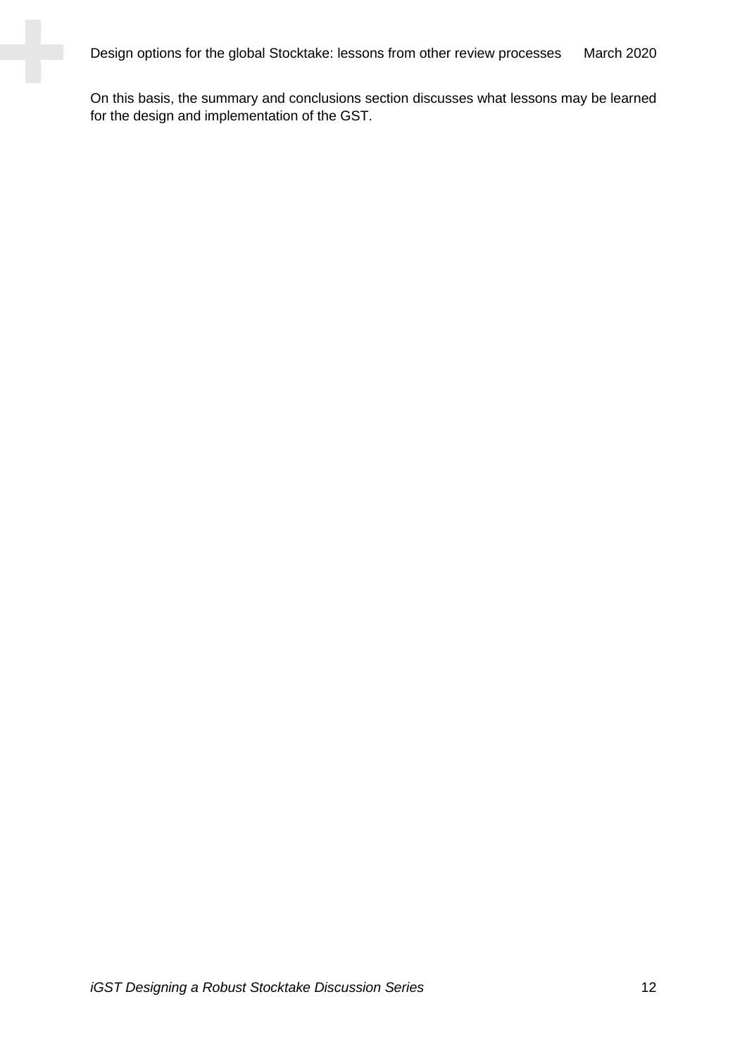On this basis, the summary and conclusions section discusses what lessons may be learned for the design and implementation of the GST.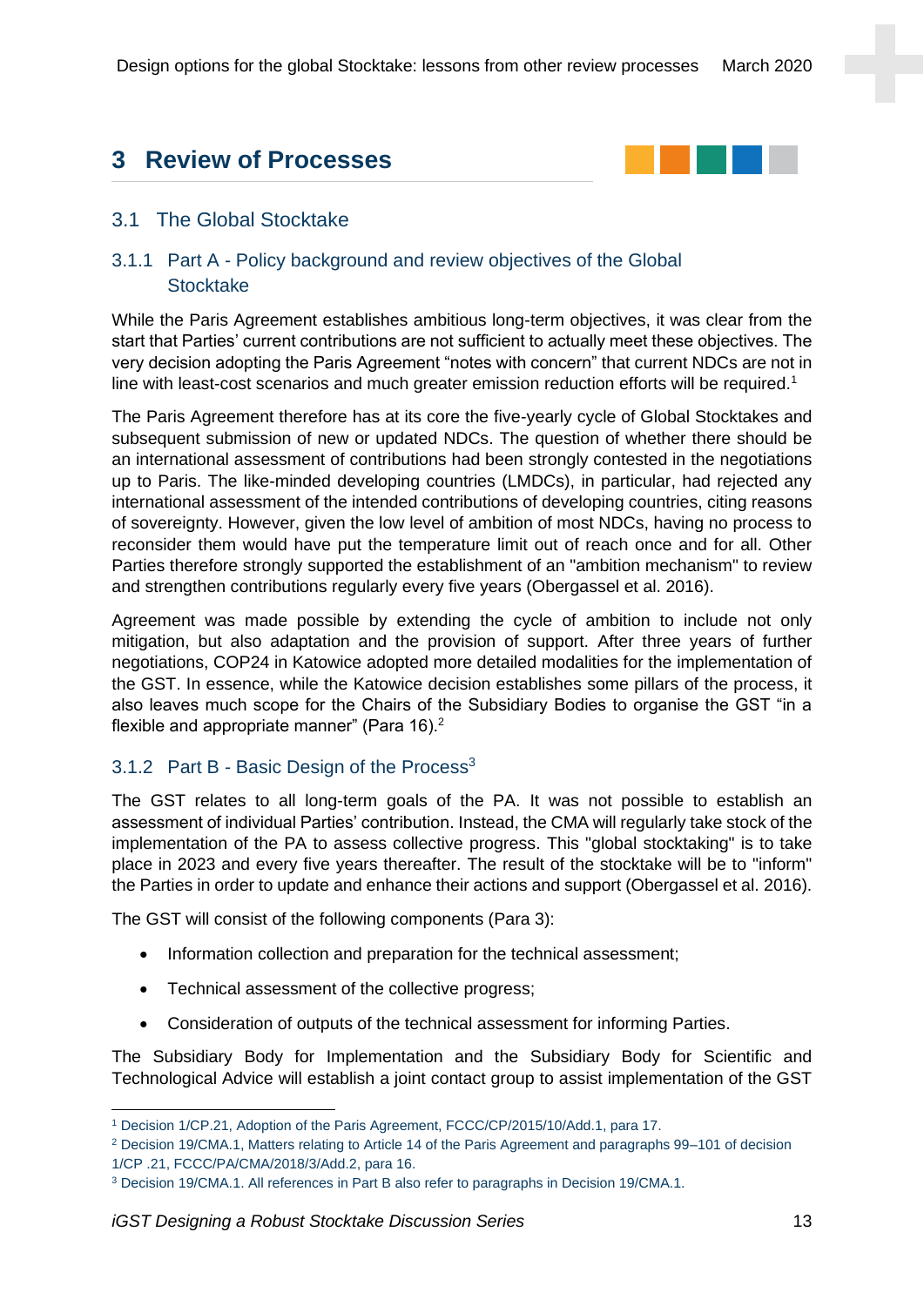# 3 Review of Processes

## 3.1 The Global Stocktake

### 3.1.1 Part A - Policy background and review objectives of the Global Stocktake

While the Paris Agreement establishes ambitious long-term objectives, it was clear from the start that Parties' current contributions are not sufficient to actually meet these objectives. The very decision adopting the Paris Agreement "notes with concern" that current NDCs are not in line with least-cost scenarios and much greater emission reduction efforts will be required.[1]

The Paris Agreement therefore has at its core the five-yearly cycle of Global Stocktakes and subsequent submission of new or updated NDCs. The question of whether there should be an international assessment of contributions had been strongly contested in the negotiations up to Paris. The like-minded developing countries (LMDCs), in particular, had rejected any international assessment of the intended contributions of developing countries, citing reasons of sovereignty. However, given the low level of ambition of most NDCs, having no process to reconsider them would have put the temperature limit out of reach once and for all. Other Parties therefore strongly supported the establishment of an "ambition mechanism" to review and strengthen contributions regularly every five years (Obergassel et al. 2016).

Agreement was made possible by extending the cycle of ambition to include not only mitigation, but also adaptation and the provision of support. After three years of further negotiations, COP24 in Katowice adopted more detailed modalities for the implementation of the GST. In essence, while the Katowice decision establishes some pillars of the process, it also leaves much scope for the Chairs of the Subsidiary Bodies to organise the GST "in a flexible and appropriate manner" (Para 16).[2]

### 3.1.2 Part B - Basic Design of the Process[3]

The GST relates to all long-term goals of the PA. It was not possible to establish an assessment of individual Parties' contribution. Instead, the CMA will regularly take stock of the implementation of the PA to assess collective progress. This "global stocktaking" is to take place in 2023 and every five years thereafter. The result of the stocktake will be to "inform" the Parties in order to update and enhance their actions and support (Obergassel et al. 2016).

The GST will consist of the following components (Para 3):

- Information collection and preparation for the technical assessment;
- Technical assessment of the collective progress;
- Consideration of outputs of the technical assessment for informing Parties.

The Subsidiary Body for Implementation and the Subsidiary Body for Scientific and Technological Advice will establish a joint contact group to assist implementation of the GST

---

[1] Decision 1/CP.21, Adoption of the Paris Agreement, FCCC/CP/2015/10/Add.1, para 17.

[2] Decision 19/CMA.1, Matters relating to Article 14 of the Paris Agreement and paragraphs 99–101 of decision 1/CP .21, FCCC/PA/CMA/2018/3/Add.2, para 16.

[3] Decision 19/CMA.1. All references in Part B also refer to paragraphs in Decision 19/CMA.1.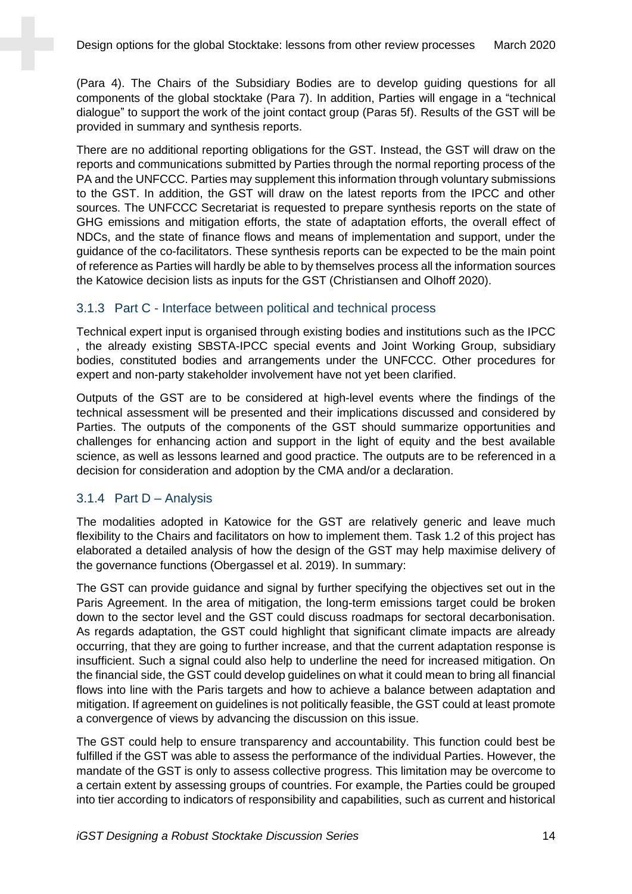(Para 4). The Chairs of the Subsidiary Bodies are to develop guiding questions for all components of the global stocktake (Para 7). In addition, Parties will engage in a "technical dialogue" to support the work of the joint contact group (Paras 5f). Results of the GST will be provided in summary and synthesis reports.

There are no additional reporting obligations for the GST. Instead, the GST will draw on the reports and communications submitted by Parties through the normal reporting process of the PA and the UNFCCC. Parties may supplement this information through voluntary submissions to the GST. In addition, the GST will draw on the latest reports from the IPCC and other sources. The UNFCCC Secretariat is requested to prepare synthesis reports on the state of GHG emissions and mitigation efforts, the state of adaptation efforts, the overall effect of NDCs, and the state of finance flows and means of implementation and support, under the guidance of the co-facilitators. These synthesis reports can be expected to be the main point of reference as Parties will hardly be able to by themselves process all the information sources the Katowice decision lists as inputs for the GST (Christiansen and Olhoff 2020).

### 3.1.3 Part C - Interface between political and technical process

Technical expert input is organised through existing bodies and institutions such as the IPCC , the already existing SBSTA-IPCC special events and Joint Working Group, subsidiary bodies, constituted bodies and arrangements under the UNFCCC. Other procedures for expert and non-party stakeholder involvement have not yet been clarified.

Outputs of the GST are to be considered at high-level events where the findings of the technical assessment will be presented and their implications discussed and considered by Parties. The outputs of the components of the GST should summarize opportunities and challenges for enhancing action and support in the light of equity and the best available science, as well as lessons learned and good practice. The outputs are to be referenced in a decision for consideration and adoption by the CMA and/or a declaration.

### 3.1.4 Part D – Analysis

The modalities adopted in Katowice for the GST are relatively generic and leave much flexibility to the Chairs and facilitators on how to implement them. Task 1.2 of this project has elaborated a detailed analysis of how the design of the GST may help maximise delivery of the governance functions (Obergassel et al. 2019). In summary:

The GST can provide guidance and signal by further specifying the objectives set out in the Paris Agreement. In the area of mitigation, the long-term emissions target could be broken down to the sector level and the GST could discuss roadmaps for sectoral decarbonisation. As regards adaptation, the GST could highlight that significant climate impacts are already occurring, that they are going to further increase, and that the current adaptation response is insufficient. Such a signal could also help to underline the need for increased mitigation. On the financial side, the GST could develop guidelines on what it could mean to bring all financial flows into line with the Paris targets and how to achieve a balance between adaptation and mitigation. If agreement on guidelines is not politically feasible, the GST could at least promote a convergence of views by advancing the discussion on this issue.

The GST could help to ensure transparency and accountability. This function could best be fulfilled if the GST was able to assess the performance of the individual Parties. However, the mandate of the GST is only to assess collective progress. This limitation may be overcome to a certain extent by assessing groups of countries. For example, the Parties could be grouped into tier according to indicators of responsibility and capabilities, such as current and historical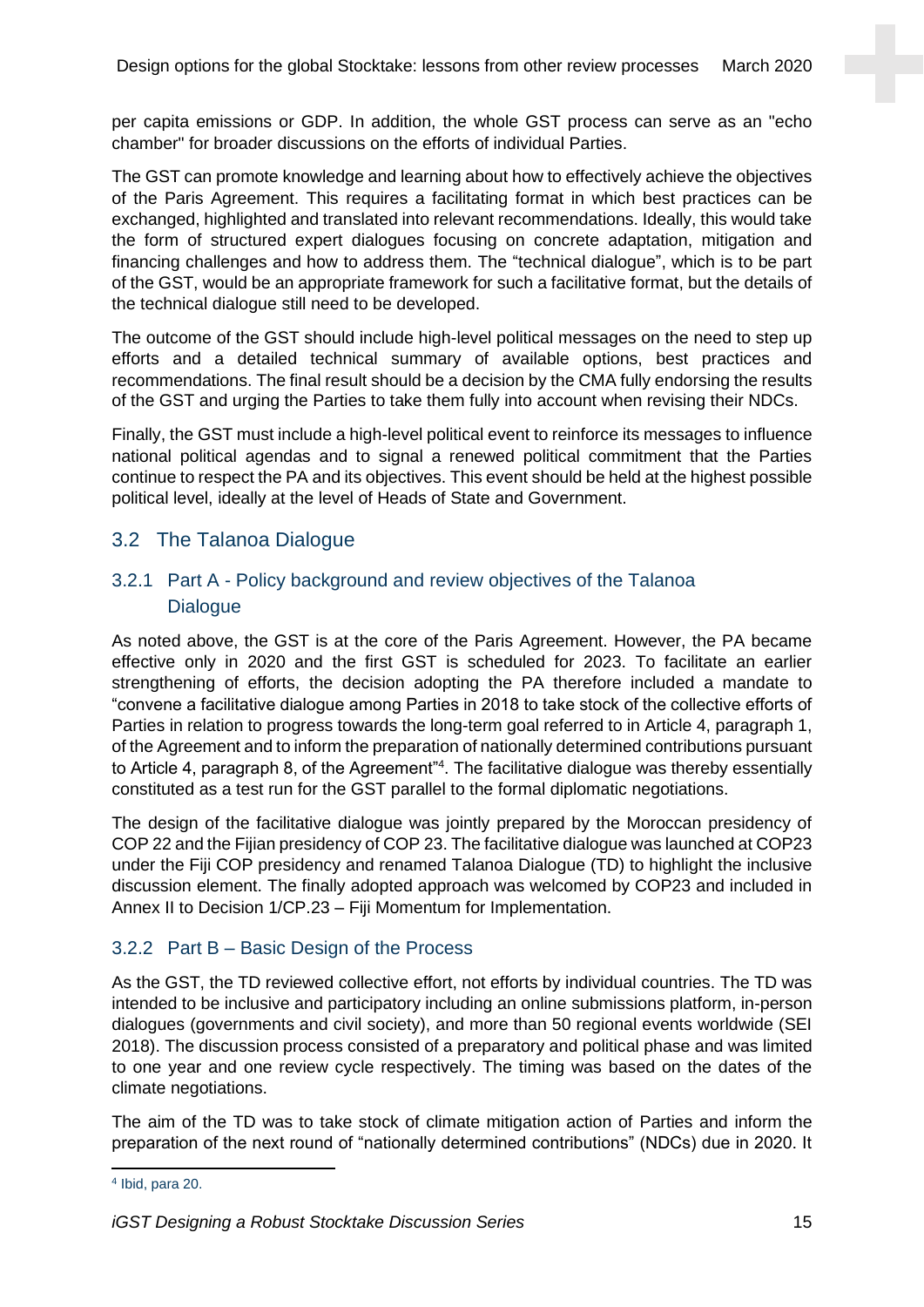per capita emissions or GDP. In addition, the whole GST process can serve as an "echo chamber" for broader discussions on the efforts of individual Parties.

The GST can promote knowledge and learning about how to effectively achieve the objectives of the Paris Agreement. This requires a facilitating format in which best practices can be exchanged, highlighted and translated into relevant recommendations. Ideally, this would take the form of structured expert dialogues focusing on concrete adaptation, mitigation and financing challenges and how to address them. The "technical dialogue", which is to be part of the GST, would be an appropriate framework for such a facilitative format, but the details of the technical dialogue still need to be developed.

The outcome of the GST should include high-level political messages on the need to step up efforts and a detailed technical summary of available options, best practices and recommendations. The final result should be a decision by the CMA fully endorsing the results of the GST and urging the Parties to take them fully into account when revising their NDCs.

Finally, the GST must include a high-level political event to reinforce its messages to influence national political agendas and to signal a renewed political commitment that the Parties continue to respect the PA and its objectives. This event should be held at the highest possible political level, ideally at the level of Heads of State and Government.

## 3.2 The Talanoa Dialogue

### 3.2.1 Part A - Policy background and review objectives of the Talanoa Dialogue

As noted above, the GST is at the core of the Paris Agreement. However, the PA became effective only in 2020 and the first GST is scheduled for 2023. To facilitate an earlier strengthening of efforts, the decision adopting the PA therefore included a mandate to "convene a facilitative dialogue among Parties in 2018 to take stock of the collective efforts of Parties in relation to progress towards the long-term goal referred to in Article 4, paragraph 1, of the Agreement and to inform the preparation of nationally determined contributions pursuant to Article 4, paragraph 8, of the Agreement"[4]. The facilitative dialogue was thereby essentially constituted as a test run for the GST parallel to the formal diplomatic negotiations.

The design of the facilitative dialogue was jointly prepared by the Moroccan presidency of COP 22 and the Fijian presidency of COP 23. The facilitative dialogue was launched at COP23 under the Fiji COP presidency and renamed Talanoa Dialogue (TD) to highlight the inclusive discussion element. The finally adopted approach was welcomed by COP23 and included in Annex II to Decision 1/CP.23 – Fiji Momentum for Implementation.

### 3.2.2 Part B – Basic Design of the Process

As the GST, the TD reviewed collective effort, not efforts by individual countries. The TD was intended to be inclusive and participatory including an online submissions platform, in-person dialogues (governments and civil society), and more than 50 regional events worldwide (SEI 2018). The discussion process consisted of a preparatory and political phase and was limited to one year and one review cycle respectively. The timing was based on the dates of the climate negotiations.

The aim of the TD was to take stock of climate mitigation action of Parties and inform the preparation of the next round of "nationally determined contributions" (NDCs) due in 2020. It

[4] Ibid, para 20.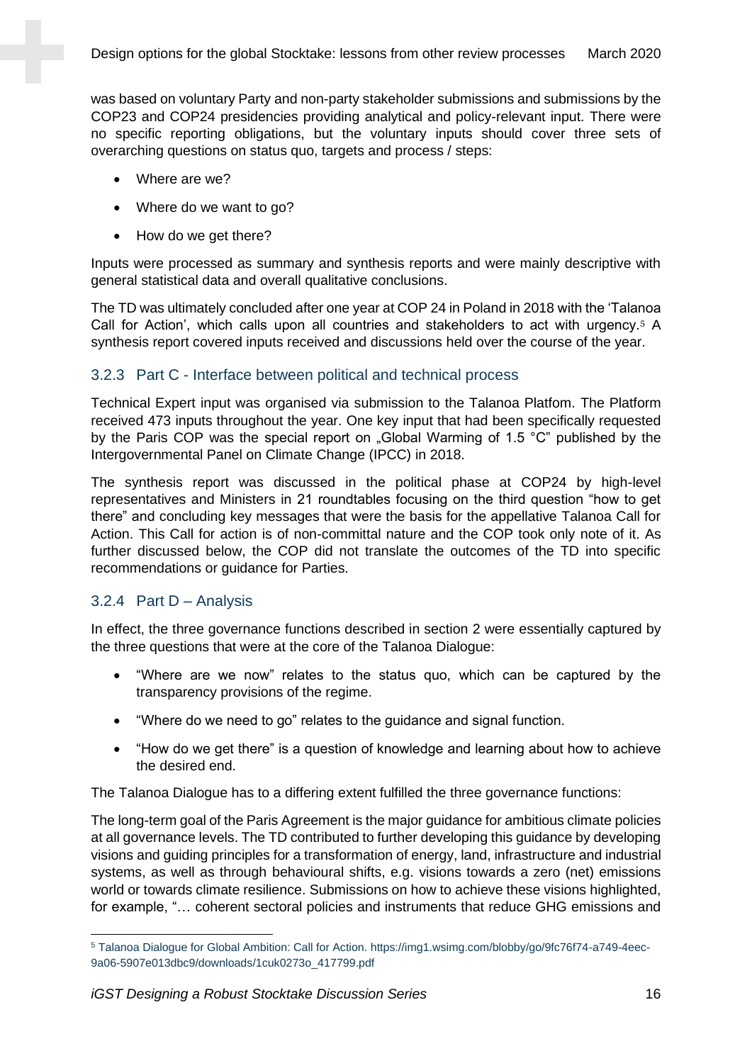was based on voluntary Party and non-party stakeholder submissions and submissions by the COP23 and COP24 presidencies providing analytical and policy-relevant input. There were no specific reporting obligations, but the voluntary inputs should cover three sets of overarching questions on status quo, targets and process / steps:

- Where are we?
- Where do we want to go?
- How do we get there?

Inputs were processed as summary and synthesis reports and were mainly descriptive with general statistical data and overall qualitative conclusions.

The TD was ultimately concluded after one year at COP 24 in Poland in 2018 with the 'Talanoa Call for Action', which calls upon all countries and stakeholders to act with urgency.[5] A synthesis report covered inputs received and discussions held over the course of the year.

### 3.2.3 Part C - Interface between political and technical process

Technical Expert input was organised via submission to the Talanoa Platfom. The Platform received 473 inputs throughout the year. One key input that had been specifically requested by the Paris COP was the special report on „Global Warming of 1.5 °C" published by the Intergovernmental Panel on Climate Change (IPCC) in 2018.

The synthesis report was discussed in the political phase at COP24 by high-level representatives and Ministers in 21 roundtables focusing on the third question "how to get there" and concluding key messages that were the basis for the appellative Talanoa Call for Action. This Call for action is of non-committal nature and the COP took only note of it. As further discussed below, the COP did not translate the outcomes of the TD into specific recommendations or guidance for Parties.

### 3.2.4 Part D – Analysis

In effect, the three governance functions described in section 2 were essentially captured by the three questions that were at the core of the Talanoa Dialogue:

- "Where are we now" relates to the status quo, which can be captured by the transparency provisions of the regime.
- "Where do we need to go" relates to the guidance and signal function.
- "How do we get there" is a question of knowledge and learning about how to achieve the desired end.

The Talanoa Dialogue has to a differing extent fulfilled the three governance functions:

The long-term goal of the Paris Agreement is the major guidance for ambitious climate policies at all governance levels. The TD contributed to further developing this guidance by developing visions and guiding principles for a transformation of energy, land, infrastructure and industrial systems, as well as through behavioural shifts, e.g. visions towards a zero (net) emissions world or towards climate resilience. Submissions on how to achieve these visions highlighted, for example, "… coherent sectoral policies and instruments that reduce GHG emissions and

---

[5] Talanoa Dialogue for Global Ambition: Call for Action. https://img1.wsimg.com/blobby/go/9fc76f74-a749-4eec-9a06-5907e013dbc9/downloads/1cuk0273o_417799.pdf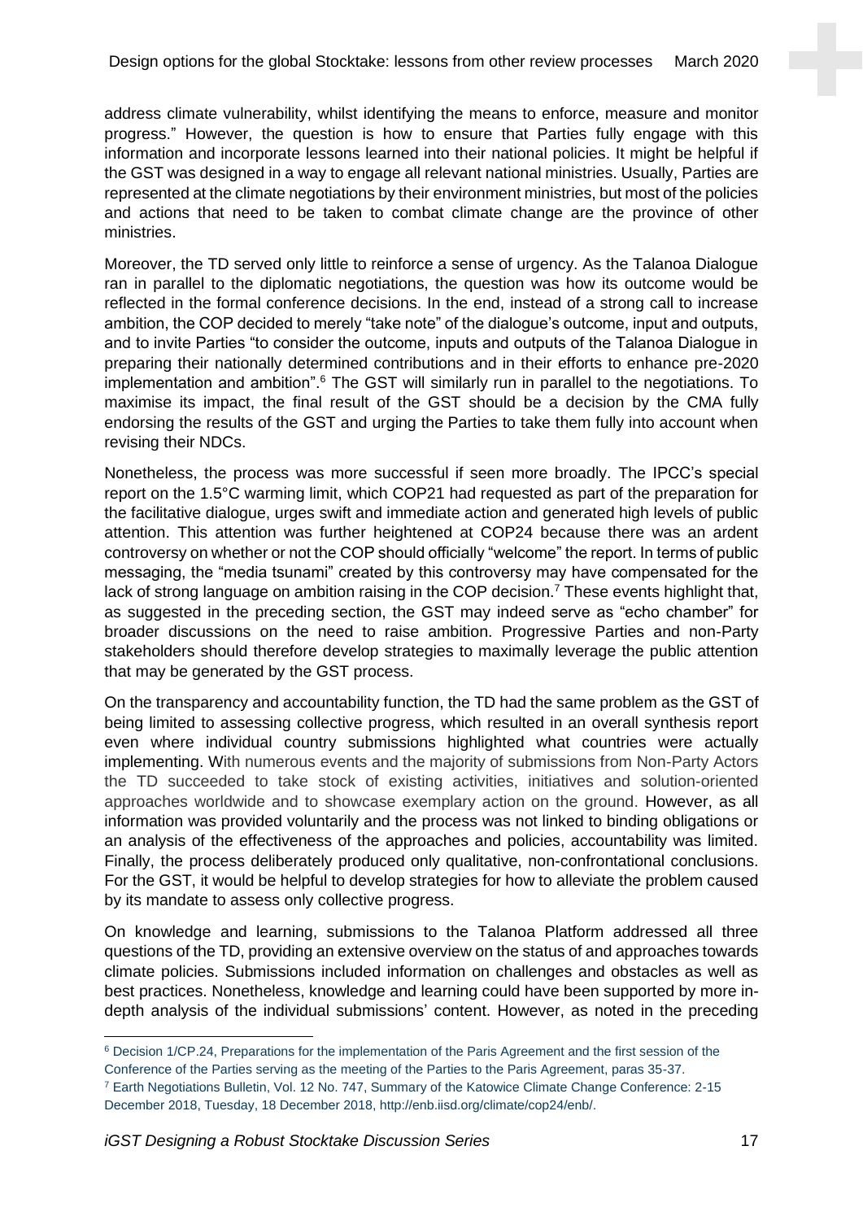address climate vulnerability, whilst identifying the means to enforce, measure and monitor progress." However, the question is how to ensure that Parties fully engage with this information and incorporate lessons learned into their national policies. It might be helpful if the GST was designed in a way to engage all relevant national ministries. Usually, Parties are represented at the climate negotiations by their environment ministries, but most of the policies and actions that need to be taken to combat climate change are the province of other ministries.

Moreover, the TD served only little to reinforce a sense of urgency. As the Talanoa Dialogue ran in parallel to the diplomatic negotiations, the question was how its outcome would be reflected in the formal conference decisions. In the end, instead of a strong call to increase ambition, the COP decided to merely "take note" of the dialogue's outcome, input and outputs, and to invite Parties "to consider the outcome, inputs and outputs of the Talanoa Dialogue in preparing their nationally determined contributions and in their efforts to enhance pre-2020 implementation and ambition".[6] The GST will similarly run in parallel to the negotiations. To maximise its impact, the final result of the GST should be a decision by the CMA fully endorsing the results of the GST and urging the Parties to take them fully into account when revising their NDCs.

Nonetheless, the process was more successful if seen more broadly. The IPCC's special report on the 1.5°C warming limit, which COP21 had requested as part of the preparation for the facilitative dialogue, urges swift and immediate action and generated high levels of public attention. This attention was further heightened at COP24 because there was an ardent controversy on whether or not the COP should officially "welcome" the report. In terms of public messaging, the "media tsunami" created by this controversy may have compensated for the lack of strong language on ambition raising in the COP decision.[7] These events highlight that, as suggested in the preceding section, the GST may indeed serve as "echo chamber" for broader discussions on the need to raise ambition. Progressive Parties and non-Party stakeholders should therefore develop strategies to maximally leverage the public attention that may be generated by the GST process.

On the transparency and accountability function, the TD had the same problem as the GST of being limited to assessing collective progress, which resulted in an overall synthesis report even where individual country submissions highlighted what countries were actually implementing. With numerous events and the majority of submissions from Non-Party Actors the TD succeeded to take stock of existing activities, initiatives and solution-oriented approaches worldwide and to showcase exemplary action on the ground. However, as all information was provided voluntarily and the process was not linked to binding obligations or an analysis of the effectiveness of the approaches and policies, accountability was limited. Finally, the process deliberately produced only qualitative, non-confrontational conclusions. For the GST, it would be helpful to develop strategies for how to alleviate the problem caused by its mandate to assess only collective progress.

On knowledge and learning, submissions to the Talanoa Platform addressed all three questions of the TD, providing an extensive overview on the status of and approaches towards climate policies. Submissions included information on challenges and obstacles as well as best practices. Nonetheless, knowledge and learning could have been supported by more in-depth analysis of the individual submissions' content. However, as noted in the preceding

---

[6] Decision 1/CP.24, Preparations for the implementation of the Paris Agreement and the first session of the Conference of the Parties serving as the meeting of the Parties to the Paris Agreement, paras 35-37.

[7] Earth Negotiations Bulletin, Vol. 12 No. 747, Summary of the Katowice Climate Change Conference: 2-15 December 2018, Tuesday, 18 December 2018, http://enb.iisd.org/climate/cop24/enb/.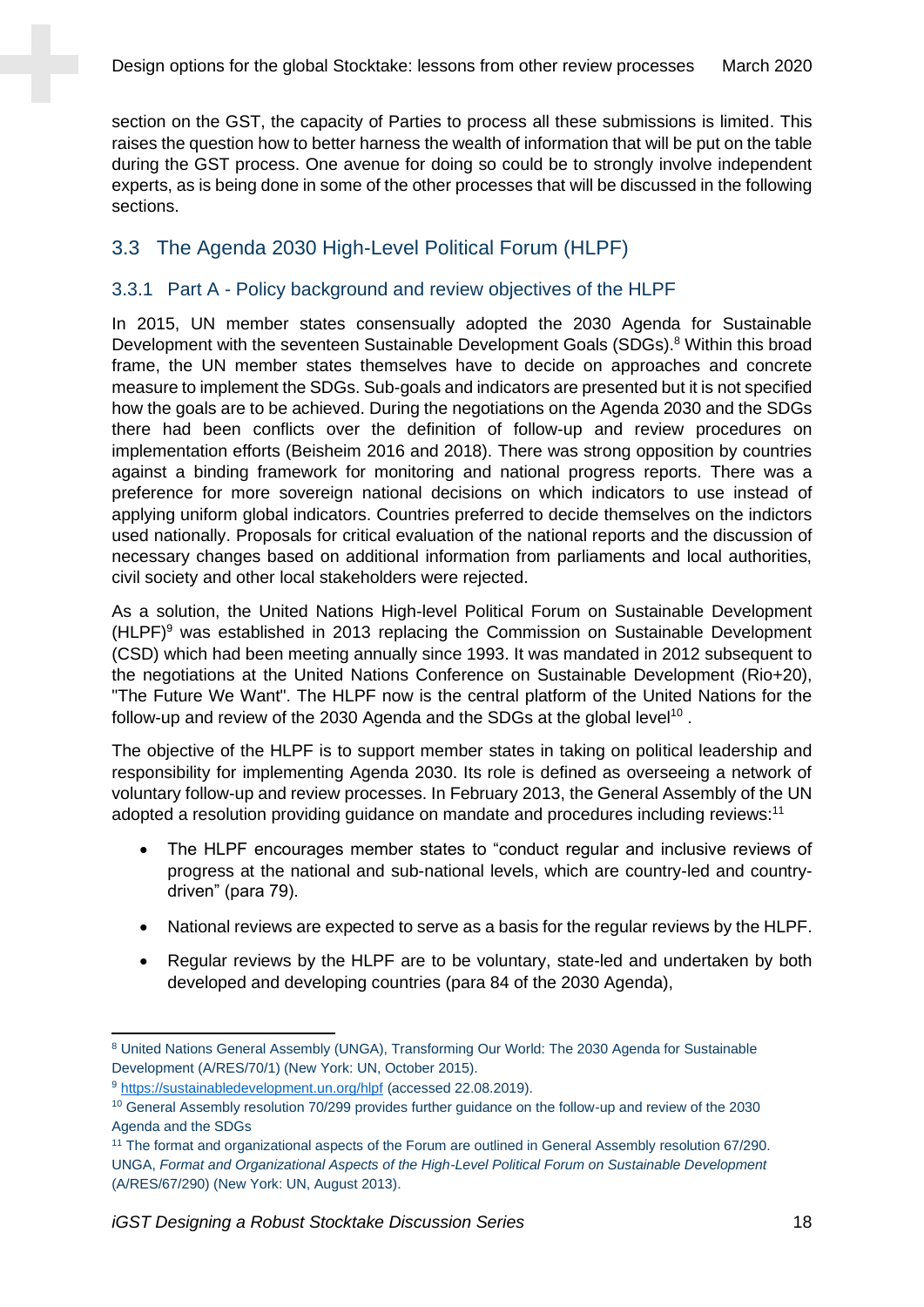section on the GST, the capacity of Parties to process all these submissions is limited. This raises the question how to better harness the wealth of information that will be put on the table during the GST process. One avenue for doing so could be to strongly involve independent experts, as is being done in some of the other processes that will be discussed in the following sections.

## 3.3 The Agenda 2030 High-Level Political Forum (HLPF)

### 3.3.1 Part A - Policy background and review objectives of the HLPF

In 2015, UN member states consensually adopted the 2030 Agenda for Sustainable Development with the seventeen Sustainable Development Goals (SDGs).[8] Within this broad frame, the UN member states themselves have to decide on approaches and concrete measure to implement the SDGs. Sub-goals and indicators are presented but it is not specified how the goals are to be achieved. During the negotiations on the Agenda 2030 and the SDGs there had been conflicts over the definition of follow-up and review procedures on implementation efforts (Beisheim 2016 and 2018). There was strong opposition by countries against a binding framework for monitoring and national progress reports. There was a preference for more sovereign national decisions on which indicators to use instead of applying uniform global indicators. Countries preferred to decide themselves on the indictors used nationally. Proposals for critical evaluation of the national reports and the discussion of necessary changes based on additional information from parliaments and local authorities, civil society and other local stakeholders were rejected.

As a solution, the United Nations High-level Political Forum on Sustainable Development (HLPF)[9] was established in 2013 replacing the Commission on Sustainable Development (CSD) which had been meeting annually since 1993. It was mandated in 2012 subsequent to the negotiations at the United Nations Conference on Sustainable Development (Rio+20), "The Future We Want". The HLPF now is the central platform of the United Nations for the follow-up and review of the 2030 Agenda and the SDGs at the global level[10] .

The objective of the HLPF is to support member states in taking on political leadership and responsibility for implementing Agenda 2030. Its role is defined as overseeing a network of voluntary follow-up and review processes. In February 2013, the General Assembly of the UN adopted a resolution providing guidance on mandate and procedures including reviews:[11]

- The HLPF encourages member states to "conduct regular and inclusive reviews of progress at the national and sub-national levels, which are country-led and country-driven" (para 79).
- National reviews are expected to serve as a basis for the regular reviews by the HLPF.
- Regular reviews by the HLPF are to be voluntary, state-led and undertaken by both developed and developing countries (para 84 of the 2030 Agenda),

---

[8] United Nations General Assembly (UNGA), Transforming Our World: The 2030 Agenda for Sustainable Development (A/RES/70/1) (New York: UN, October 2015).

[9] https://sustainabledevelopment.un.org/hlpf (accessed 22.08.2019).

[10] General Assembly resolution 70/299 provides further guidance on the follow-up and review of the 2030 Agenda and the SDGs

[11] The format and organizational aspects of the Forum are outlined in General Assembly resolution 67/290. UNGA, *Format and Organizational Aspects of the High-Level Political Forum on Sustainable Development* (A/RES/67/290) (New York: UN, August 2013).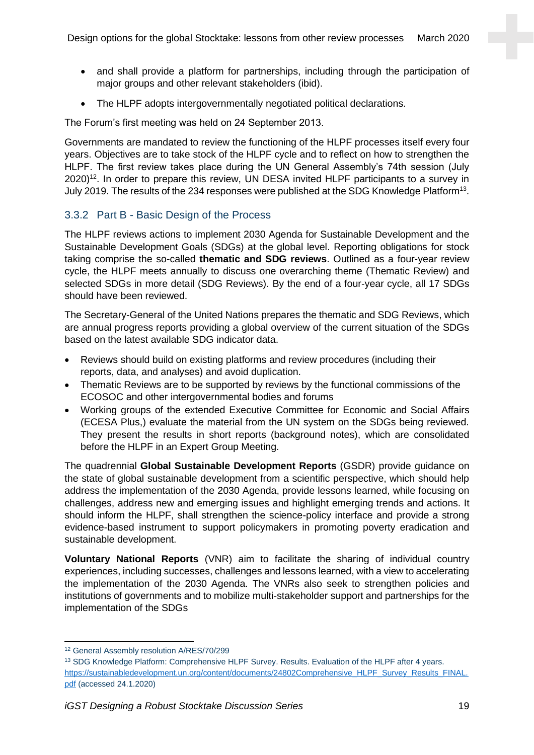- and shall provide a platform for partnerships, including through the participation of major groups and other relevant stakeholders (ibid).
- The HLPF adopts intergovernmentally negotiated political declarations.

The Forum's first meeting was held on 24 September 2013.

Governments are mandated to review the functioning of the HLPF processes itself every four years. Objectives are to take stock of the HLPF cycle and to reflect on how to strengthen the HLPF. The first review takes place during the UN General Assembly's 74th session (July 2020)[12]. In order to prepare this review, UN DESA invited HLPF participants to a survey in July 2019. The results of the 234 responses were published at the SDG Knowledge Platform[13].

### 3.3.2 Part B - Basic Design of the Process

The HLPF reviews actions to implement 2030 Agenda for Sustainable Development and the Sustainable Development Goals (SDGs) at the global level. Reporting obligations for stock taking comprise the so-called **thematic and SDG reviews**. Outlined as a four-year review cycle, the HLPF meets annually to discuss one overarching theme (Thematic Review) and selected SDGs in more detail (SDG Reviews). By the end of a four-year cycle, all 17 SDGs should have been reviewed.

The Secretary-General of the United Nations prepares the thematic and SDG Reviews, which are annual progress reports providing a global overview of the current situation of the SDGs based on the latest available SDG indicator data.

- Reviews should build on existing platforms and review procedures (including their reports, data, and analyses) and avoid duplication.
- Thematic Reviews are to be supported by reviews by the functional commissions of the ECOSOC and other intergovernmental bodies and forums
- Working groups of the extended Executive Committee for Economic and Social Affairs (ECESA Plus,) evaluate the material from the UN system on the SDGs being reviewed. They present the results in short reports (background notes), which are consolidated before the HLPF in an Expert Group Meeting.

The quadrennial **Global Sustainable Development Reports** (GSDR) provide guidance on the state of global sustainable development from a scientific perspective, which should help address the implementation of the 2030 Agenda, provide lessons learned, while focusing on challenges, address new and emerging issues and highlight emerging trends and actions. It should inform the HLPF, shall strengthen the science-policy interface and provide a strong evidence-based instrument to support policymakers in promoting poverty eradication and sustainable development.

**Voluntary National Reports** (VNR) aim to facilitate the sharing of individual country experiences, including successes, challenges and lessons learned, with a view to accelerating the implementation of the 2030 Agenda. The VNRs also seek to strengthen policies and institutions of governments and to mobilize multi-stakeholder support and partnerships for the implementation of the SDGs

---

[12] General Assembly resolution A/RES/70/299

[13] SDG Knowledge Platform: Comprehensive HLPF Survey. Results. Evaluation of the HLPF after 4 years. https://sustainabledevelopment.un.org/content/documents/24802Comprehensive_HLPF_Survey_Results_FINAL.pdf (accessed 24.1.2020)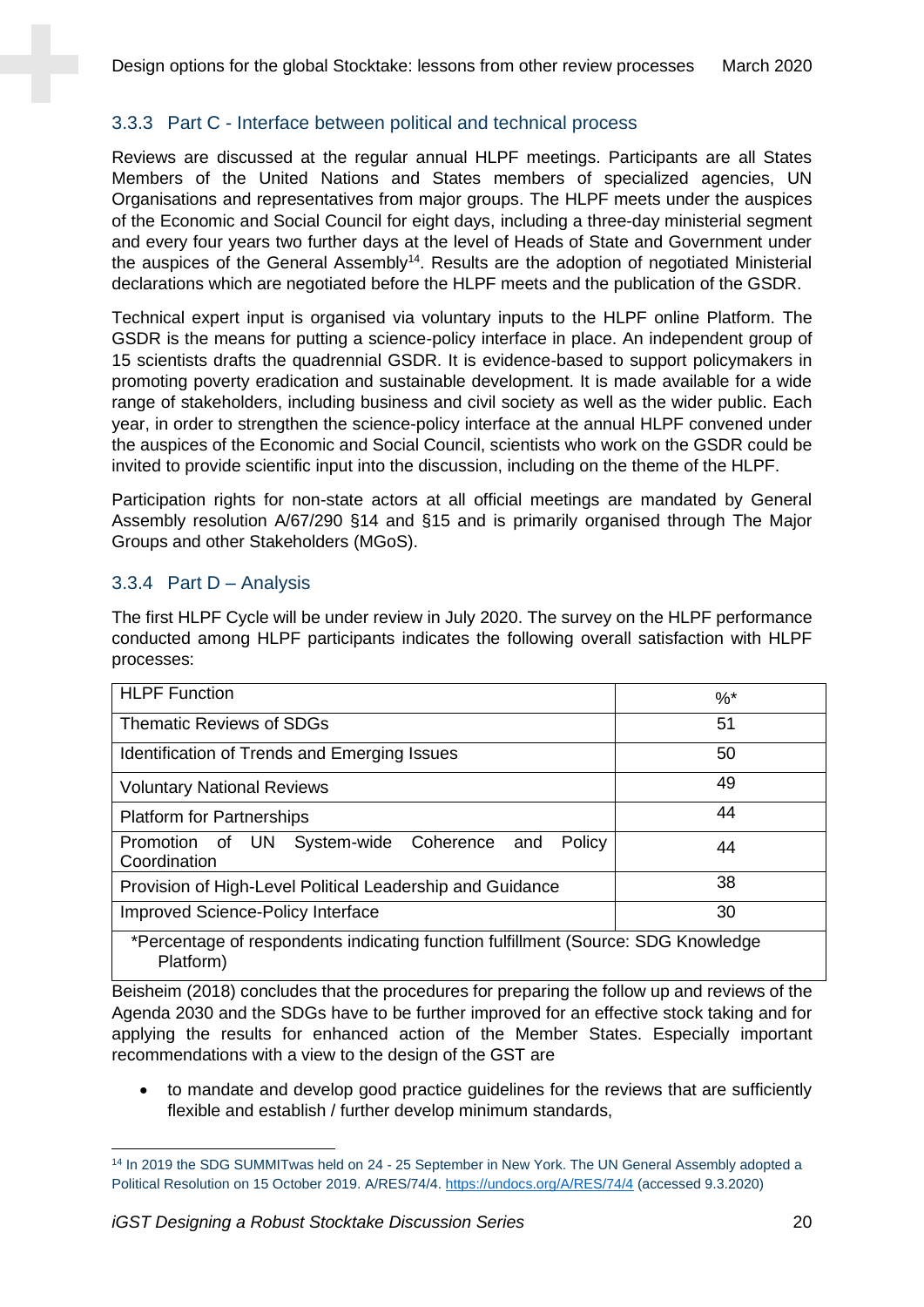### 3.3.3 Part C - Interface between political and technical process

Reviews are discussed at the regular annual HLPF meetings. Participants are all States Members of the United Nations and States members of specialized agencies, UN Organisations and representatives from major groups. The HLPF meets under the auspices of the Economic and Social Council for eight days, including a three-day ministerial segment and every four years two further days at the level of Heads of State and Government under the auspices of the General Assembly[14]. Results are the adoption of negotiated Ministerial declarations which are negotiated before the HLPF meets and the publication of the GSDR.

Technical expert input is organised via voluntary inputs to the HLPF online Platform. The GSDR is the means for putting a science-policy interface in place. An independent group of 15 scientists drafts the quadrennial GSDR. It is evidence-based to support policymakers in promoting poverty eradication and sustainable development. It is made available for a wide range of stakeholders, including business and civil society as well as the wider public. Each year, in order to strengthen the science-policy interface at the annual HLPF convened under the auspices of the Economic and Social Council, scientists who work on the GSDR could be invited to provide scientific input into the discussion, including on the theme of the HLPF.

Participation rights for non-state actors at all official meetings are mandated by General Assembly resolution A/67/290 §14 and §15 and is primarily organised through The Major Groups and other Stakeholders (MGoS).

### 3.3.4 Part D – Analysis

The first HLPF Cycle will be under review in July 2020. The survey on the HLPF performance conducted among HLPF participants indicates the following overall satisfaction with HLPF processes:

| HLPF Function | %* |
|---|---|
| Thematic Reviews of SDGs | 51 |
| Identification of Trends and Emerging Issues | 50 |
| Voluntary National Reviews | 49 |
| Platform for Partnerships | 44 |
| Promotion of UN System-wide Coherence and Policy Coordination | 44 |
| Provision of High-Level Political Leadership and Guidance | 38 |
| Improved Science-Policy Interface | 30 |
| *Percentage of respondents indicating function fulfillment (Source: SDG Knowledge Platform) | |

Beisheim (2018) concludes that the procedures for preparing the follow up and reviews of the Agenda 2030 and the SDGs have to be further improved for an effective stock taking and for applying the results for enhanced action of the Member States. Especially important recommendations with a view to the design of the GST are

- to mandate and develop good practice guidelines for the reviews that are sufficiently flexible and establish / further develop minimum standards,

[14] In 2019 the SDG SUMMITwas held on 24 - 25 September in New York. The UN General Assembly adopted a Political Resolution on 15 October 2019. A/RES/74/4. https://undocs.org/A/RES/74/4 (accessed 9.3.2020)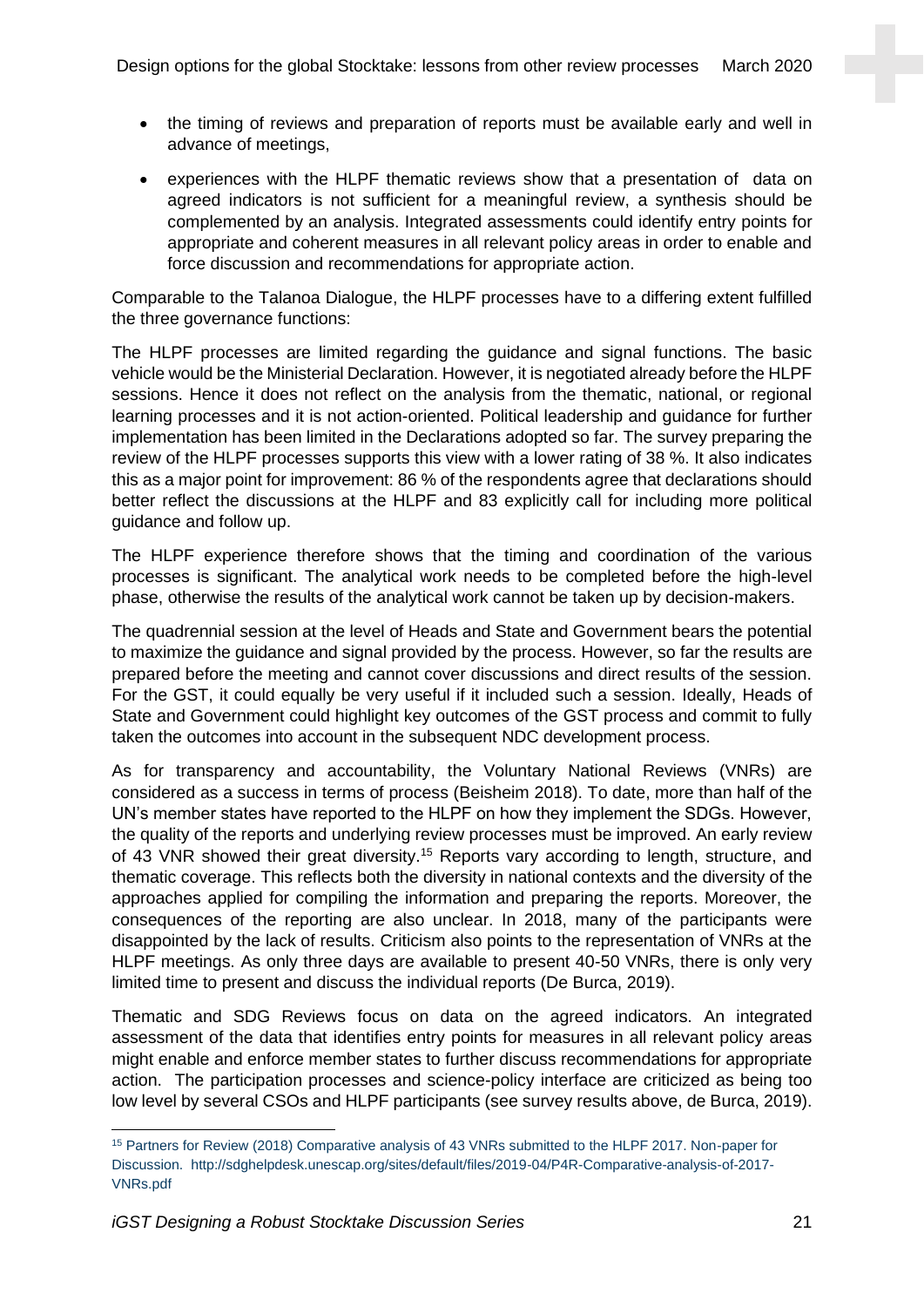- the timing of reviews and preparation of reports must be available early and well in advance of meetings,
- experiences with the HLPF thematic reviews show that a presentation of data on agreed indicators is not sufficient for a meaningful review, a synthesis should be complemented by an analysis. Integrated assessments could identify entry points for appropriate and coherent measures in all relevant policy areas in order to enable and force discussion and recommendations for appropriate action.

Comparable to the Talanoa Dialogue, the HLPF processes have to a differing extent fulfilled the three governance functions:

The HLPF processes are limited regarding the guidance and signal functions. The basic vehicle would be the Ministerial Declaration. However, it is negotiated already before the HLPF sessions. Hence it does not reflect on the analysis from the thematic, national, or regional learning processes and it is not action-oriented. Political leadership and guidance for further implementation has been limited in the Declarations adopted so far. The survey preparing the review of the HLPF processes supports this view with a lower rating of 38 %. It also indicates this as a major point for improvement: 86 % of the respondents agree that declarations should better reflect the discussions at the HLPF and 83 explicitly call for including more political guidance and follow up.

The HLPF experience therefore shows that the timing and coordination of the various processes is significant. The analytical work needs to be completed before the high-level phase, otherwise the results of the analytical work cannot be taken up by decision-makers.

The quadrennial session at the level of Heads and State and Government bears the potential to maximize the guidance and signal provided by the process. However, so far the results are prepared before the meeting and cannot cover discussions and direct results of the session. For the GST, it could equally be very useful if it included such a session. Ideally, Heads of State and Government could highlight key outcomes of the GST process and commit to fully taken the outcomes into account in the subsequent NDC development process.

As for transparency and accountability, the Voluntary National Reviews (VNRs) are considered as a success in terms of process (Beisheim 2018). To date, more than half of the UN's member states have reported to the HLPF on how they implement the SDGs. However, the quality of the reports and underlying review processes must be improved. An early review of 43 VNR showed their great diversity.[15] Reports vary according to length, structure, and thematic coverage. This reflects both the diversity in national contexts and the diversity of the approaches applied for compiling the information and preparing the reports. Moreover, the consequences of the reporting are also unclear. In 2018, many of the participants were disappointed by the lack of results. Criticism also points to the representation of VNRs at the HLPF meetings. As only three days are available to present 40-50 VNRs, there is only very limited time to present and discuss the individual reports (De Burca, 2019).

Thematic and SDG Reviews focus on data on the agreed indicators. An integrated assessment of the data that identifies entry points for measures in all relevant policy areas might enable and enforce member states to further discuss recommendations for appropriate action. The participation processes and science-policy interface are criticized as being too low level by several CSOs and HLPF participants (see survey results above, de Burca, 2019).

---

[15] Partners for Review (2018) Comparative analysis of 43 VNRs submitted to the HLPF 2017. Non-paper for Discussion. http://sdghelpdesk.unescap.org/sites/default/files/2019-04/P4R-Comparative-analysis-of-2017-VNRs.pdf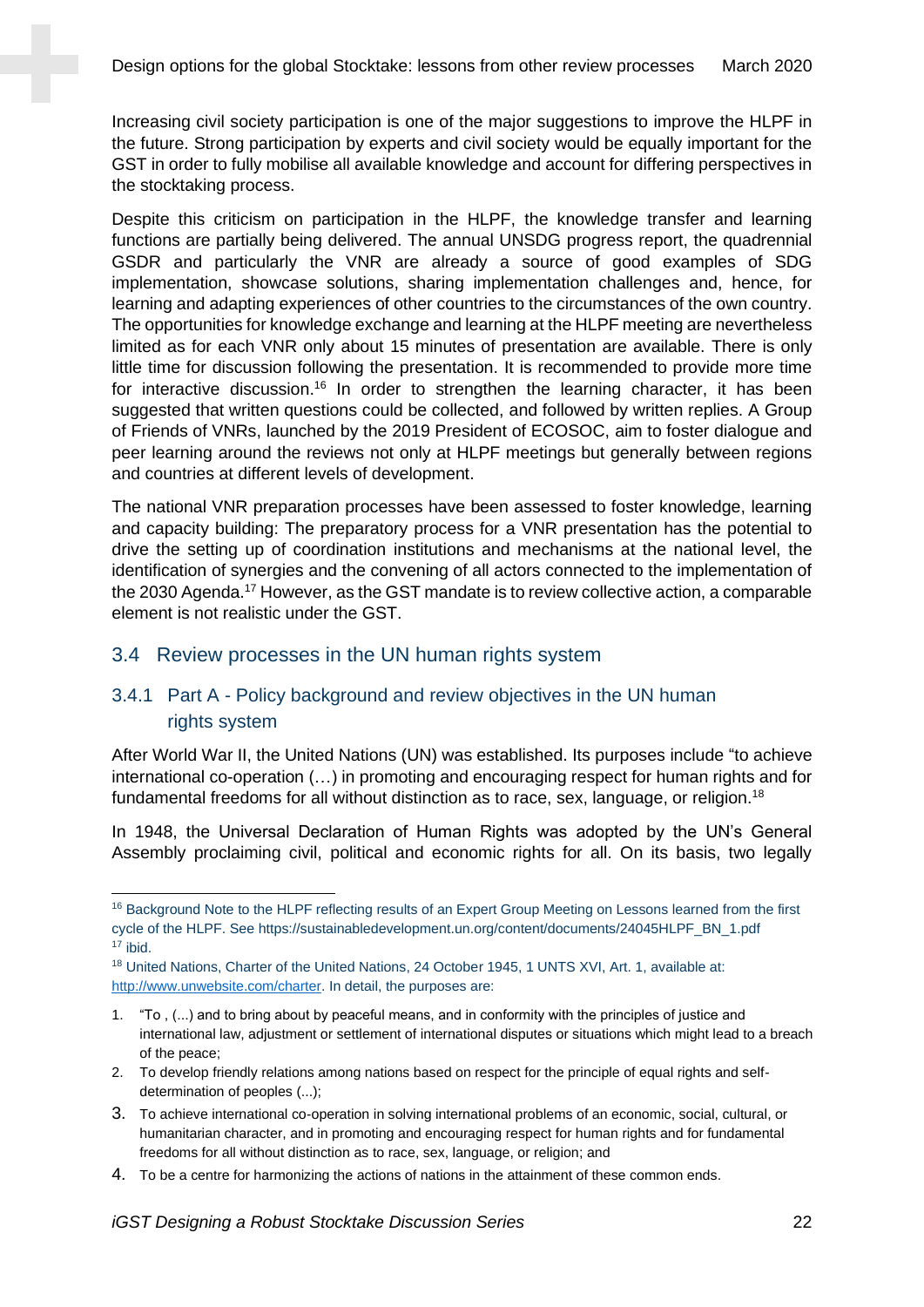Increasing civil society participation is one of the major suggestions to improve the HLPF in the future. Strong participation by experts and civil society would be equally important for the GST in order to fully mobilise all available knowledge and account for differing perspectives in the stocktaking process.

Despite this criticism on participation in the HLPF, the knowledge transfer and learning functions are partially being delivered. The annual UNSDG progress report, the quadrennial GSDR and particularly the VNR are already a source of good examples of SDG implementation, showcase solutions, sharing implementation challenges and, hence, for learning and adapting experiences of other countries to the circumstances of the own country. The opportunities for knowledge exchange and learning at the HLPF meeting are nevertheless limited as for each VNR only about 15 minutes of presentation are available. There is only little time for discussion following the presentation. It is recommended to provide more time for interactive discussion.[16] In order to strengthen the learning character, it has been suggested that written questions could be collected, and followed by written replies. A Group of Friends of VNRs, launched by the 2019 President of ECOSOC, aim to foster dialogue and peer learning around the reviews not only at HLPF meetings but generally between regions and countries at different levels of development.

The national VNR preparation processes have been assessed to foster knowledge, learning and capacity building: The preparatory process for a VNR presentation has the potential to drive the setting up of coordination institutions and mechanisms at the national level, the identification of synergies and the convening of all actors connected to the implementation of the 2030 Agenda.[17] However, as the GST mandate is to review collective action, a comparable element is not realistic under the GST.

## 3.4 Review processes in the UN human rights system

### 3.4.1 Part A - Policy background and review objectives in the UN human rights system

After World War II, the United Nations (UN) was established. Its purposes include "to achieve international co-operation (…) in promoting and encouraging respect for human rights and for fundamental freedoms for all without distinction as to race, sex, language, or religion.[18]

In 1948, the Universal Declaration of Human Rights was adopted by the UN's General Assembly proclaiming civil, political and economic rights for all. On its basis, two legally

---

[16] Background Note to the HLPF reflecting results of an Expert Group Meeting on Lessons learned from the first cycle of the HLPF. See https://sustainabledevelopment.un.org/content/documents/24045HLPF_BN_1.pdf

[17] ibid.

[18] United Nations, Charter of the United Nations, 24 October 1945, 1 UNTS XVI, Art. 1, available at: http://www.unwebsite.com/charter. In detail, the purposes are:

1. "To , (...) and to bring about by peaceful means, and in conformity with the principles of justice and international law, adjustment or settlement of international disputes or situations which might lead to a breach of the peace;
2. To develop friendly relations among nations based on respect for the principle of equal rights and self-determination of peoples (...);
3. To achieve international co-operation in solving international problems of an economic, social, cultural, or humanitarian character, and in promoting and encouraging respect for human rights and for fundamental freedoms for all without distinction as to race, sex, language, or religion; and
4. To be a centre for harmonizing the actions of nations in the attainment of these common ends.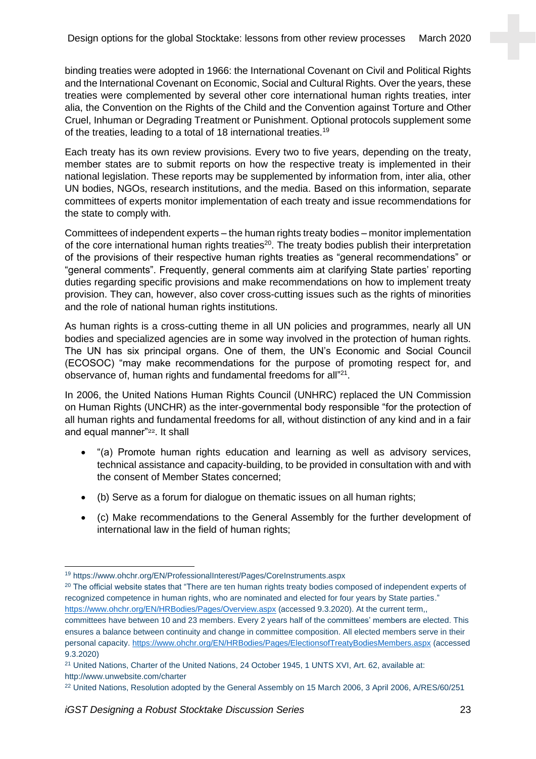binding treaties were adopted in 1966: the International Covenant on Civil and Political Rights and the International Covenant on Economic, Social and Cultural Rights. Over the years, these treaties were complemented by several other core international human rights treaties, inter alia, the Convention on the Rights of the Child and the Convention against Torture and Other Cruel, Inhuman or Degrading Treatment or Punishment. Optional protocols supplement some of the treaties, leading to a total of 18 international treaties.[19]

Each treaty has its own review provisions. Every two to five years, depending on the treaty, member states are to submit reports on how the respective treaty is implemented in their national legislation. These reports may be supplemented by information from, inter alia, other UN bodies, NGOs, research institutions, and the media. Based on this information, separate committees of experts monitor implementation of each treaty and issue recommendations for the state to comply with.

Committees of independent experts – the human rights treaty bodies – monitor implementation of the core international human rights treaties[20]. The treaty bodies publish their interpretation of the provisions of their respective human rights treaties as "general recommendations" or "general comments". Frequently, general comments aim at clarifying State parties' reporting duties regarding specific provisions and make recommendations on how to implement treaty provision. They can, however, also cover cross-cutting issues such as the rights of minorities and the role of national human rights institutions.

As human rights is a cross-cutting theme in all UN policies and programmes, nearly all UN bodies and specialized agencies are in some way involved in the protection of human rights. The UN has six principal organs. One of them, the UN's Economic and Social Council (ECOSOC) "may make recommendations for the purpose of promoting respect for, and observance of, human rights and fundamental freedoms for all"[21].

In 2006, the United Nations Human Rights Council (UNHRC) replaced the UN Commission on Human Rights (UNCHR) as the inter-governmental body responsible "for the protection of all human rights and fundamental freedoms for all, without distinction of any kind and in a fair and equal manner"[22]. It shall

- "(a) Promote human rights education and learning as well as advisory services, technical assistance and capacity-building, to be provided in consultation with and with the consent of Member States concerned;
- (b) Serve as a forum for dialogue on thematic issues on all human rights;
- (c) Make recommendations to the General Assembly for the further development of international law in the field of human rights;

---

[19] https://www.ohchr.org/EN/ProfessionalInterest/Pages/CoreInstruments.aspx

[20] The official website states that "There are ten human rights treaty bodies composed of independent experts of recognized competence in human rights, who are nominated and elected for four years by State parties." https://www.ohchr.org/EN/HRBodies/Pages/Overview.aspx (accessed 9.3.2020). At the current term,, committees have between 10 and 23 members. Every 2 years half of the committees' members are elected. This ensures a balance between continuity and change in committee composition. All elected members serve in their personal capacity. https://www.ohchr.org/EN/HRBodies/Pages/ElectionsofTreatyBodiesMembers.aspx (accessed 9.3.2020)

[21] United Nations, Charter of the United Nations, 24 October 1945, 1 UNTS XVI, Art. 62, available at: http://www.unwebsite.com/charter

[22] United Nations, Resolution adopted by the General Assembly on 15 March 2006, 3 April 2006, A/RES/60/251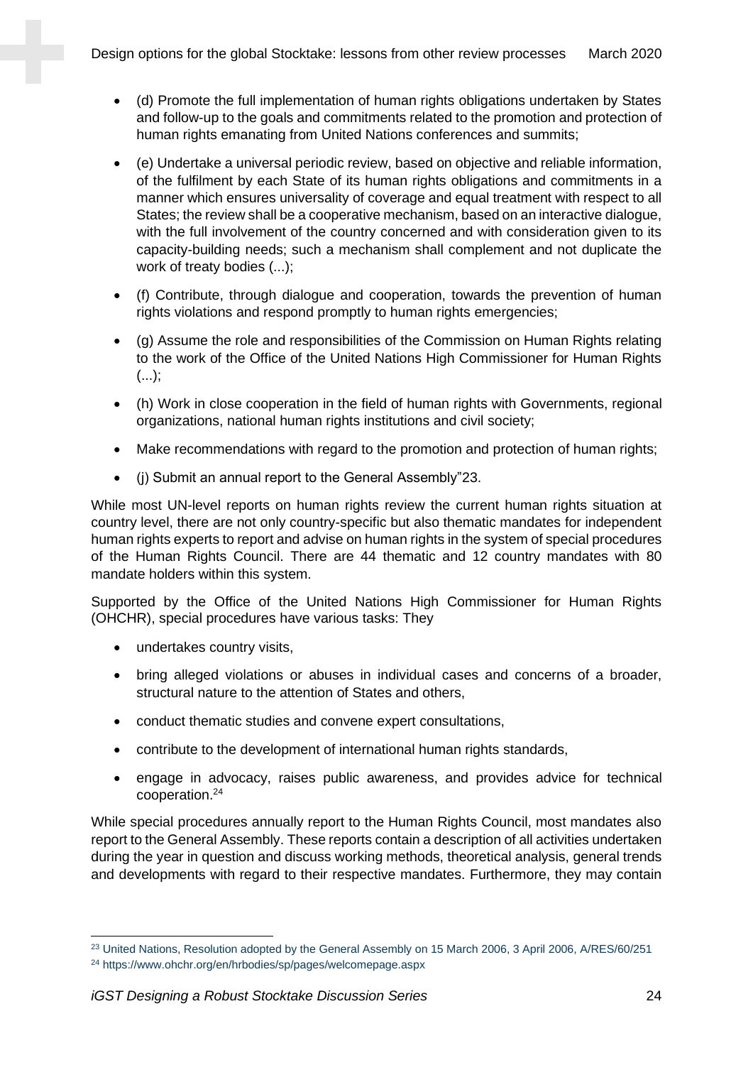- (d) Promote the full implementation of human rights obligations undertaken by States and follow-up to the goals and commitments related to the promotion and protection of human rights emanating from United Nations conferences and summits;
- (e) Undertake a universal periodic review, based on objective and reliable information, of the fulfilment by each State of its human rights obligations and commitments in a manner which ensures universality of coverage and equal treatment with respect to all States; the review shall be a cooperative mechanism, based on an interactive dialogue, with the full involvement of the country concerned and with consideration given to its capacity-building needs; such a mechanism shall complement and not duplicate the work of treaty bodies (...);
- (f) Contribute, through dialogue and cooperation, towards the prevention of human rights violations and respond promptly to human rights emergencies;
- (g) Assume the role and responsibilities of the Commission on Human Rights relating to the work of the Office of the United Nations High Commissioner for Human Rights (...);
- (h) Work in close cooperation in the field of human rights with Governments, regional organizations, national human rights institutions and civil society;
- Make recommendations with regard to the promotion and protection of human rights;
- (j) Submit an annual report to the General Assembly"23.

While most UN-level reports on human rights review the current human rights situation at country level, there are not only country-specific but also thematic mandates for independent human rights experts to report and advise on human rights in the system of special procedures of the Human Rights Council. There are 44 thematic and 12 country mandates with 80 mandate holders within this system.

Supported by the Office of the United Nations High Commissioner for Human Rights (OHCHR), special procedures have various tasks: They

- undertakes country visits,
- bring alleged violations or abuses in individual cases and concerns of a broader, structural nature to the attention of States and others,
- conduct thematic studies and convene expert consultations,
- contribute to the development of international human rights standards,
- engage in advocacy, raises public awareness, and provides advice for technical cooperation.[24]

While special procedures annually report to the Human Rights Council, most mandates also report to the General Assembly. These reports contain a description of all activities undertaken during the year in question and discuss working methods, theoretical analysis, general trends and developments with regard to their respective mandates. Furthermore, they may contain

[23] United Nations, Resolution adopted by the General Assembly on 15 March 2006, 3 April 2006, A/RES/60/251

[24] https://www.ohchr.org/en/hrbodies/sp/pages/welcomepage.aspx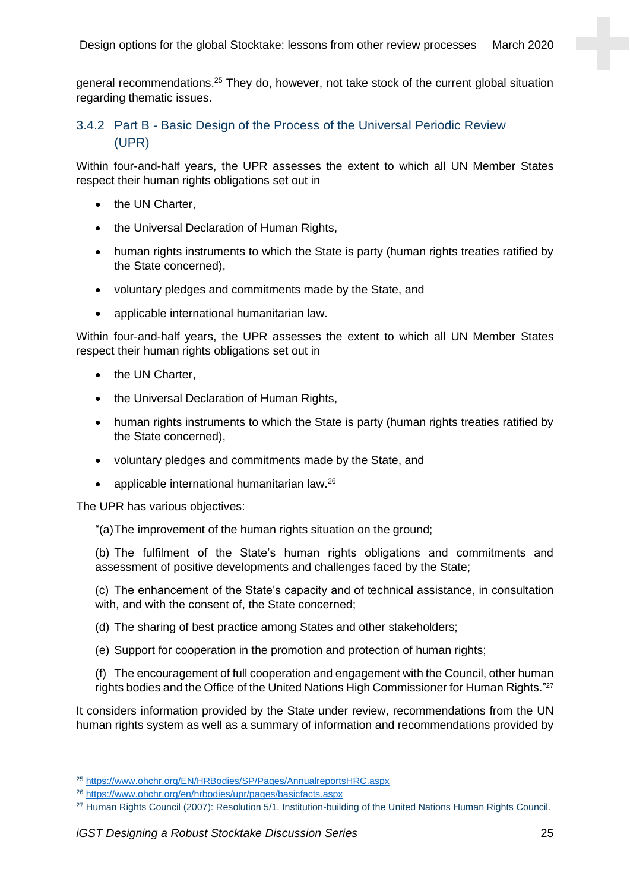general recommendations.[25] They do, however, not take stock of the current global situation regarding thematic issues.

### 3.4.2 Part B - Basic Design of the Process of the Universal Periodic Review (UPR)

Within four-and-half years, the UPR assesses the extent to which all UN Member States respect their human rights obligations set out in

- the UN Charter,
- the Universal Declaration of Human Rights,
- human rights instruments to which the State is party (human rights treaties ratified by the State concerned),
- voluntary pledges and commitments made by the State, and
- applicable international humanitarian law.

Within four-and-half years, the UPR assesses the extent to which all UN Member States respect their human rights obligations set out in

- the UN Charter,
- the Universal Declaration of Human Rights,
- human rights instruments to which the State is party (human rights treaties ratified by the State concerned),
- voluntary pledges and commitments made by the State, and
- applicable international humanitarian law.[26]

The UPR has various objectives:

"(a) The improvement of the human rights situation on the ground;

(b) The fulfilment of the State's human rights obligations and commitments and assessment of positive developments and challenges faced by the State;

(c) The enhancement of the State's capacity and of technical assistance, in consultation with, and with the consent of, the State concerned;

(d) The sharing of best practice among States and other stakeholders;

(e) Support for cooperation in the promotion and protection of human rights;

(f) The encouragement of full cooperation and engagement with the Council, other human rights bodies and the Office of the United Nations High Commissioner for Human Rights."[27]

It considers information provided by the State under review, recommendations from the UN human rights system as well as a summary of information and recommendations provided by

---

[25] https://www.ohchr.org/EN/HRBodies/SP/Pages/AnnualreportsHRC.aspx

[26] https://www.ohchr.org/en/hrbodies/upr/pages/basicfacts.aspx

[27] Human Rights Council (2007): Resolution 5/1. Institution-building of the United Nations Human Rights Council.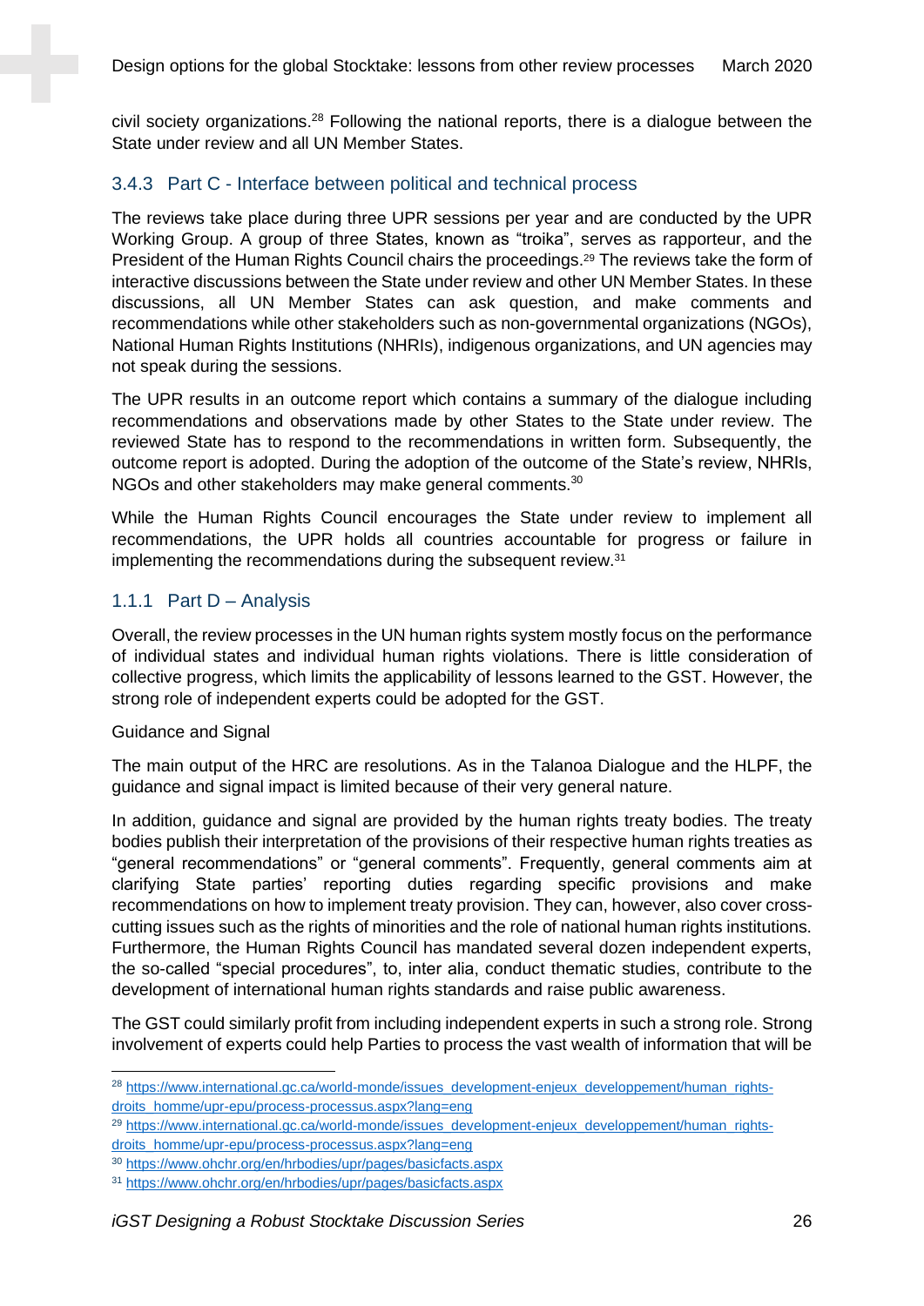civil society organizations.[28] Following the national reports, there is a dialogue between the State under review and all UN Member States.

### 3.4.3 Part C - Interface between political and technical process

The reviews take place during three UPR sessions per year and are conducted by the UPR Working Group. A group of three States, known as "troika", serves as rapporteur, and the President of the Human Rights Council chairs the proceedings.[29] The reviews take the form of interactive discussions between the State under review and other UN Member States. In these discussions, all UN Member States can ask question, and make comments and recommendations while other stakeholders such as non-governmental organizations (NGOs), National Human Rights Institutions (NHRIs), indigenous organizations, and UN agencies may not speak during the sessions.

The UPR results in an outcome report which contains a summary of the dialogue including recommendations and observations made by other States to the State under review. The reviewed State has to respond to the recommendations in written form. Subsequently, the outcome report is adopted. During the adoption of the outcome of the State's review, NHRIs, NGOs and other stakeholders may make general comments.[30]

While the Human Rights Council encourages the State under review to implement all recommendations, the UPR holds all countries accountable for progress or failure in implementing the recommendations during the subsequent review.[31]

### 1.1.1 Part D – Analysis

Overall, the review processes in the UN human rights system mostly focus on the performance of individual states and individual human rights violations. There is little consideration of collective progress, which limits the applicability of lessons learned to the GST. However, the strong role of independent experts could be adopted for the GST.

Guidance and Signal

The main output of the HRC are resolutions. As in the Talanoa Dialogue and the HLPF, the guidance and signal impact is limited because of their very general nature.

In addition, guidance and signal are provided by the human rights treaty bodies. The treaty bodies publish their interpretation of the provisions of their respective human rights treaties as "general recommendations" or "general comments". Frequently, general comments aim at clarifying State parties' reporting duties regarding specific provisions and make recommendations on how to implement treaty provision. They can, however, also cover cross-cutting issues such as the rights of minorities and the role of national human rights institutions. Furthermore, the Human Rights Council has mandated several dozen independent experts, the so-called "special procedures", to, inter alia, conduct thematic studies, contribute to the development of international human rights standards and raise public awareness.

The GST could similarly profit from including independent experts in such a strong role. Strong involvement of experts could help Parties to process the vast wealth of information that will be

---

[28] https://www.international.gc.ca/world-monde/issues_development-enjeux_developpement/human_rights-droits_homme/upr-epu/process-processus.aspx?lang=eng

[29] https://www.international.gc.ca/world-monde/issues_development-enjeux_developpement/human_rights-droits_homme/upr-epu/process-processus.aspx?lang=eng

[30] https://www.ohchr.org/en/hrbodies/upr/pages/basicfacts.aspx

[31] https://www.ohchr.org/en/hrbodies/upr/pages/basicfacts.aspx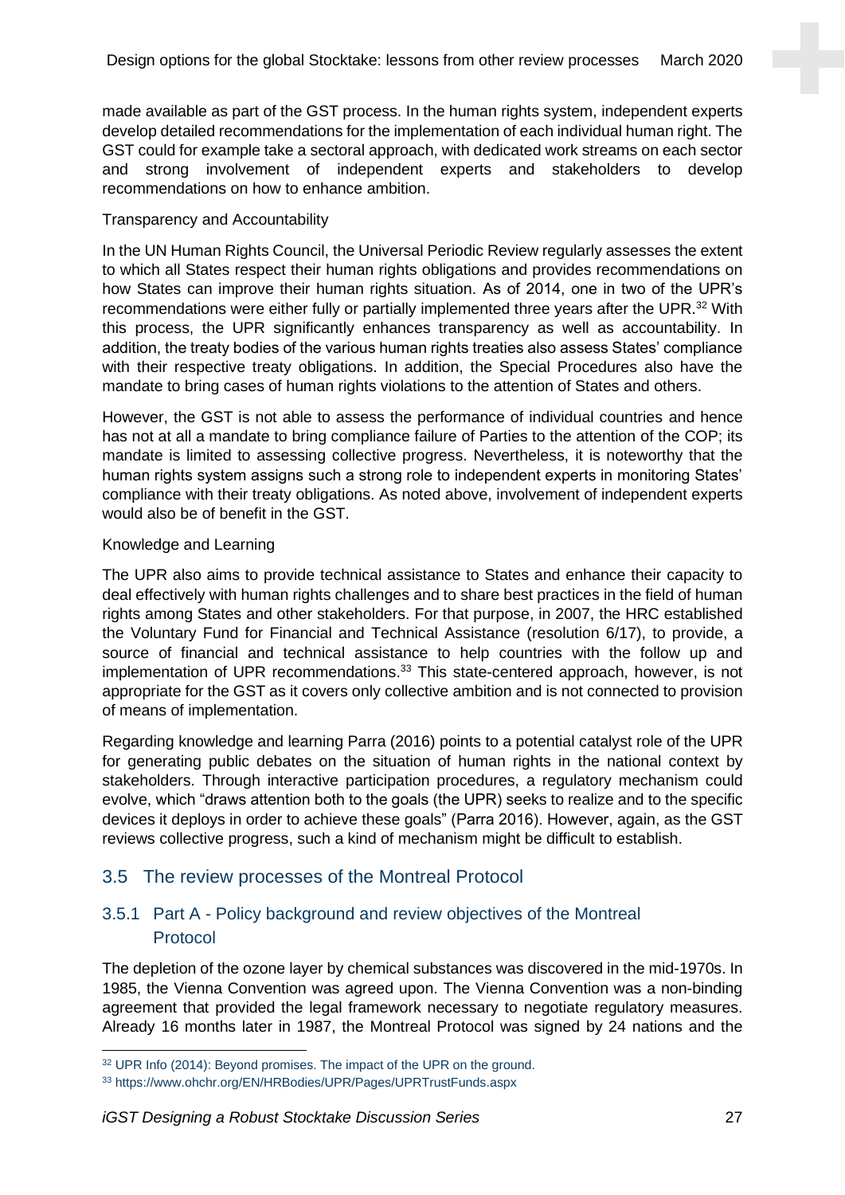made available as part of the GST process. In the human rights system, independent experts develop detailed recommendations for the implementation of each individual human right. The GST could for example take a sectoral approach, with dedicated work streams on each sector and strong involvement of independent experts and stakeholders to develop recommendations on how to enhance ambition.

Transparency and Accountability

In the UN Human Rights Council, the Universal Periodic Review regularly assesses the extent to which all States respect their human rights obligations and provides recommendations on how States can improve their human rights situation. As of 2014, one in two of the UPR's recommendations were either fully or partially implemented three years after the UPR.[32] With this process, the UPR significantly enhances transparency as well as accountability. In addition, the treaty bodies of the various human rights treaties also assess States' compliance with their respective treaty obligations. In addition, the Special Procedures also have the mandate to bring cases of human rights violations to the attention of States and others.

However, the GST is not able to assess the performance of individual countries and hence has not at all a mandate to bring compliance failure of Parties to the attention of the COP; its mandate is limited to assessing collective progress. Nevertheless, it is noteworthy that the human rights system assigns such a strong role to independent experts in monitoring States' compliance with their treaty obligations. As noted above, involvement of independent experts would also be of benefit in the GST.

Knowledge and Learning

The UPR also aims to provide technical assistance to States and enhance their capacity to deal effectively with human rights challenges and to share best practices in the field of human rights among States and other stakeholders. For that purpose, in 2007, the HRC established the Voluntary Fund for Financial and Technical Assistance (resolution 6/17), to provide, a source of financial and technical assistance to help countries with the follow up and implementation of UPR recommendations.[33] This state-centered approach, however, is not appropriate for the GST as it covers only collective ambition and is not connected to provision of means of implementation.

Regarding knowledge and learning Parra (2016) points to a potential catalyst role of the UPR for generating public debates on the situation of human rights in the national context by stakeholders. Through interactive participation procedures, a regulatory mechanism could evolve, which "draws attention both to the goals (the UPR) seeks to realize and to the specific devices it deploys in order to achieve these goals" (Parra 2016). However, again, as the GST reviews collective progress, such a kind of mechanism might be difficult to establish.

## 3.5 The review processes of the Montreal Protocol

### 3.5.1 Part A - Policy background and review objectives of the Montreal Protocol

The depletion of the ozone layer by chemical substances was discovered in the mid-1970s. In 1985, the Vienna Convention was agreed upon. The Vienna Convention was a non-binding agreement that provided the legal framework necessary to negotiate regulatory measures. Already 16 months later in 1987, the Montreal Protocol was signed by 24 nations and the

---

[32] UPR Info (2014): Beyond promises. The impact of the UPR on the ground.

[33] https://www.ohchr.org/EN/HRBodies/UPR/Pages/UPRTrustFunds.aspx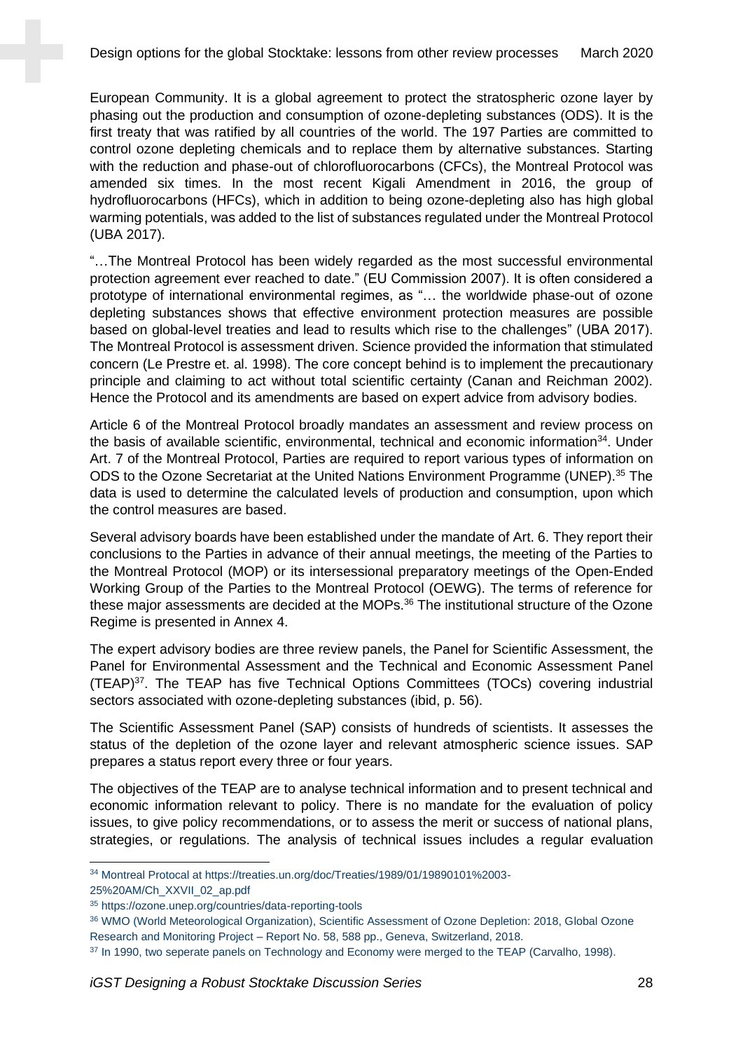European Community. It is a global agreement to protect the stratospheric ozone layer by phasing out the production and consumption of ozone-depleting substances (ODS). It is the first treaty that was ratified by all countries of the world. The 197 Parties are committed to control ozone depleting chemicals and to replace them by alternative substances. Starting with the reduction and phase-out of chlorofluorocarbons (CFCs), the Montreal Protocol was amended six times. In the most recent Kigali Amendment in 2016, the group of hydrofluorocarbons (HFCs), which in addition to being ozone-depleting also has high global warming potentials, was added to the list of substances regulated under the Montreal Protocol (UBA 2017).

"…The Montreal Protocol has been widely regarded as the most successful environmental protection agreement ever reached to date." (EU Commission 2007). It is often considered a prototype of international environmental regimes, as "… the worldwide phase-out of ozone depleting substances shows that effective environment protection measures are possible based on global-level treaties and lead to results which rise to the challenges" (UBA 2017). The Montreal Protocol is assessment driven. Science provided the information that stimulated concern (Le Prestre et. al. 1998). The core concept behind is to implement the precautionary principle and claiming to act without total scientific certainty (Canan and Reichman 2002). Hence the Protocol and its amendments are based on expert advice from advisory bodies.

Article 6 of the Montreal Protocol broadly mandates an assessment and review process on the basis of available scientific, environmental, technical and economic information[34]. Under Art. 7 of the Montreal Protocol, Parties are required to report various types of information on ODS to the Ozone Secretariat at the United Nations Environment Programme (UNEP).[35] The data is used to determine the calculated levels of production and consumption, upon which the control measures are based.

Several advisory boards have been established under the mandate of Art. 6. They report their conclusions to the Parties in advance of their annual meetings, the meeting of the Parties to the Montreal Protocol (MOP) or its intersessional preparatory meetings of the Open-Ended Working Group of the Parties to the Montreal Protocol (OEWG). The terms of reference for these major assessments are decided at the MOPs.[36] The institutional structure of the Ozone Regime is presented in Annex 4.

The expert advisory bodies are three review panels, the Panel for Scientific Assessment, the Panel for Environmental Assessment and the Technical and Economic Assessment Panel (TEAP)[37]. The TEAP has five Technical Options Committees (TOCs) covering industrial sectors associated with ozone-depleting substances (ibid, p. 56).

The Scientific Assessment Panel (SAP) consists of hundreds of scientists. It assesses the status of the depletion of the ozone layer and relevant atmospheric science issues. SAP prepares a status report every three or four years.

The objectives of the TEAP are to analyse technical information and to present technical and economic information relevant to policy. There is no mandate for the evaluation of policy issues, to give policy recommendations, or to assess the merit or success of national plans, strategies, or regulations. The analysis of technical issues includes a regular evaluation

---

[34] Montreal Protocal at https://treaties.un.org/doc/Treaties/1989/01/19890101%2003-25%20AM/Ch_XXVII_02_ap.pdf

[35] https://ozone.unep.org/countries/data-reporting-tools

[36] WMO (World Meteorological Organization), Scientific Assessment of Ozone Depletion: 2018, Global Ozone Research and Monitoring Project – Report No. 58, 588 pp., Geneva, Switzerland, 2018.

[37] In 1990, two seperate panels on Technology and Economy were merged to the TEAP (Carvalho, 1998).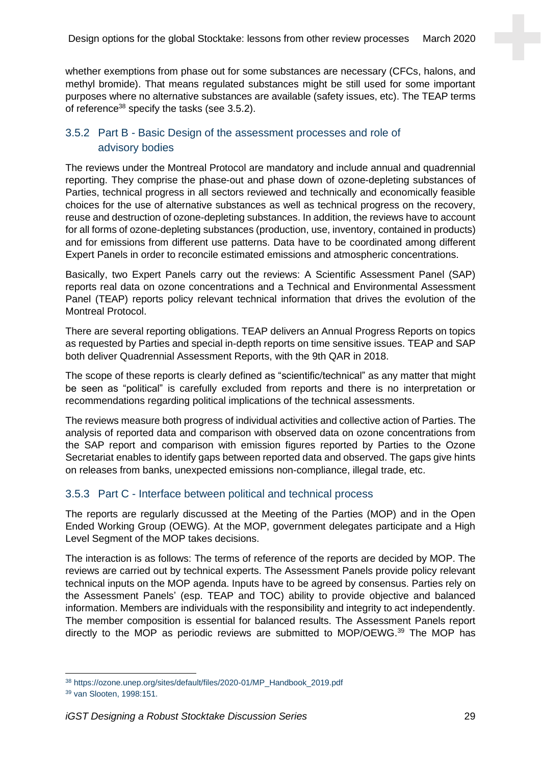whether exemptions from phase out for some substances are necessary (CFCs, halons, and methyl bromide). That means regulated substances might be still used for some important purposes where no alternative substances are available (safety issues, etc). The TEAP terms of reference[38] specify the tasks (see 3.5.2).

### 3.5.2 Part B - Basic Design of the assessment processes and role of advisory bodies

The reviews under the Montreal Protocol are mandatory and include annual and quadrennial reporting. They comprise the phase-out and phase down of ozone-depleting substances of Parties, technical progress in all sectors reviewed and technically and economically feasible choices for the use of alternative substances as well as technical progress on the recovery, reuse and destruction of ozone-depleting substances. In addition, the reviews have to account for all forms of ozone-depleting substances (production, use, inventory, contained in products) and for emissions from different use patterns. Data have to be coordinated among different Expert Panels in order to reconcile estimated emissions and atmospheric concentrations.

Basically, two Expert Panels carry out the reviews: A Scientific Assessment Panel (SAP) reports real data on ozone concentrations and a Technical and Environmental Assessment Panel (TEAP) reports policy relevant technical information that drives the evolution of the Montreal Protocol.

There are several reporting obligations. TEAP delivers an Annual Progress Reports on topics as requested by Parties and special in-depth reports on time sensitive issues. TEAP and SAP both deliver Quadrennial Assessment Reports, with the 9th QAR in 2018.

The scope of these reports is clearly defined as "scientific/technical" as any matter that might be seen as "political" is carefully excluded from reports and there is no interpretation or recommendations regarding political implications of the technical assessments.

The reviews measure both progress of individual activities and collective action of Parties. The analysis of reported data and comparison with observed data on ozone concentrations from the SAP report and comparison with emission figures reported by Parties to the Ozone Secretariat enables to identify gaps between reported data and observed. The gaps give hints on releases from banks, unexpected emissions non-compliance, illegal trade, etc.

### 3.5.3 Part C - Interface between political and technical process

The reports are regularly discussed at the Meeting of the Parties (MOP) and in the Open Ended Working Group (OEWG). At the MOP, government delegates participate and a High Level Segment of the MOP takes decisions.

The interaction is as follows: The terms of reference of the reports are decided by MOP. The reviews are carried out by technical experts. The Assessment Panels provide policy relevant technical inputs on the MOP agenda. Inputs have to be agreed by consensus. Parties rely on the Assessment Panels' (esp. TEAP and TOC) ability to provide objective and balanced information. Members are individuals with the responsibility and integrity to act independently. The member composition is essential for balanced results. The Assessment Panels report directly to the MOP as periodic reviews are submitted to MOP/OEWG.[39] The MOP has

[38] https://ozone.unep.org/sites/default/files/2020-01/MP_Handbook_2019.pdf

[39] van Slooten, 1998:151.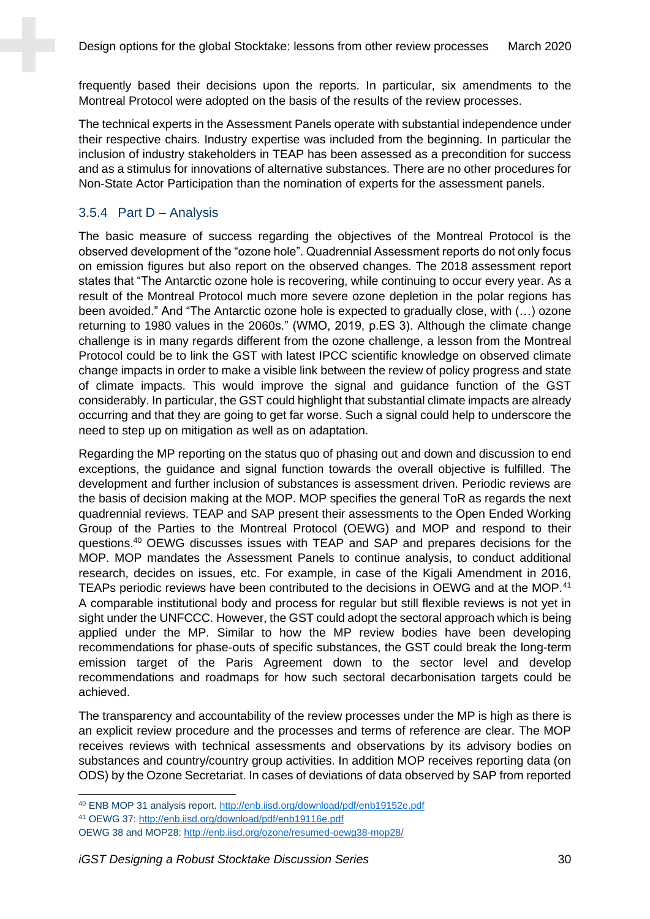frequently based their decisions upon the reports. In particular, six amendments to the Montreal Protocol were adopted on the basis of the results of the review processes.

The technical experts in the Assessment Panels operate with substantial independence under their respective chairs. Industry expertise was included from the beginning. In particular the inclusion of industry stakeholders in TEAP has been assessed as a precondition for success and as a stimulus for innovations of alternative substances. There are no other procedures for Non-State Actor Participation than the nomination of experts for the assessment panels.

### 3.5.4 Part D – Analysis

The basic measure of success regarding the objectives of the Montreal Protocol is the observed development of the "ozone hole". Quadrennial Assessment reports do not only focus on emission figures but also report on the observed changes. The 2018 assessment report states that "The Antarctic ozone hole is recovering, while continuing to occur every year. As a result of the Montreal Protocol much more severe ozone depletion in the polar regions has been avoided." And "The Antarctic ozone hole is expected to gradually close, with (…) ozone returning to 1980 values in the 2060s." (WMO, 2019, p.ES 3). Although the climate change challenge is in many regards different from the ozone challenge, a lesson from the Montreal Protocol could be to link the GST with latest IPCC scientific knowledge on observed climate change impacts in order to make a visible link between the review of policy progress and state of climate impacts. This would improve the signal and guidance function of the GST considerably. In particular, the GST could highlight that substantial climate impacts are already occurring and that they are going to get far worse. Such a signal could help to underscore the need to step up on mitigation as well as on adaptation.

Regarding the MP reporting on the status quo of phasing out and down and discussion to end exceptions, the guidance and signal function towards the overall objective is fulfilled. The development and further inclusion of substances is assessment driven. Periodic reviews are the basis of decision making at the MOP. MOP specifies the general ToR as regards the next quadrennial reviews. TEAP and SAP present their assessments to the Open Ended Working Group of the Parties to the Montreal Protocol (OEWG) and MOP and respond to their questions.[40] OEWG discusses issues with TEAP and SAP and prepares decisions for the MOP. MOP mandates the Assessment Panels to continue analysis, to conduct additional research, decides on issues, etc. For example, in case of the Kigali Amendment in 2016, TEAPs periodic reviews have been contributed to the decisions in OEWG and at the MOP.[41] A comparable institutional body and process for regular but still flexible reviews is not yet in sight under the UNFCCC. However, the GST could adopt the sectoral approach which is being applied under the MP. Similar to how the MP review bodies have been developing recommendations for phase-outs of specific substances, the GST could break the long-term emission target of the Paris Agreement down to the sector level and develop recommendations and roadmaps for how such sectoral decarbonisation targets could be achieved.

The transparency and accountability of the review processes under the MP is high as there is an explicit review procedure and the processes and terms of reference are clear. The MOP receives reviews with technical assessments and observations by its advisory bodies on substances and country/country group activities. In addition MOP receives reporting data (on ODS) by the Ozone Secretariat. In cases of deviations of data observed by SAP from reported

---

[40] ENB MOP 31 analysis report. http://enb.iisd.org/download/pdf/enb19152e.pdf

[41] OEWG 37: http://enb.iisd.org/download/pdf/enb19116e.pdf
OEWG 38 and MOP28: http://enb.iisd.org/ozone/resumed-oewg38-mop28/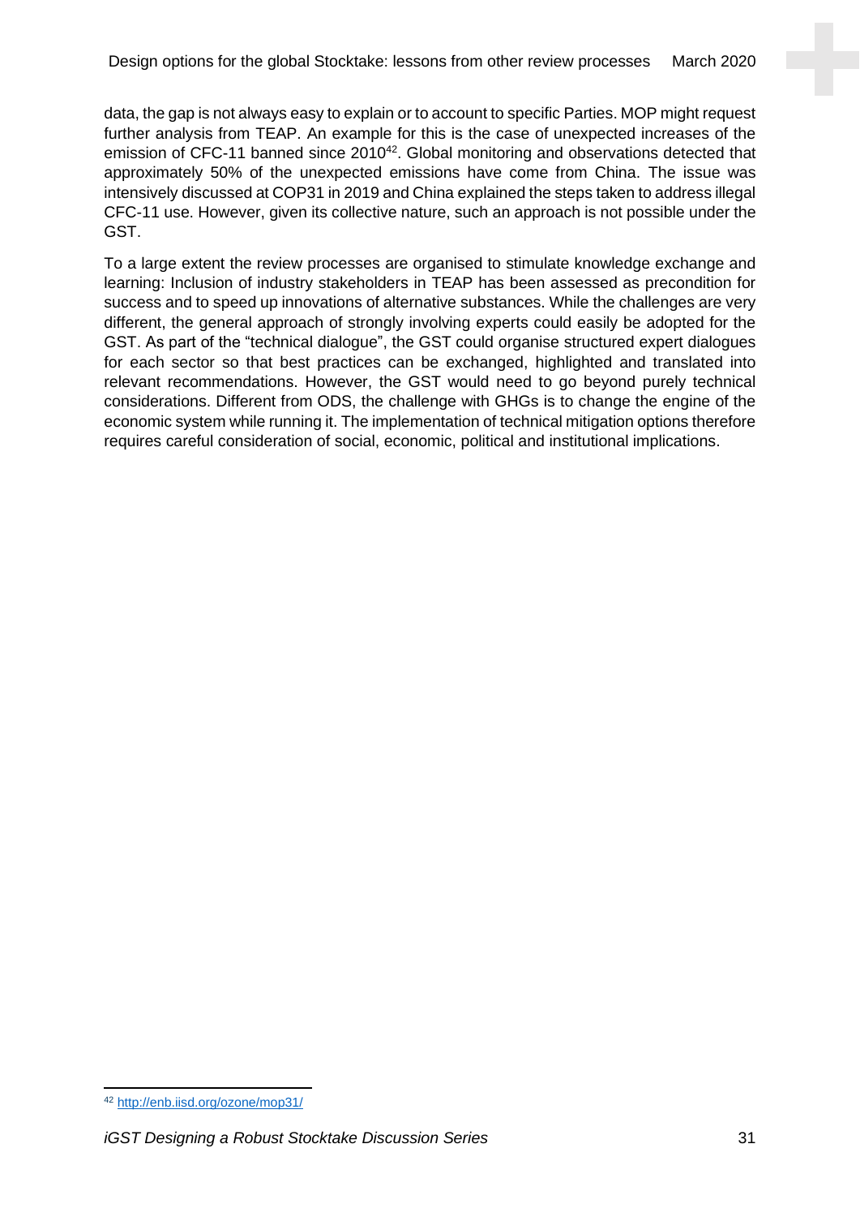data, the gap is not always easy to explain or to account to specific Parties. MOP might request further analysis from TEAP. An example for this is the case of unexpected increases of the emission of CFC-11 banned since 2010[42]. Global monitoring and observations detected that approximately 50% of the unexpected emissions have come from China. The issue was intensively discussed at COP31 in 2019 and China explained the steps taken to address illegal CFC-11 use. However, given its collective nature, such an approach is not possible under the GST.

To a large extent the review processes are organised to stimulate knowledge exchange and learning: Inclusion of industry stakeholders in TEAP has been assessed as precondition for success and to speed up innovations of alternative substances. While the challenges are very different, the general approach of strongly involving experts could easily be adopted for the GST. As part of the "technical dialogue", the GST could organise structured expert dialogues for each sector so that best practices can be exchanged, highlighted and translated into relevant recommendations. However, the GST would need to go beyond purely technical considerations. Different from ODS, the challenge with GHGs is to change the engine of the economic system while running it. The implementation of technical mitigation options therefore requires careful consideration of social, economic, political and institutional implications.

---

[42] http://enb.iisd.org/ozone/mop31/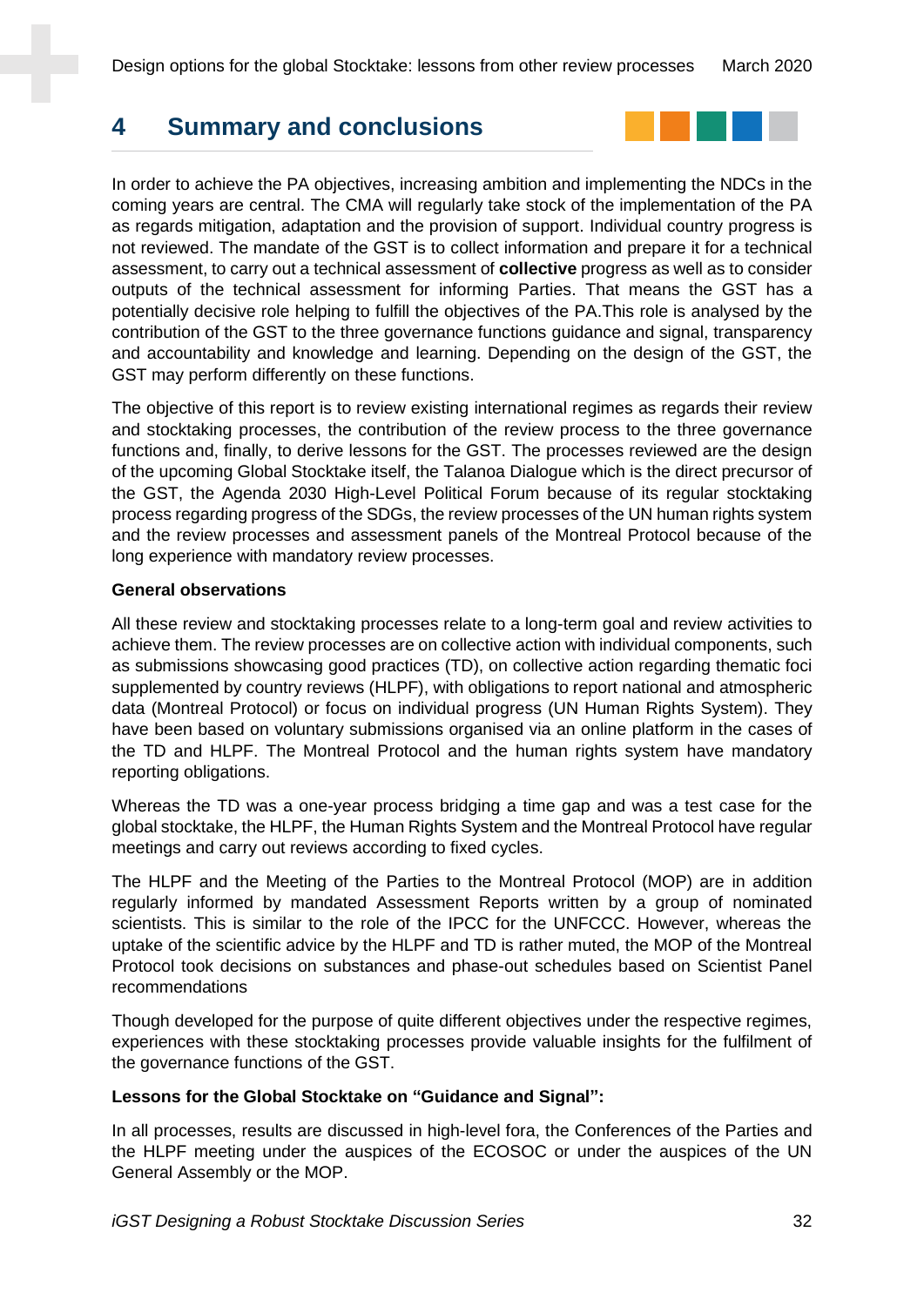# 4 Summary and conclusions

In order to achieve the PA objectives, increasing ambition and implementing the NDCs in the coming years are central. The CMA will regularly take stock of the implementation of the PA as regards mitigation, adaptation and the provision of support. Individual country progress is not reviewed. The mandate of the GST is to collect information and prepare it for a technical assessment, to carry out a technical assessment of **collective** progress as well as to consider outputs of the technical assessment for informing Parties. That means the GST has a potentially decisive role helping to fulfill the objectives of the PA.This role is analysed by the contribution of the GST to the three governance functions guidance and signal, transparency and accountability and knowledge and learning. Depending on the design of the GST, the GST may perform differently on these functions.

The objective of this report is to review existing international regimes as regards their review and stocktaking processes, the contribution of the review process to the three governance functions and, finally, to derive lessons for the GST. The processes reviewed are the design of the upcoming Global Stocktake itself, the Talanoa Dialogue which is the direct precursor of the GST, the Agenda 2030 High-Level Political Forum because of its regular stocktaking process regarding progress of the SDGs, the review processes of the UN human rights system and the review processes and assessment panels of the Montreal Protocol because of the long experience with mandatory review processes.

**General observations**

All these review and stocktaking processes relate to a long-term goal and review activities to achieve them. The review processes are on collective action with individual components, such as submissions showcasing good practices (TD), on collective action regarding thematic foci supplemented by country reviews (HLPF), with obligations to report national and atmospheric data (Montreal Protocol) or focus on individual progress (UN Human Rights System). They have been based on voluntary submissions organised via an online platform in the cases of the TD and HLPF. The Montreal Protocol and the human rights system have mandatory reporting obligations.

Whereas the TD was a one-year process bridging a time gap and was a test case for the global stocktake, the HLPF, the Human Rights System and the Montreal Protocol have regular meetings and carry out reviews according to fixed cycles.

The HLPF and the Meeting of the Parties to the Montreal Protocol (MOP) are in addition regularly informed by mandated Assessment Reports written by a group of nominated scientists. This is similar to the role of the IPCC for the UNFCCC. However, whereas the uptake of the scientific advice by the HLPF and TD is rather muted, the MOP of the Montreal Protocol took decisions on substances and phase-out schedules based on Scientist Panel recommendations

Though developed for the purpose of quite different objectives under the respective regimes, experiences with these stocktaking processes provide valuable insights for the fulfilment of the governance functions of the GST.

**Lessons for the Global Stocktake on "Guidance and Signal":**

In all processes, results are discussed in high-level fora, the Conferences of the Parties and the HLPF meeting under the auspices of the ECOSOC or under the auspices of the UN General Assembly or the MOP.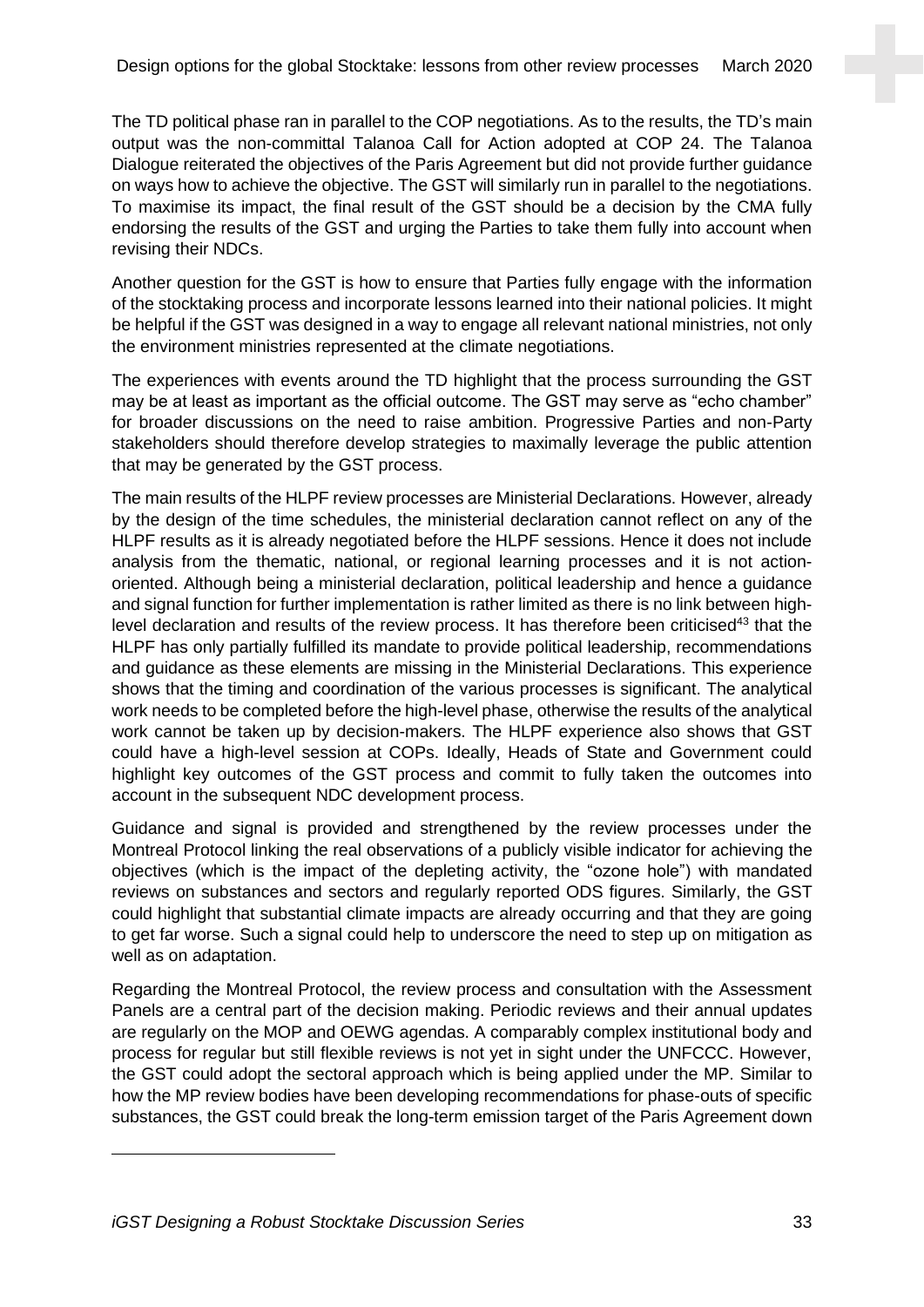The TD political phase ran in parallel to the COP negotiations. As to the results, the TD's main output was the non-committal Talanoa Call for Action adopted at COP 24. The Talanoa Dialogue reiterated the objectives of the Paris Agreement but did not provide further guidance on ways how to achieve the objective. The GST will similarly run in parallel to the negotiations. To maximise its impact, the final result of the GST should be a decision by the CMA fully endorsing the results of the GST and urging the Parties to take them fully into account when revising their NDCs.

Another question for the GST is how to ensure that Parties fully engage with the information of the stocktaking process and incorporate lessons learned into their national policies. It might be helpful if the GST was designed in a way to engage all relevant national ministries, not only the environment ministries represented at the climate negotiations.

The experiences with events around the TD highlight that the process surrounding the GST may be at least as important as the official outcome. The GST may serve as "echo chamber" for broader discussions on the need to raise ambition. Progressive Parties and non-Party stakeholders should therefore develop strategies to maximally leverage the public attention that may be generated by the GST process.

The main results of the HLPF review processes are Ministerial Declarations. However, already by the design of the time schedules, the ministerial declaration cannot reflect on any of the HLPF results as it is already negotiated before the HLPF sessions. Hence it does not include analysis from the thematic, national, or regional learning processes and it is not action-oriented. Although being a ministerial declaration, political leadership and hence a guidance and signal function for further implementation is rather limited as there is no link between high-level declaration and results of the review process. It has therefore been criticised[43] that the HLPF has only partially fulfilled its mandate to provide political leadership, recommendations and guidance as these elements are missing in the Ministerial Declarations. This experience shows that the timing and coordination of the various processes is significant. The analytical work needs to be completed before the high-level phase, otherwise the results of the analytical work cannot be taken up by decision-makers. The HLPF experience also shows that GST could have a high-level session at COPs. Ideally, Heads of State and Government could highlight key outcomes of the GST process and commit to fully taken the outcomes into account in the subsequent NDC development process.

Guidance and signal is provided and strengthened by the review processes under the Montreal Protocol linking the real observations of a publicly visible indicator for achieving the objectives (which is the impact of the depleting activity, the "ozone hole") with mandated reviews on substances and sectors and regularly reported ODS figures. Similarly, the GST could highlight that substantial climate impacts are already occurring and that they are going to get far worse. Such a signal could help to underscore the need to step up on mitigation as well as on adaptation.

Regarding the Montreal Protocol, the review process and consultation with the Assessment Panels are a central part of the decision making. Periodic reviews and their annual updates are regularly on the MOP and OEWG agendas. A comparably complex institutional body and process for regular but still flexible reviews is not yet in sight under the UNFCCC. However, the GST could adopt the sectoral approach which is being applied under the MP. Similar to how the MP review bodies have been developing recommendations for phase-outs of specific substances, the GST could break the long-term emission target of the Paris Agreement down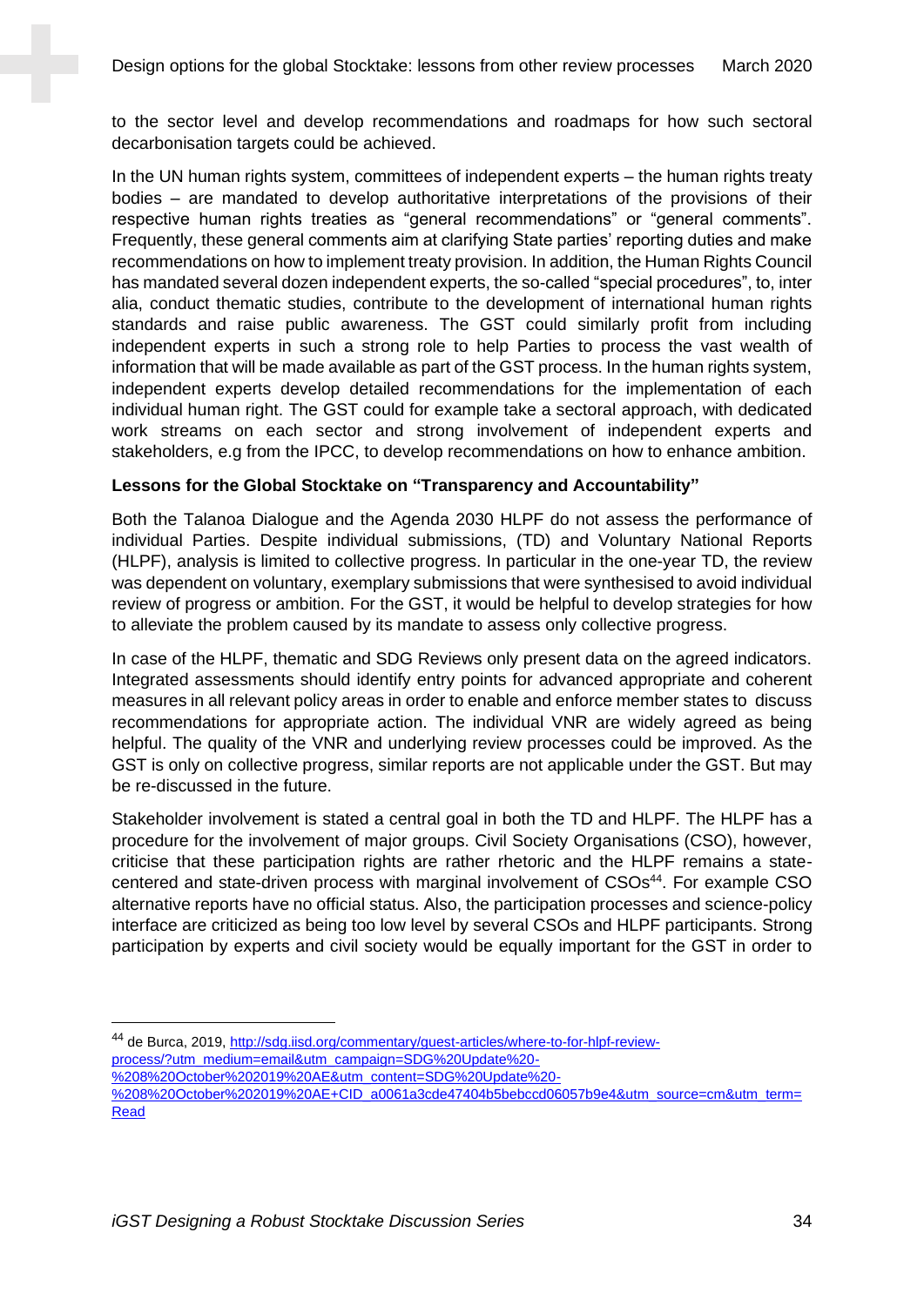to the sector level and develop recommendations and roadmaps for how such sectoral decarbonisation targets could be achieved.

In the UN human rights system, committees of independent experts – the human rights treaty bodies – are mandated to develop authoritative interpretations of the provisions of their respective human rights treaties as "general recommendations" or "general comments". Frequently, these general comments aim at clarifying State parties' reporting duties and make recommendations on how to implement treaty provision. In addition, the Human Rights Council has mandated several dozen independent experts, the so-called "special procedures", to, inter alia, conduct thematic studies, contribute to the development of international human rights standards and raise public awareness. The GST could similarly profit from including independent experts in such a strong role to help Parties to process the vast wealth of information that will be made available as part of the GST process. In the human rights system, independent experts develop detailed recommendations for the implementation of each individual human right. The GST could for example take a sectoral approach, with dedicated work streams on each sector and strong involvement of independent experts and stakeholders, e.g from the IPCC, to develop recommendations on how to enhance ambition.

**Lessons for the Global Stocktake on "Transparency and Accountability"**

Both the Talanoa Dialogue and the Agenda 2030 HLPF do not assess the performance of individual Parties. Despite individual submissions, (TD) and Voluntary National Reports (HLPF), analysis is limited to collective progress. In particular in the one-year TD, the review was dependent on voluntary, exemplary submissions that were synthesised to avoid individual review of progress or ambition. For the GST, it would be helpful to develop strategies for how to alleviate the problem caused by its mandate to assess only collective progress.

In case of the HLPF, thematic and SDG Reviews only present data on the agreed indicators. Integrated assessments should identify entry points for advanced appropriate and coherent measures in all relevant policy areas in order to enable and enforce member states to discuss recommendations for appropriate action. The individual VNR are widely agreed as being helpful. The quality of the VNR and underlying review processes could be improved. As the GST is only on collective progress, similar reports are not applicable under the GST. But may be re-discussed in the future.

Stakeholder involvement is stated a central goal in both the TD and HLPF. The HLPF has a procedure for the involvement of major groups. Civil Society Organisations (CSO), however, criticise that these participation rights are rather rhetoric and the HLPF remains a state-centered and state-driven process with marginal involvement of CSOs[44]. For example CSO alternative reports have no official status. Also, the participation processes and science-policy interface are criticized as being too low level by several CSOs and HLPF participants. Strong participation by experts and civil society would be equally important for the GST in order to

---

[44] de Burca, 2019, [http://sdg.iisd.org/commentary/guest-articles/where-to-for-hlpf-review-process/?utm_medium=email&utm_campaign=SDG%20Update%20-%208%20October%202019%20AE&utm_content=SDG%20Update%20-%208%20October%202019%20AE+CID_a0061a3cde47404b5bebccd06057b9e4&utm_source=cm&utm_term=Read](http://sdg.iisd.org/commentary/guest-articles/where-to-for-hlpf-review-process/?utm_medium=email&utm_campaign=SDG%20Update%20-%208%20October%202019%20AE&utm_content=SDG%20Update%20-%208%20October%202019%20AE+CID_a0061a3cde47404b5bebccd06057b9e4&utm_source=cm&utm_term=Read)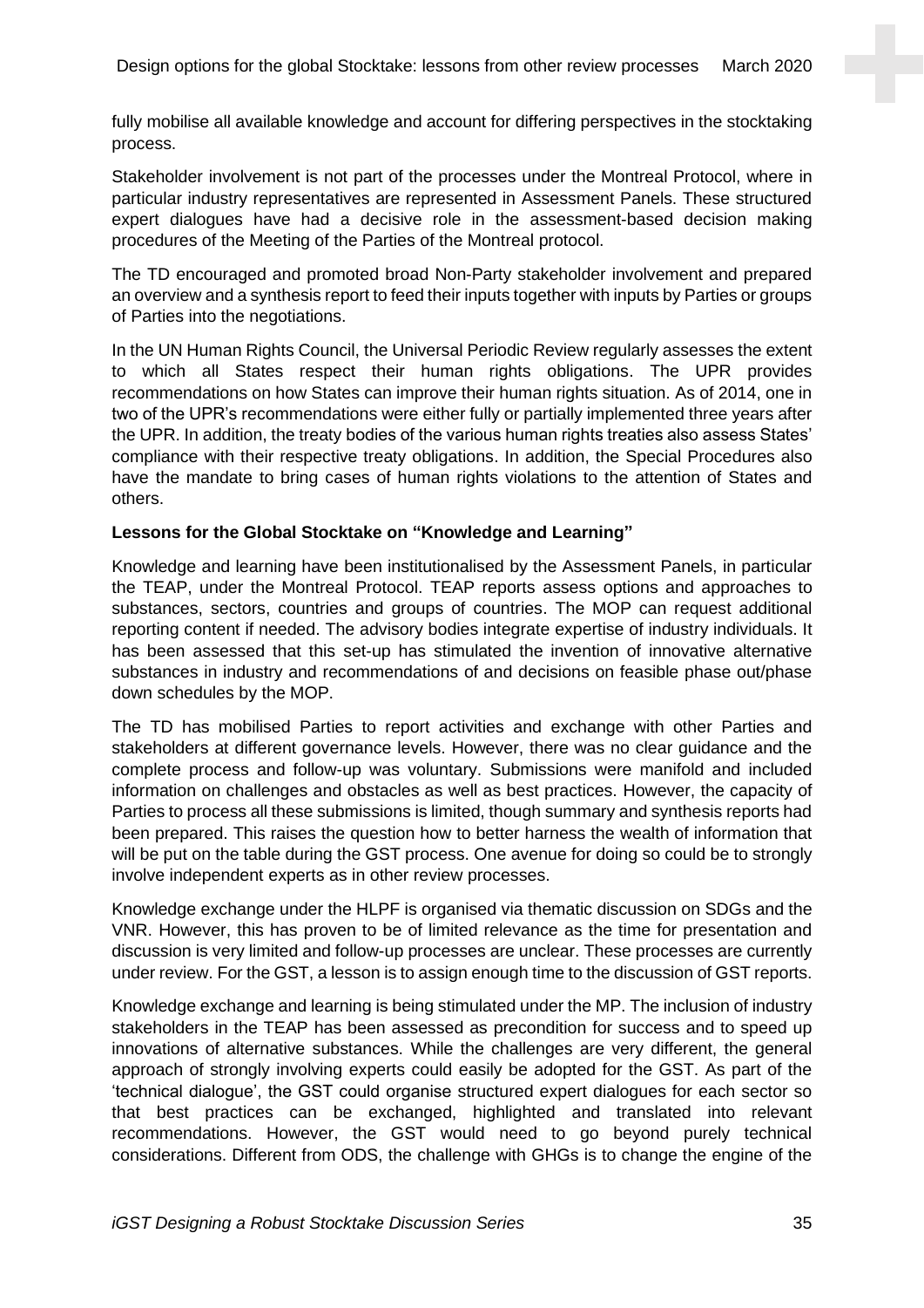fully mobilise all available knowledge and account for differing perspectives in the stocktaking process.

Stakeholder involvement is not part of the processes under the Montreal Protocol, where in particular industry representatives are represented in Assessment Panels. These structured expert dialogues have had a decisive role in the assessment-based decision making procedures of the Meeting of the Parties of the Montreal protocol.

The TD encouraged and promoted broad Non-Party stakeholder involvement and prepared an overview and a synthesis report to feed their inputs together with inputs by Parties or groups of Parties into the negotiations.

In the UN Human Rights Council, the Universal Periodic Review regularly assesses the extent to which all States respect their human rights obligations. The UPR provides recommendations on how States can improve their human rights situation. As of 2014, one in two of the UPR's recommendations were either fully or partially implemented three years after the UPR. In addition, the treaty bodies of the various human rights treaties also assess States' compliance with their respective treaty obligations. In addition, the Special Procedures also have the mandate to bring cases of human rights violations to the attention of States and others.

**Lessons for the Global Stocktake on "Knowledge and Learning"**

Knowledge and learning have been institutionalised by the Assessment Panels, in particular the TEAP, under the Montreal Protocol. TEAP reports assess options and approaches to substances, sectors, countries and groups of countries. The MOP can request additional reporting content if needed. The advisory bodies integrate expertise of industry individuals. It has been assessed that this set-up has stimulated the invention of innovative alternative substances in industry and recommendations of and decisions on feasible phase out/phase down schedules by the MOP.

The TD has mobilised Parties to report activities and exchange with other Parties and stakeholders at different governance levels. However, there was no clear guidance and the complete process and follow-up was voluntary. Submissions were manifold and included information on challenges and obstacles as well as best practices. However, the capacity of Parties to process all these submissions is limited, though summary and synthesis reports had been prepared. This raises the question how to better harness the wealth of information that will be put on the table during the GST process. One avenue for doing so could be to strongly involve independent experts as in other review processes.

Knowledge exchange under the HLPF is organised via thematic discussion on SDGs and the VNR. However, this has proven to be of limited relevance as the time for presentation and discussion is very limited and follow-up processes are unclear. These processes are currently under review. For the GST, a lesson is to assign enough time to the discussion of GST reports.

Knowledge exchange and learning is being stimulated under the MP. The inclusion of industry stakeholders in the TEAP has been assessed as precondition for success and to speed up innovations of alternative substances. While the challenges are very different, the general approach of strongly involving experts could easily be adopted for the GST. As part of the 'technical dialogue', the GST could organise structured expert dialogues for each sector so that best practices can be exchanged, highlighted and translated into relevant recommendations. However, the GST would need to go beyond purely technical considerations. Different from ODS, the challenge with GHGs is to change the engine of the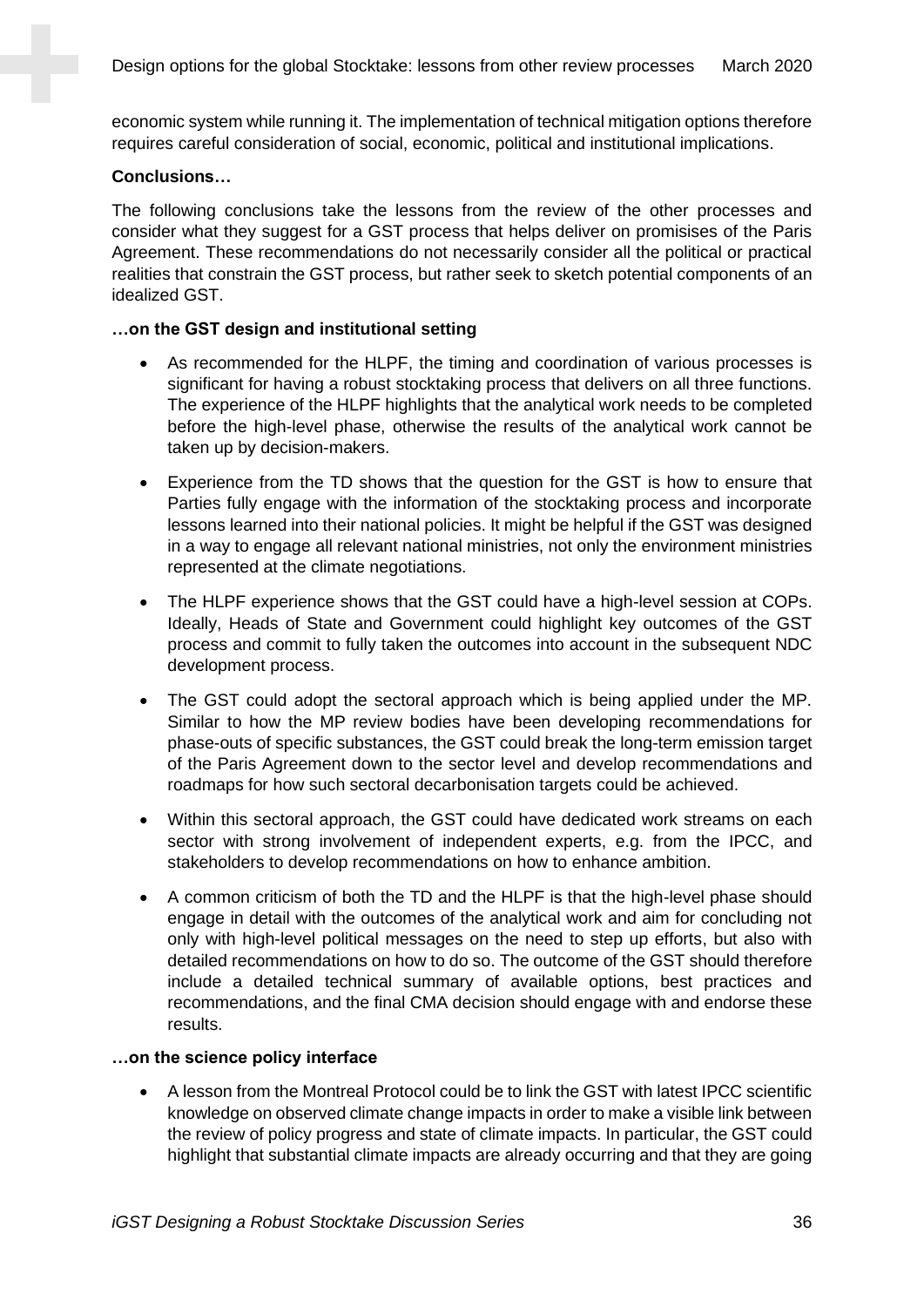economic system while running it. The implementation of technical mitigation options therefore requires careful consideration of social, economic, political and institutional implications.

**Conclusions…**

The following conclusions take the lessons from the review of the other processes and consider what they suggest for a GST process that helps deliver on promisises of the Paris Agreement. These recommendations do not necessarily consider all the political or practical realities that constrain the GST process, but rather seek to sketch potential components of an idealized GST.

**…on the GST design and institutional setting**

- As recommended for the HLPF, the timing and coordination of various processes is significant for having a robust stocktaking process that delivers on all three functions. The experience of the HLPF highlights that the analytical work needs to be completed before the high-level phase, otherwise the results of the analytical work cannot be taken up by decision-makers.
- Experience from the TD shows that the question for the GST is how to ensure that Parties fully engage with the information of the stocktaking process and incorporate lessons learned into their national policies. It might be helpful if the GST was designed in a way to engage all relevant national ministries, not only the environment ministries represented at the climate negotiations.
- The HLPF experience shows that the GST could have a high-level session at COPs. Ideally, Heads of State and Government could highlight key outcomes of the GST process and commit to fully taken the outcomes into account in the subsequent NDC development process.
- The GST could adopt the sectoral approach which is being applied under the MP. Similar to how the MP review bodies have been developing recommendations for phase-outs of specific substances, the GST could break the long-term emission target of the Paris Agreement down to the sector level and develop recommendations and roadmaps for how such sectoral decarbonisation targets could be achieved.
- Within this sectoral approach, the GST could have dedicated work streams on each sector with strong involvement of independent experts, e.g. from the IPCC, and stakeholders to develop recommendations on how to enhance ambition.
- A common criticism of both the TD and the HLPF is that the high-level phase should engage in detail with the outcomes of the analytical work and aim for concluding not only with high-level political messages on the need to step up efforts, but also with detailed recommendations on how to do so. The outcome of the GST should therefore include a detailed technical summary of available options, best practices and recommendations, and the final CMA decision should engage with and endorse these results.

**…on the science policy interface**

- A lesson from the Montreal Protocol could be to link the GST with latest IPCC scientific knowledge on observed climate change impacts in order to make a visible link between the review of policy progress and state of climate impacts. In particular, the GST could highlight that substantial climate impacts are already occurring and that they are going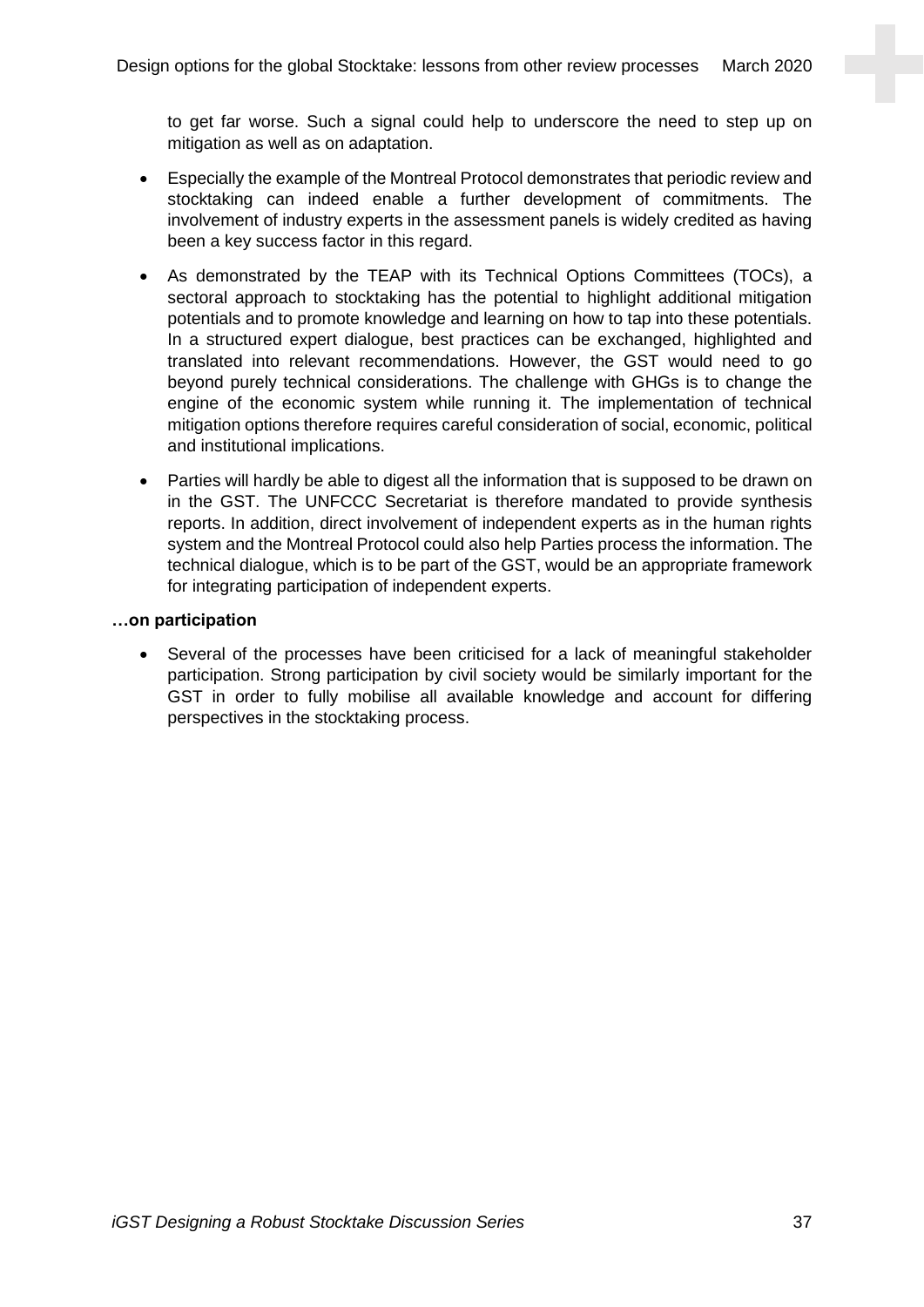to get far worse. Such a signal could help to underscore the need to step up on mitigation as well as on adaptation.

- Especially the example of the Montreal Protocol demonstrates that periodic review and stocktaking can indeed enable a further development of commitments. The involvement of industry experts in the assessment panels is widely credited as having been a key success factor in this regard.
- As demonstrated by the TEAP with its Technical Options Committees (TOCs), a sectoral approach to stocktaking has the potential to highlight additional mitigation potentials and to promote knowledge and learning on how to tap into these potentials. In a structured expert dialogue, best practices can be exchanged, highlighted and translated into relevant recommendations. However, the GST would need to go beyond purely technical considerations. The challenge with GHGs is to change the engine of the economic system while running it. The implementation of technical mitigation options therefore requires careful consideration of social, economic, political and institutional implications.
- Parties will hardly be able to digest all the information that is supposed to be drawn on in the GST. The UNFCCC Secretariat is therefore mandated to provide synthesis reports. In addition, direct involvement of independent experts as in the human rights system and the Montreal Protocol could also help Parties process the information. The technical dialogue, which is to be part of the GST, would be an appropriate framework for integrating participation of independent experts.

**…on participation**

- Several of the processes have been criticised for a lack of meaningful stakeholder participation. Strong participation by civil society would be similarly important for the GST in order to fully mobilise all available knowledge and account for differing perspectives in the stocktaking process.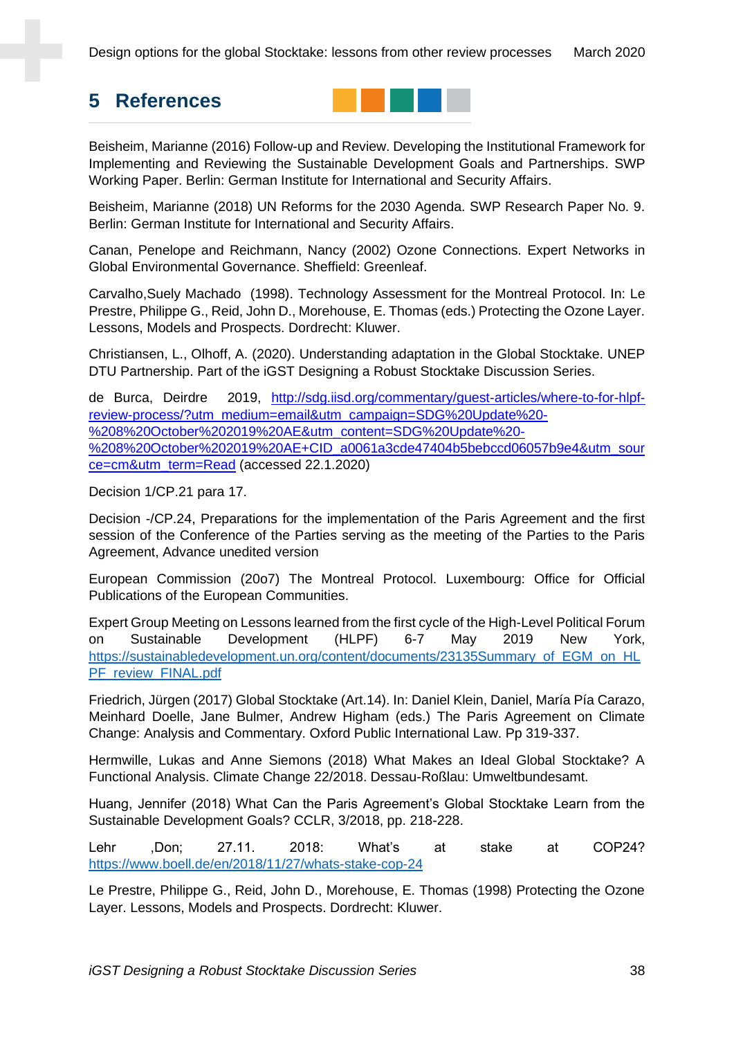# 5 References

Beisheim, Marianne (2016) Follow-up and Review. Developing the Institutional Framework for Implementing and Reviewing the Sustainable Development Goals and Partnerships. SWP Working Paper. Berlin: German Institute for International and Security Affairs.

Beisheim, Marianne (2018) UN Reforms for the 2030 Agenda. SWP Research Paper No. 9. Berlin: German Institute for International and Security Affairs.

Canan, Penelope and Reichmann, Nancy (2002) Ozone Connections. Expert Networks in Global Environmental Governance. Sheffield: Greenleaf.

Carvalho,Suely Machado (1998). Technology Assessment for the Montreal Protocol. In: Le Prestre, Philippe G., Reid, John D., Morehouse, E. Thomas (eds.) Protecting the Ozone Layer. Lessons, Models and Prospects. Dordrecht: Kluwer.

Christiansen, L., Olhoff, A. (2020). Understanding adaptation in the Global Stocktake. UNEP DTU Partnership. Part of the iGST Designing a Robust Stocktake Discussion Series.

de Burca, Deirdre 2019, http://sdg.iisd.org/commentary/guest-articles/where-to-for-hlpf-review-process/?utm_medium=email&utm_campaign=SDG%20Update%20-%208%20October%202019%20AE&utm_content=SDG%20Update%20-%208%20October%202019%20AE+CID_a0061a3cde47404b5bebccd06057b9e4&utm_source=cm&utm_term=Read (accessed 22.1.2020)

Decision 1/CP.21 para 17.

Decision -/CP.24, Preparations for the implementation of the Paris Agreement and the first session of the Conference of the Parties serving as the meeting of the Parties to the Paris Agreement, Advance unedited version

European Commission (20o7) The Montreal Protocol. Luxembourg: Office for Official Publications of the European Communities.

Expert Group Meeting on Lessons learned from the first cycle of the High-Level Political Forum on Sustainable Development (HLPF) 6-7 May 2019 New York, https://sustainabledevelopment.un.org/content/documents/23135Summary_of_EGM_on_HLPF_review_FINAL.pdf

Friedrich, Jürgen (2017) Global Stocktake (Art.14). In: Daniel Klein, Daniel, María Pía Carazo, Meinhard Doelle, Jane Bulmer, Andrew Higham (eds.) The Paris Agreement on Climate Change: Analysis and Commentary. Oxford Public International Law. Pp 319-337.

Hermwille, Lukas and Anne Siemons (2018) What Makes an Ideal Global Stocktake? A Functional Analysis. Climate Change 22/2018. Dessau-Roßlau: Umweltbundesamt.

Huang, Jennifer (2018) What Can the Paris Agreement's Global Stocktake Learn from the Sustainable Development Goals? CCLR, 3/2018, pp. 218-228.

Lehr ,Don; 27.11. 2018: What's at stake at COP24? https://www.boell.de/en/2018/11/27/whats-stake-cop-24

Le Prestre, Philippe G., Reid, John D., Morehouse, E. Thomas (1998) Protecting the Ozone Layer. Lessons, Models and Prospects. Dordrecht: Kluwer.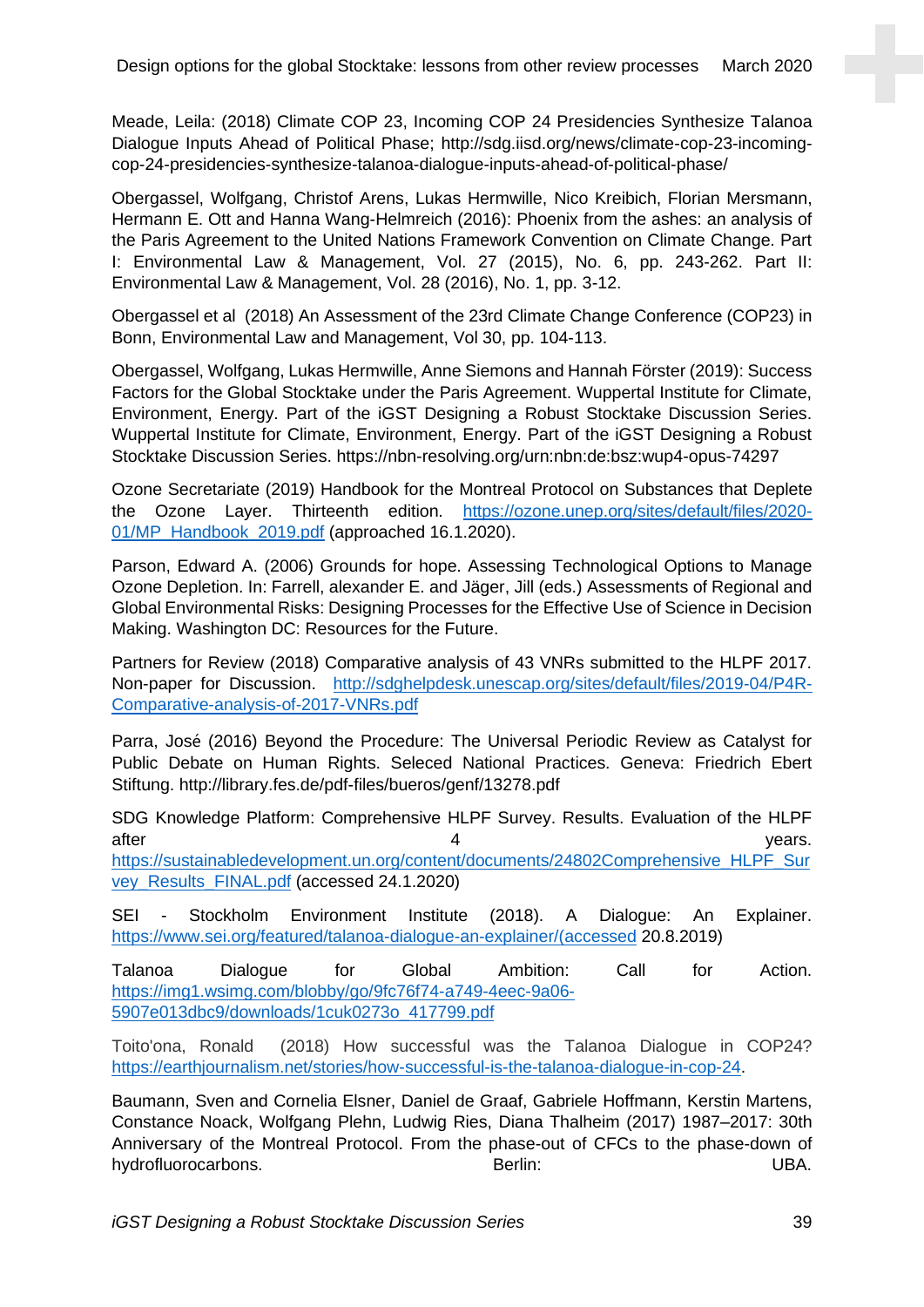Meade, Leila: (2018) Climate COP 23, Incoming COP 24 Presidencies Synthesize Talanoa Dialogue Inputs Ahead of Political Phase; http://sdg.iisd.org/news/climate-cop-23-incoming-cop-24-presidencies-synthesize-talanoa-dialogue-inputs-ahead-of-political-phase/

Obergassel, Wolfgang, Christof Arens, Lukas Hermwille, Nico Kreibich, Florian Mersmann, Hermann E. Ott and Hanna Wang-Helmreich (2016): Phoenix from the ashes: an analysis of the Paris Agreement to the United Nations Framework Convention on Climate Change. Part I: Environmental Law & Management, Vol. 27 (2015), No. 6, pp. 243-262. Part II: Environmental Law & Management, Vol. 28 (2016), No. 1, pp. 3-12.

Obergassel et al (2018) An Assessment of the 23rd Climate Change Conference (COP23) in Bonn, Environmental Law and Management, Vol 30, pp. 104-113.

Obergassel, Wolfgang, Lukas Hermwille, Anne Siemons and Hannah Förster (2019): Success Factors for the Global Stocktake under the Paris Agreement. Wuppertal Institute for Climate, Environment, Energy. Part of the iGST Designing a Robust Stocktake Discussion Series. Wuppertal Institute for Climate, Environment, Energy. Part of the iGST Designing a Robust Stocktake Discussion Series. https://nbn-resolving.org/urn:nbn:de:bsz:wup4-opus-74297

Ozone Secretariate (2019) Handbook for the Montreal Protocol on Substances that Deplete the Ozone Layer. Thirteenth edition. https://ozone.unep.org/sites/default/files/2020-01/MP_Handbook_2019.pdf (approached 16.1.2020).

Parson, Edward A. (2006) Grounds for hope. Assessing Technological Options to Manage Ozone Depletion. In: Farrell, alexander E. and Jäger, Jill (eds.) Assessments of Regional and Global Environmental Risks: Designing Processes for the Effective Use of Science in Decision Making. Washington DC: Resources for the Future.

Partners for Review (2018) Comparative analysis of 43 VNRs submitted to the HLPF 2017. Non-paper for Discussion. http://sdghelpdesk.unescap.org/sites/default/files/2019-04/P4R-Comparative-analysis-of-2017-VNRs.pdf

Parra, José (2016) Beyond the Procedure: The Universal Periodic Review as Catalyst for Public Debate on Human Rights. Seleced National Practices. Geneva: Friedrich Ebert Stiftung. http://library.fes.de/pdf-files/bueros/genf/13278.pdf

SDG Knowledge Platform: Comprehensive HLPF Survey. Results. Evaluation of the HLPF after 4 years. https://sustainabledevelopment.un.org/content/documents/24802Comprehensive_HLPF_Survey_Results_FINAL.pdf (accessed 24.1.2020)

SEI - Stockholm Environment Institute (2018). A Dialogue: An Explainer. https://www.sei.org/featured/talanoa-dialogue-an-explainer/(accessed 20.8.2019)

Talanoa Dialogue for Global Ambition: Call for Action. https://img1.wsimg.com/blobby/go/9fc76f74-a749-4eec-9a06-5907e013dbc9/downloads/1cuk0273o_417799.pdf

Toito'ona, Ronald (2018) How successful was the Talanoa Dialogue in COP24? https://earthjournalism.net/stories/how-successful-is-the-talanoa-dialogue-in-cop-24.

Baumann, Sven and Cornelia Elsner, Daniel de Graaf, Gabriele Hoffmann, Kerstin Martens, Constance Noack, Wolfgang Plehn, Ludwig Ries, Diana Thalheim (2017) 1987–2017: 30th Anniversary of the Montreal Protocol. From the phase-out of CFCs to the phase-down of hydrofluorocarbons. Berlin: UBA.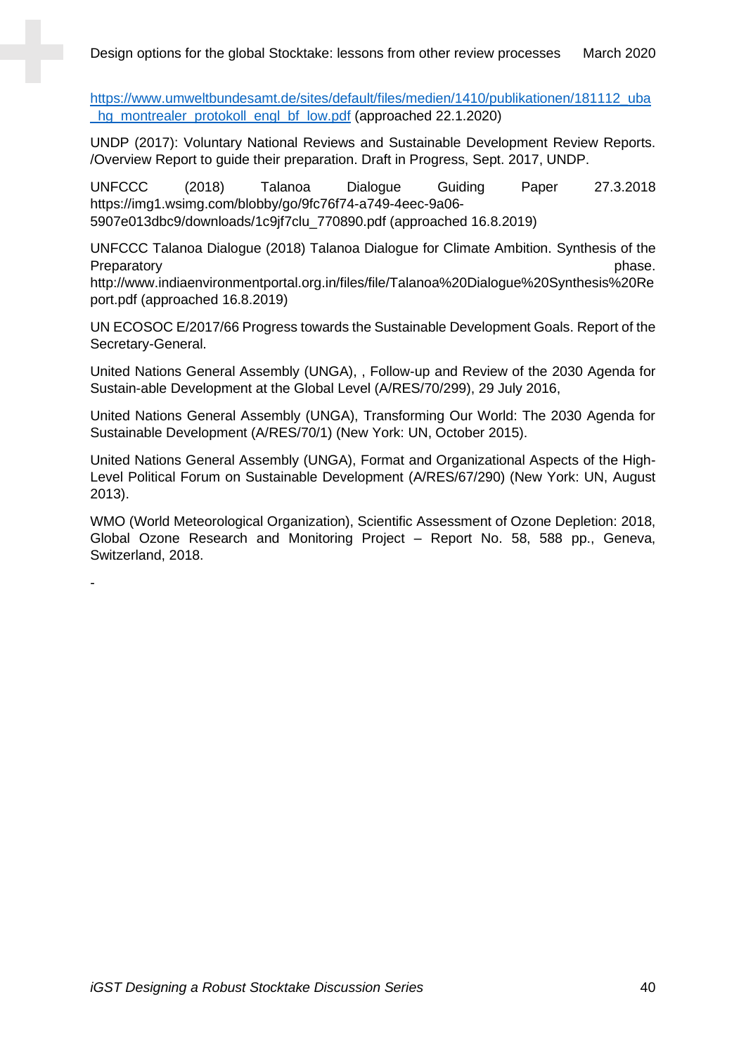https://www.umweltbundesamt.de/sites/default/files/medien/1410/publikationen/181112_uba_hg_montrealer_protokoll_engl_bf_low.pdf (approached 22.1.2020)

UNDP (2017): Voluntary National Reviews and Sustainable Development Review Reports. /Overview Report to guide their preparation. Draft in Progress, Sept. 2017, UNDP.

UNFCCC (2018) Talanoa Dialogue Guiding Paper 27.3.2018 https://img1.wsimg.com/blobby/go/9fc76f74-a749-4eec-9a06-5907e013dbc9/downloads/1c9jf7clu_770890.pdf (approached 16.8.2019)

UNFCCC Talanoa Dialogue (2018) Talanoa Dialogue for Climate Ambition. Synthesis of the Preparatory phase. http://www.indiaenvironmentportal.org.in/files/file/Talanoa%20Dialogue%20Synthesis%20Report.pdf (approached 16.8.2019)

UN ECOSOC E/2017/66 Progress towards the Sustainable Development Goals. Report of the Secretary-General.

United Nations General Assembly (UNGA), , Follow-up and Review of the 2030 Agenda for Sustain-able Development at the Global Level (A/RES/70/299), 29 July 2016,

United Nations General Assembly (UNGA), Transforming Our World: The 2030 Agenda for Sustainable Development (A/RES/70/1) (New York: UN, October 2015).

United Nations General Assembly (UNGA), Format and Organizational Aspects of the High-Level Political Forum on Sustainable Development (A/RES/67/290) (New York: UN, August 2013).

WMO (World Meteorological Organization), Scientific Assessment of Ozone Depletion: 2018, Global Ozone Research and Monitoring Project – Report No. 58, 588 pp., Geneva, Switzerland, 2018.

-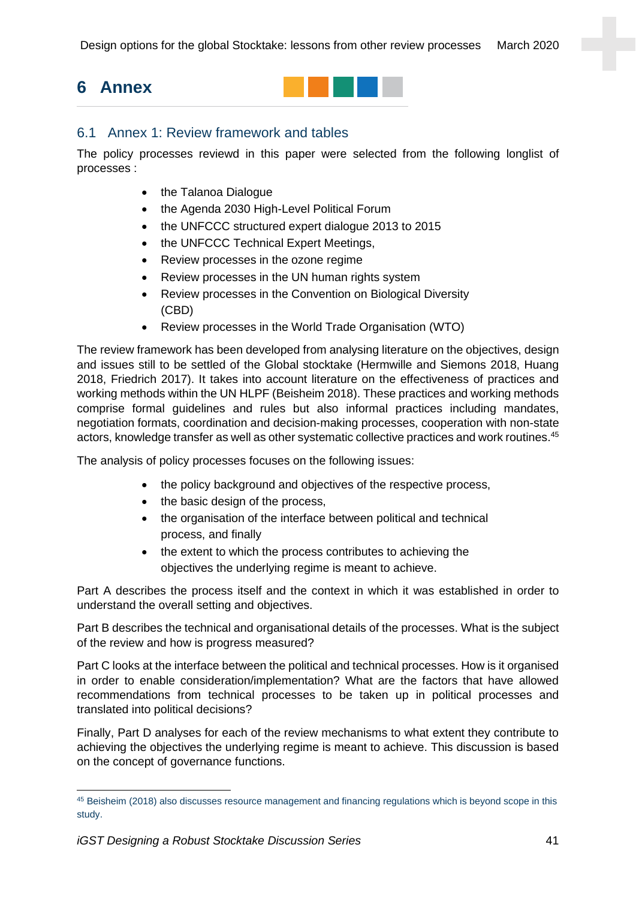# 6 Annex

## 6.1 Annex 1: Review framework and tables

The policy processes reviewd in this paper were selected from the following longlist of processes :

- the Talanoa Dialogue
- the Agenda 2030 High-Level Political Forum
- the UNFCCC structured expert dialogue 2013 to 2015
- the UNFCCC Technical Expert Meetings,
- Review processes in the ozone regime
- Review processes in the UN human rights system
- Review processes in the Convention on Biological Diversity (CBD)
- Review processes in the World Trade Organisation (WTO)

The review framework has been developed from analysing literature on the objectives, design and issues still to be settled of the Global stocktake (Hermwille and Siemons 2018, Huang 2018, Friedrich 2017). It takes into account literature on the effectiveness of practices and working methods within the UN HLPF (Beisheim 2018). These practices and working methods comprise formal guidelines and rules but also informal practices including mandates, negotiation formats, coordination and decision-making processes, cooperation with non-state actors, knowledge transfer as well as other systematic collective practices and work routines.[45]

The analysis of policy processes focuses on the following issues:

- the policy background and objectives of the respective process,
- the basic design of the process,
- the organisation of the interface between political and technical process, and finally
- the extent to which the process contributes to achieving the objectives the underlying regime is meant to achieve.

Part A describes the process itself and the context in which it was established in order to understand the overall setting and objectives.

Part B describes the technical and organisational details of the processes. What is the subject of the review and how is progress measured?

Part C looks at the interface between the political and technical processes. How is it organised in order to enable consideration/implementation? What are the factors that have allowed recommendations from technical processes to be taken up in political processes and translated into political decisions?

Finally, Part D analyses for each of the review mechanisms to what extent they contribute to achieving the objectives the underlying regime is meant to achieve. This discussion is based on the concept of governance functions.

[45] Beisheim (2018) also discusses resource management and financing regulations which is beyond scope in this study.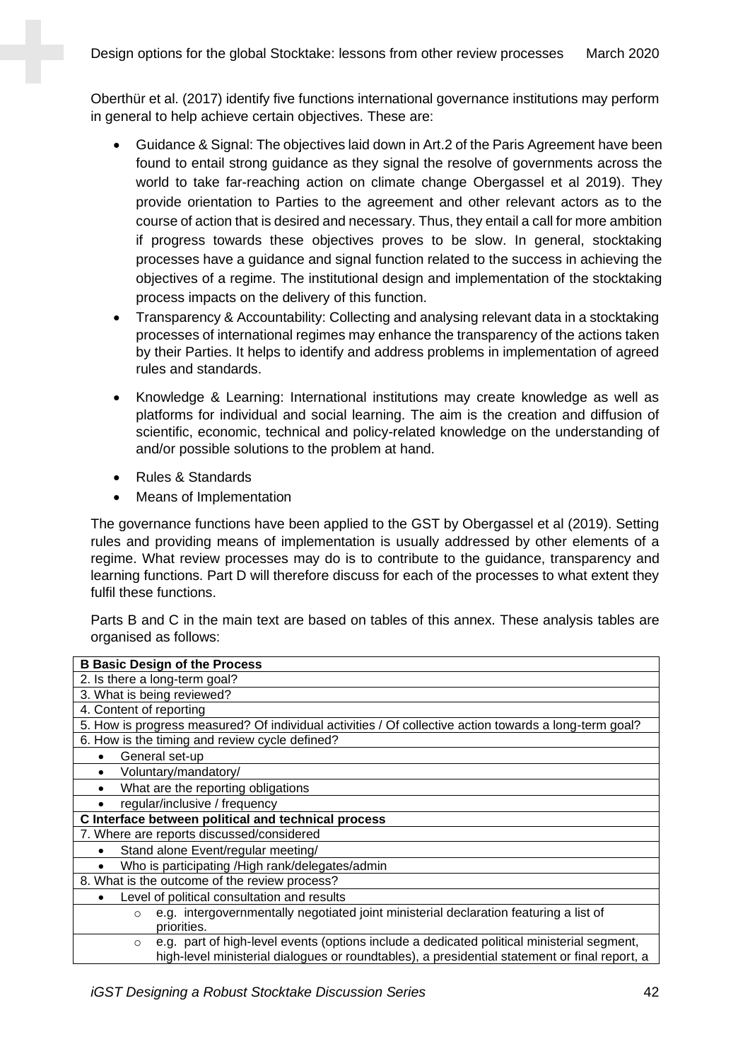Oberthür et al. (2017) identify five functions international governance institutions may perform in general to help achieve certain objectives. These are:

- Guidance & Signal: The objectives laid down in Art.2 of the Paris Agreement have been found to entail strong guidance as they signal the resolve of governments across the world to take far-reaching action on climate change Obergassel et al 2019). They provide orientation to Parties to the agreement and other relevant actors as to the course of action that is desired and necessary. Thus, they entail a call for more ambition if progress towards these objectives proves to be slow. In general, stocktaking processes have a guidance and signal function related to the success in achieving the objectives of a regime. The institutional design and implementation of the stocktaking process impacts on the delivery of this function.
- Transparency & Accountability: Collecting and analysing relevant data in a stocktaking processes of international regimes may enhance the transparency of the actions taken by their Parties. It helps to identify and address problems in implementation of agreed rules and standards.
- Knowledge & Learning: International institutions may create knowledge as well as platforms for individual and social learning. The aim is the creation and diffusion of scientific, economic, technical and policy-related knowledge on the understanding of and/or possible solutions to the problem at hand.
- Rules & Standards
- Means of Implementation

The governance functions have been applied to the GST by Obergassel et al (2019). Setting rules and providing means of implementation is usually addressed by other elements of a regime. What review processes may do is to contribute to the guidance, transparency and learning functions. Part D will therefore discuss for each of the processes to what extent they fulfil these functions.

Parts B and C in the main text are based on tables of this annex. These analysis tables are organised as follows:

| **B Basic Design of the Process** |
|---|
| 2. Is there a long-term goal? |
| 3. What is being reviewed? |
| 4. Content of reporting |
| 5. How is progress measured? Of individual activities / Of collective action towards a long-term goal? |
| 6. How is the timing and review cycle defined? |
| • General set-up |
| • Voluntary/mandatory/ |
| • What are the reporting obligations |
| • regular/inclusive / frequency |
| **C Interface between political and technical process** |
| 7. Where are reports discussed/considered |
| • Stand alone Event/regular meeting/ |
| • Who is participating /High rank/delegates/admin |
| 8. What is the outcome of the review process? |
| • Level of political consultation and results |
| ○ e.g. intergovernmentally negotiated joint ministerial declaration featuring a list of priorities. |
| ○ e.g. part of high-level events (options include a dedicated political ministerial segment, high-level ministerial dialogues or roundtables), a presidential statement or final report, a |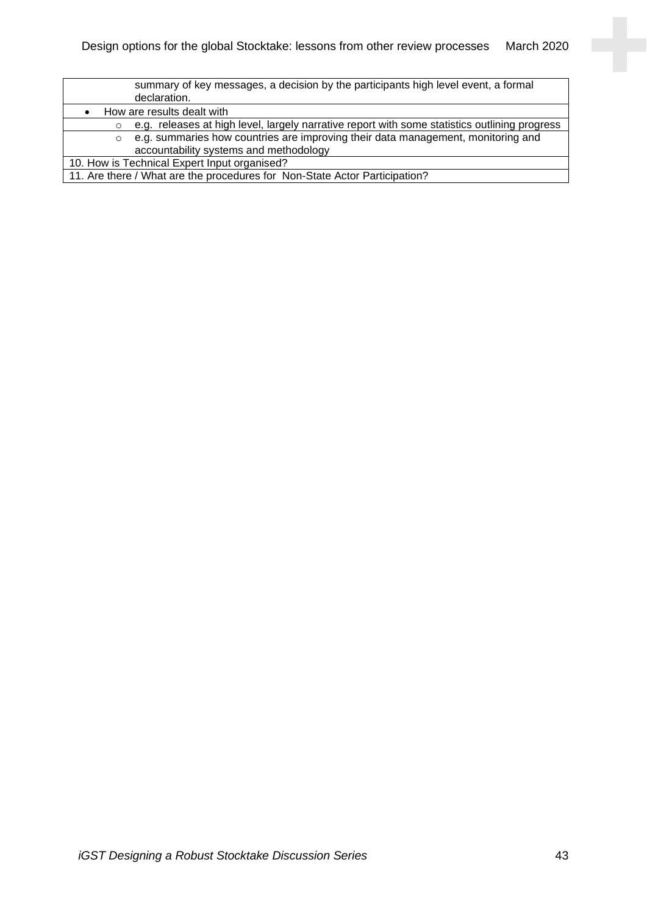| |
|---|
| summary of key messages, a decision by the participants high level event, a formal declaration. |
| • How are results dealt with |
| ○ e.g. releases at high level, largely narrative report with some statistics outlining progress |
| ○ e.g. summaries how countries are improving their data management, monitoring and accountability systems and methodology |
| 10. How is Technical Expert Input organised? |
| 11. Are there / What are the procedures for Non-State Actor Participation? |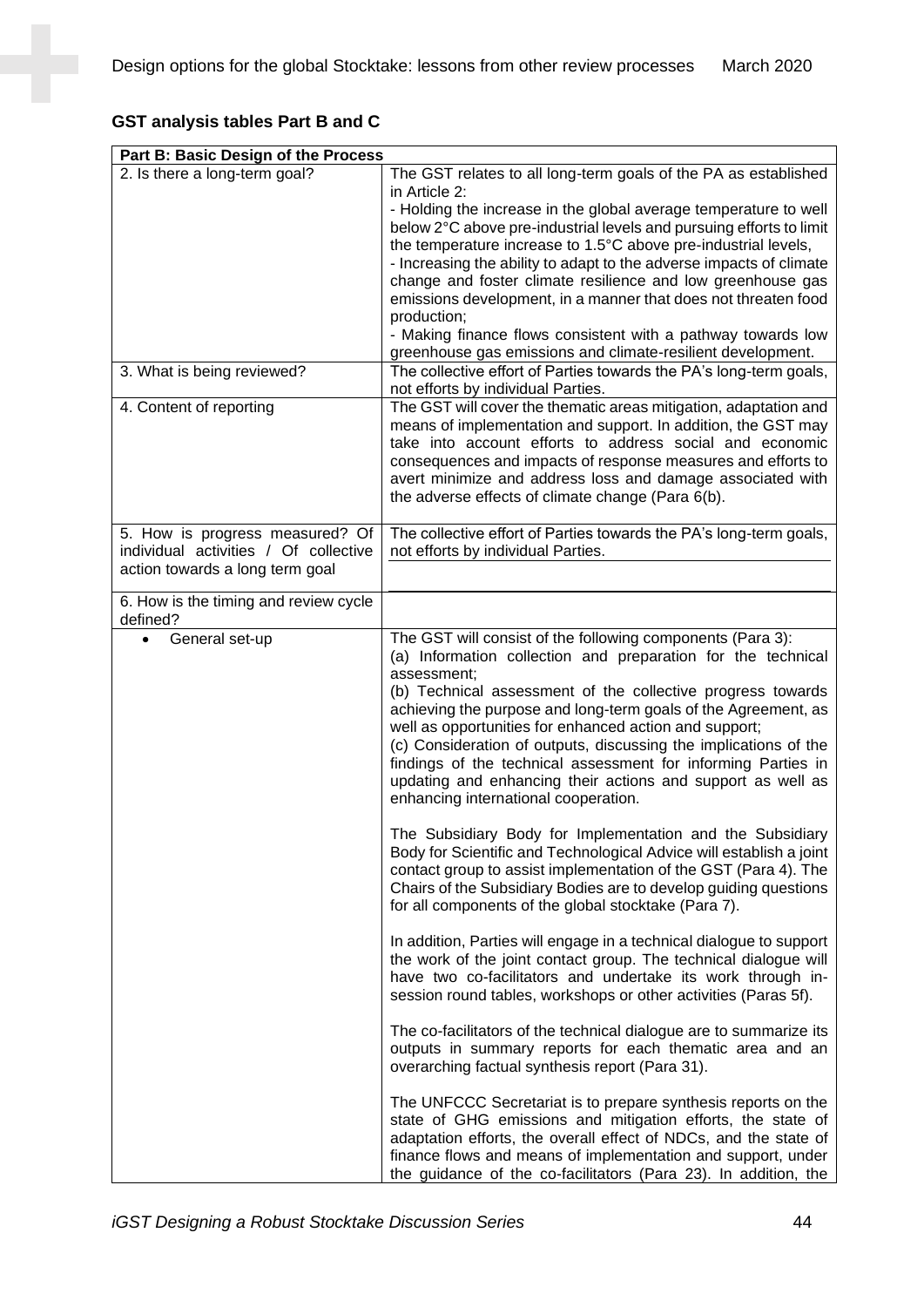**GST analysis tables Part B and C**

| Part B: Basic Design of the Process | |
|---|---|
| 2. Is there a long-term goal? | The GST relates to all long-term goals of the PA as established in Article 2:<br>- Holding the increase in the global average temperature to well below 2°C above pre-industrial levels and pursuing efforts to limit the temperature increase to 1.5°C above pre-industrial levels,<br>- Increasing the ability to adapt to the adverse impacts of climate change and foster climate resilience and low greenhouse gas emissions development, in a manner that does not threaten food production;<br>- Making finance flows consistent with a pathway towards low greenhouse gas emissions and climate-resilient development. |
| 3. What is being reviewed? | The collective effort of Parties towards the PA's long-term goals, not efforts by individual Parties. |
| 4. Content of reporting | The GST will cover the thematic areas mitigation, adaptation and means of implementation and support. In addition, the GST may take into account efforts to address social and economic consequences and impacts of response measures and efforts to avert minimize and address loss and damage associated with the adverse effects of climate change (Para 6(b). |
| 5. How is progress measured? Of individual activities / Of collective action towards a long term goal | The collective effort of Parties towards the PA's long-term goals, not efforts by individual Parties. |
| 6. How is the timing and review cycle defined? | |
| • General set-up | The GST will consist of the following components (Para 3):<br>(a) Information collection and preparation for the technical assessment;<br>(b) Technical assessment of the collective progress towards achieving the purpose and long-term goals of the Agreement, as well as opportunities for enhanced action and support;<br>(c) Consideration of outputs, discussing the implications of the findings of the technical assessment for informing Parties in updating and enhancing their actions and support as well as enhancing international cooperation.<br><br>The Subsidiary Body for Implementation and the Subsidiary Body for Scientific and Technological Advice will establish a joint contact group to assist implementation of the GST (Para 4). The Chairs of the Subsidiary Bodies are to develop guiding questions for all components of the global stocktake (Para 7).<br><br>In addition, Parties will engage in a technical dialogue to support the work of the joint contact group. The technical dialogue will have two co-facilitators and undertake its work through in-session round tables, workshops or other activities (Paras 5f).<br><br>The co-facilitators of the technical dialogue are to summarize its outputs in summary reports for each thematic area and an overarching factual synthesis report (Para 31).<br><br>The UNFCCC Secretariat is to prepare synthesis reports on the state of GHG emissions and mitigation efforts, the state of adaptation efforts, the overall effect of NDCs, and the state of finance flows and means of implementation and support, under the guidance of the co-facilitators (Para 23). In addition, the |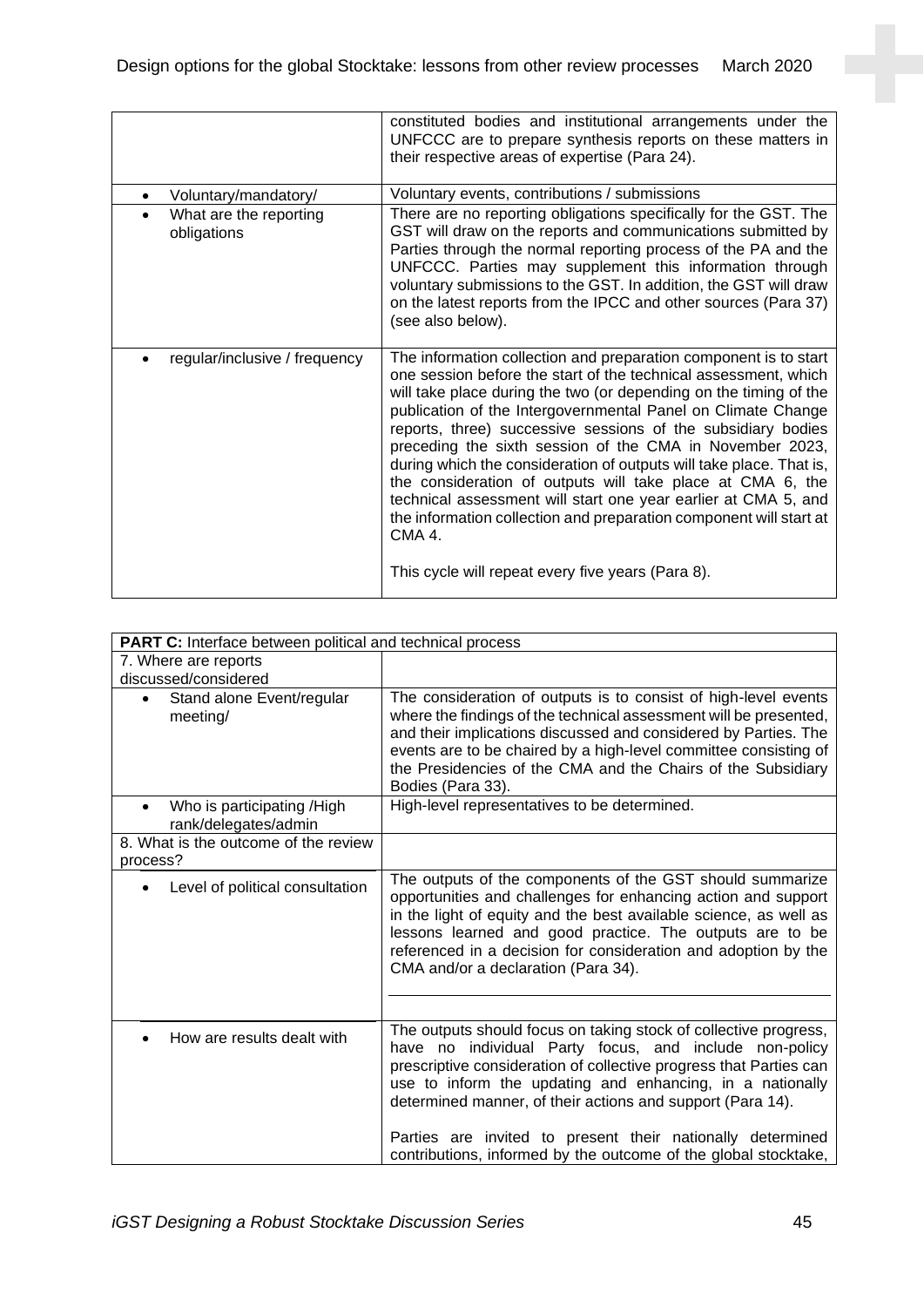| | |
|---|---|
| | constituted bodies and institutional arrangements under the UNFCCC are to prepare synthesis reports on these matters in their respective areas of expertise (Para 24). |
| • Voluntary/mandatory/ | Voluntary events, contributions / submissions |
| • What are the reporting obligations | There are no reporting obligations specifically for the GST. The GST will draw on the reports and communications submitted by Parties through the normal reporting process of the PA and the UNFCCC. Parties may supplement this information through voluntary submissions to the GST. In addition, the GST will draw on the latest reports from the IPCC and other sources (Para 37) (see also below). |
| • regular/inclusive / frequency | The information collection and preparation component is to start one session before the start of the technical assessment, which will take place during the two (or depending on the timing of the publication of the Intergovernmental Panel on Climate Change reports, three) successive sessions of the subsidiary bodies preceding the sixth session of the CMA in November 2023, during which the consideration of outputs will take place. That is, the consideration of outputs will take place at CMA 6, the technical assessment will start one year earlier at CMA 5, and the information collection and preparation component will start at CMA 4.<br><br>This cycle will repeat every five years (Para 8). |

| **PART C:** Interface between political and technical process | |
|---|---|
| 7. Where are reports discussed/considered | |
| • Stand alone Event/regular meeting/ | The consideration of outputs is to consist of high-level events where the findings of the technical assessment will be presented, and their implications discussed and considered by Parties. The events are to be chaired by a high-level committee consisting of the Presidencies of the CMA and the Chairs of the Subsidiary Bodies (Para 33). |
| • Who is participating /High rank/delegates/admin | High-level representatives to be determined. |
| 8. What is the outcome of the review process? | |
| • Level of political consultation | The outputs of the components of the GST should summarize opportunities and challenges for enhancing action and support in the light of equity and the best available science, as well as lessons learned and good practice. The outputs are to be referenced in a decision for consideration and adoption by the CMA and/or a declaration (Para 34). |
| • How are results dealt with | The outputs should focus on taking stock of collective progress, have no individual Party focus, and include non-policy prescriptive consideration of collective progress that Parties can use to inform the updating and enhancing, in a nationally determined manner, of their actions and support (Para 14).<br><br>Parties are invited to present their nationally determined contributions, informed by the outcome of the global stocktake, |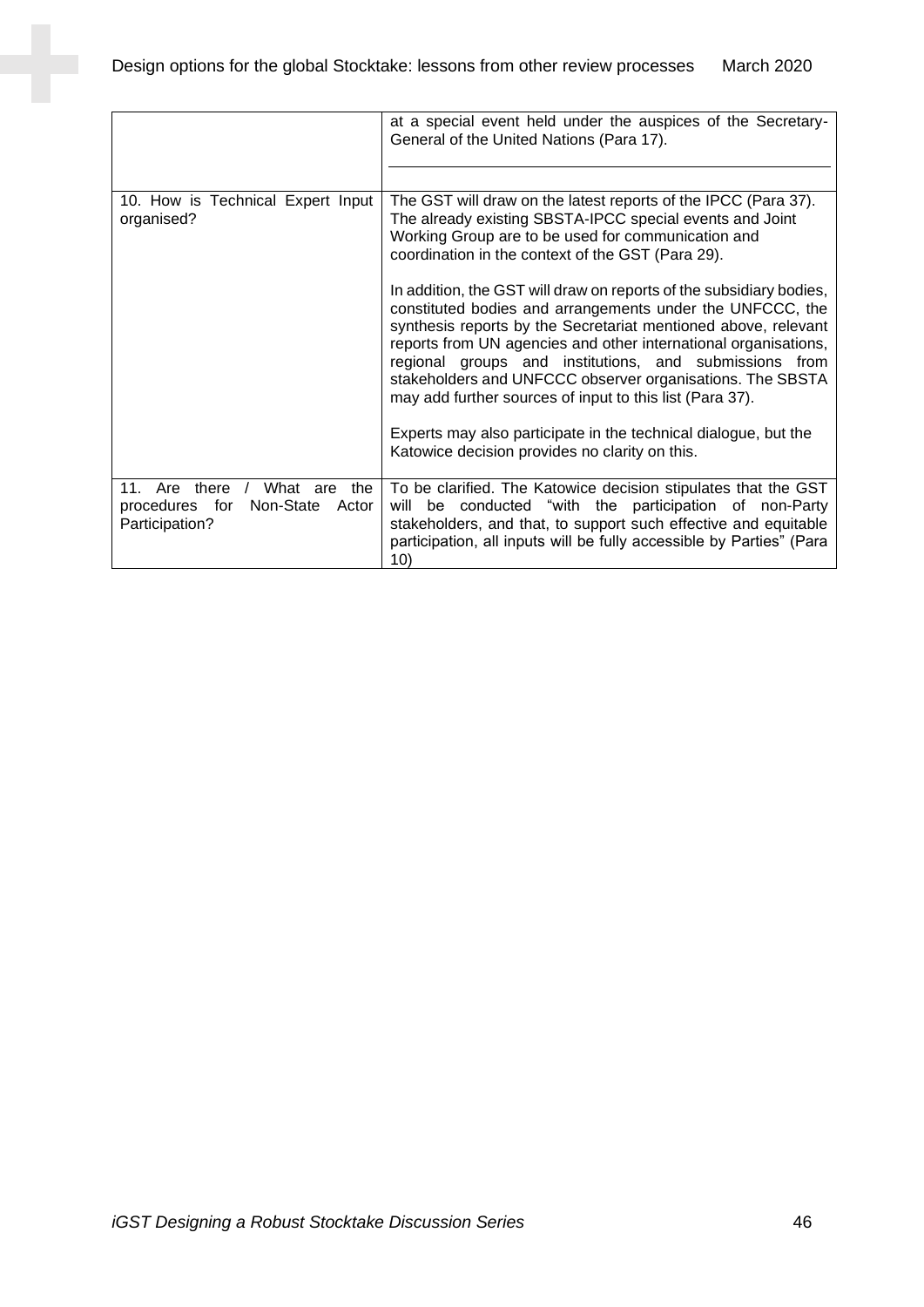| | |
|---|---|
| | at a special event held under the auspices of the Secretary-General of the United Nations (Para 17). |
| 10. How is Technical Expert Input organised? | The GST will draw on the latest reports of the IPCC (Para 37). The already existing SBSTA-IPCC special events and Joint Working Group are to be used for communication and coordination in the context of the GST (Para 29).<br><br>In addition, the GST will draw on reports of the subsidiary bodies, constituted bodies and arrangements under the UNFCCC, the synthesis reports by the Secretariat mentioned above, relevant reports from UN agencies and other international organisations, regional groups and institutions, and submissions from stakeholders and UNFCCC observer organisations. The SBSTA may add further sources of input to this list (Para 37).<br><br>Experts may also participate in the technical dialogue, but the Katowice decision provides no clarity on this. |
| 11. Are there / What are the procedures for Non-State Actor Participation? | To be clarified. The Katowice decision stipulates that the GST will be conducted "with the participation of non-Party stakeholders, and that, to support such effective and equitable participation, all inputs will be fully accessible by Parties" (Para 10) |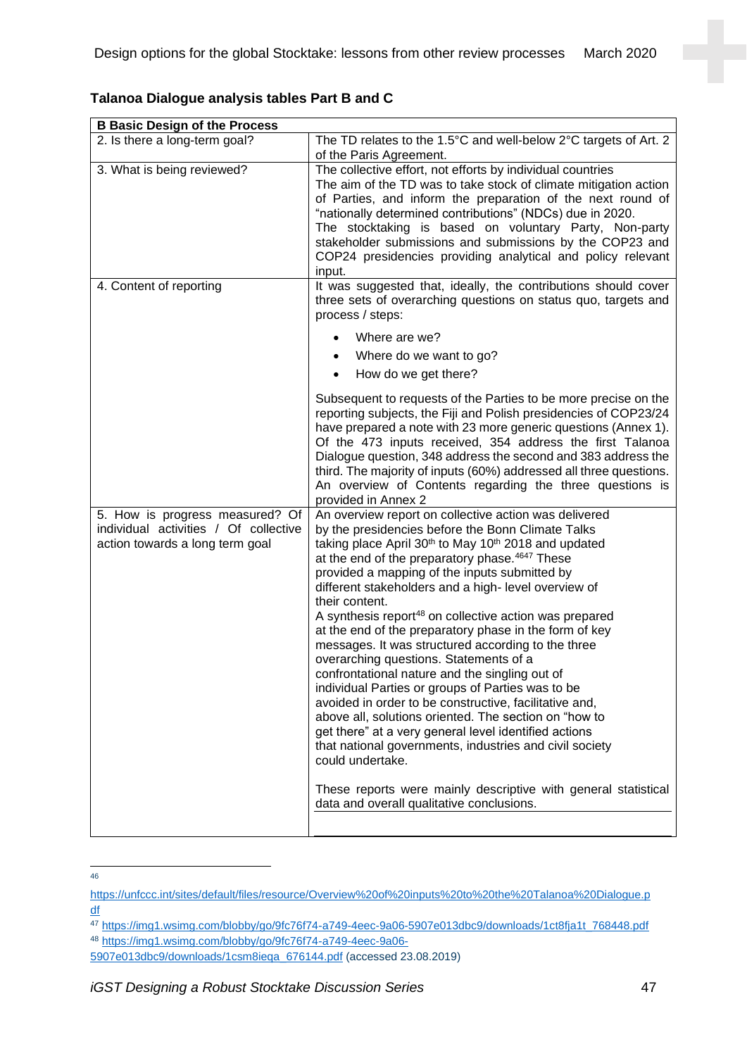**Talanoa Dialogue analysis tables Part B and C**

| B Basic Design of the Process | |
|---|---|
| 2. Is there a long-term goal? | The TD relates to the 1.5°C and well-below 2°C targets of Art. 2 of the Paris Agreement. |
| 3. What is being reviewed? | The collective effort, not efforts by individual countries<br>The aim of the TD was to take stock of climate mitigation action of Parties, and inform the preparation of the next round of "nationally determined contributions" (NDCs) due in 2020.<br>The stocktaking is based on voluntary Party, Non-party stakeholder submissions and submissions by the COP23 and COP24 presidencies providing analytical and policy relevant input. |
| 4. Content of reporting | It was suggested that, ideally, the contributions should cover three sets of overarching questions on status quo, targets and process / steps:<br>• Where are we?<br>• Where do we want to go?<br>• How do we get there?<br>Subsequent to requests of the Parties to be more precise on the reporting subjects, the Fiji and Polish presidencies of COP23/24 have prepared a note with 23 more generic questions (Annex 1). Of the 473 inputs received, 354 address the first Talanoa Dialogue question, 348 address the second and 383 address the third. The majority of inputs (60%) addressed all three questions. An overview of Contents regarding the three questions is provided in Annex 2 |
| 5. How is progress measured? Of individual activities / Of collective action towards a long term goal | An overview report on collective action was delivered by the presidencies before the Bonn Climate Talks taking place April 30th to May 10th 2018 and updated at the end of the preparatory phase.[46][47] These provided a mapping of the inputs submitted by different stakeholders and a high- level overview of their content.<br>A synthesis report[48] on collective action was prepared at the end of the preparatory phase in the form of key messages. It was structured according to the three overarching questions. Statements of a confrontational nature and the singling out of individual Parties or groups of Parties was to be avoided in order to be constructive, facilitative and, above all, solutions oriented. The section on "how to get there" at a very general level identified actions that national governments, industries and civil society could undertake.<br>These reports were mainly descriptive with general statistical data and overall qualitative conclusions. |

[46] https://unfccc.int/sites/default/files/resource/Overview%20of%20inputs%20to%20the%20Talanoa%20Dialogue.pdf

[47] https://img1.wsimg.com/blobby/go/9fc76f74-a749-4eec-9a06-5907e013dbc9/downloads/1ct8fja1t_768448.pdf

[48] https://img1.wsimg.com/blobby/go/9fc76f74-a749-4eec-9a06-5907e013dbc9/downloads/1csm8ieqa_676144.pdf (accessed 23.08.2019)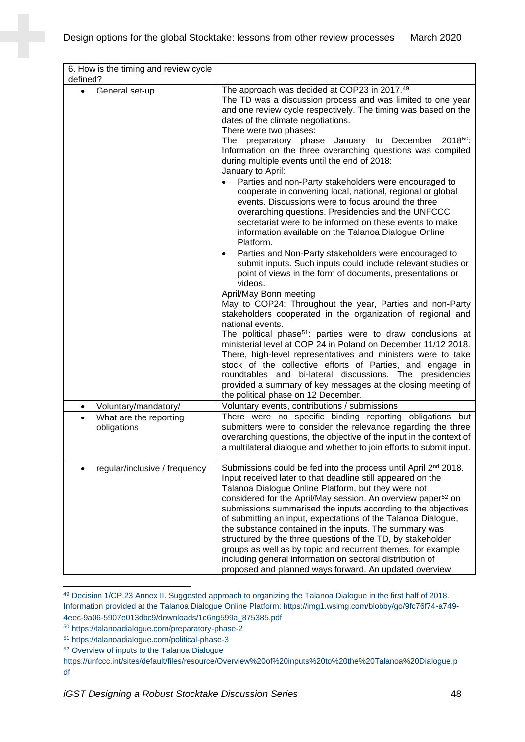| 6. How is the timing and review cycle defined? | |
|---|---|
| • General set-up | The approach was decided at COP23 in 2017.[49]<br>The TD was a discussion process and was limited to one year and one review cycle respectively. The timing was based on the dates of the climate negotiations.<br>There were two phases:<br>The preparatory phase January to December 2018[50]: Information on the three overarching questions was compiled during multiple events until the end of 2018:<br>January to April:<br>• Parties and non-Party stakeholders were encouraged to cooperate in convening local, national, regional or global events. Discussions were to focus around the three overarching questions. Presidencies and the UNFCCC secretariat were to be informed on these events to make information available on the Talanoa Dialogue Online Platform.<br>• Parties and Non-Party stakeholders were encouraged to submit inputs. Such inputs could include relevant studies or point of views in the form of documents, presentations or videos.<br>April/May Bonn meeting<br>May to COP24: Throughout the year, Parties and non-Party stakeholders cooperated in the organization of regional and national events.<br>The political phase[51]: parties were to draw conclusions at ministerial level at COP 24 in Poland on December 11/12 2018. There, high-level representatives and ministers were to take stock of the collective efforts of Parties, and engage in roundtables and bi-lateral discussions. The presidencies provided a summary of key messages at the closing meeting of the political phase on 12 December. |
| • Voluntary/mandatory/ | Voluntary events, contributions / submissions |
| • What are the reporting obligations | There were no specific binding reporting obligations but submitters were to consider the relevance regarding the three overarching questions, the objective of the input in the context of a multilateral dialogue and whether to join efforts to submit input. |
| • regular/inclusive / frequency | Submissions could be fed into the process until April 2nd 2018. Input received later to that deadline still appeared on the Talanoa Dialogue Online Platform, but they were not considered for the April/May session. An overview paper[52] on submissions summarised the inputs according to the objectives of submitting an input, expectations of the Talanoa Dialogue, the substance contained in the inputs. The summary was structured by the three questions of the TD, by stakeholder groups as well as by topic and recurrent themes, for example including general information on sectoral distribution of proposed and planned ways forward. An updated overview |

[49] Decision 1/CP.23 Annex II. Suggested approach to organizing the Talanoa Dialogue in the first half of 2018. Information provided at the Talanoa Dialogue Online Platform: https://img1.wsimg.com/blobby/go/9fc76f74-a749-4eec-9a06-5907e013dbc9/downloads/1c6ng599a_875385.pdf

[50] https://talanoadialogue.com/preparatory-phase-2

[51] https://talanoadialogue.com/political-phase-3

[52] Overview of inputs to the Talanoa Dialogue https://unfccc.int/sites/default/files/resource/Overview%20of%20inputs%20to%20the%20Talanoa%20Dialogue.pdf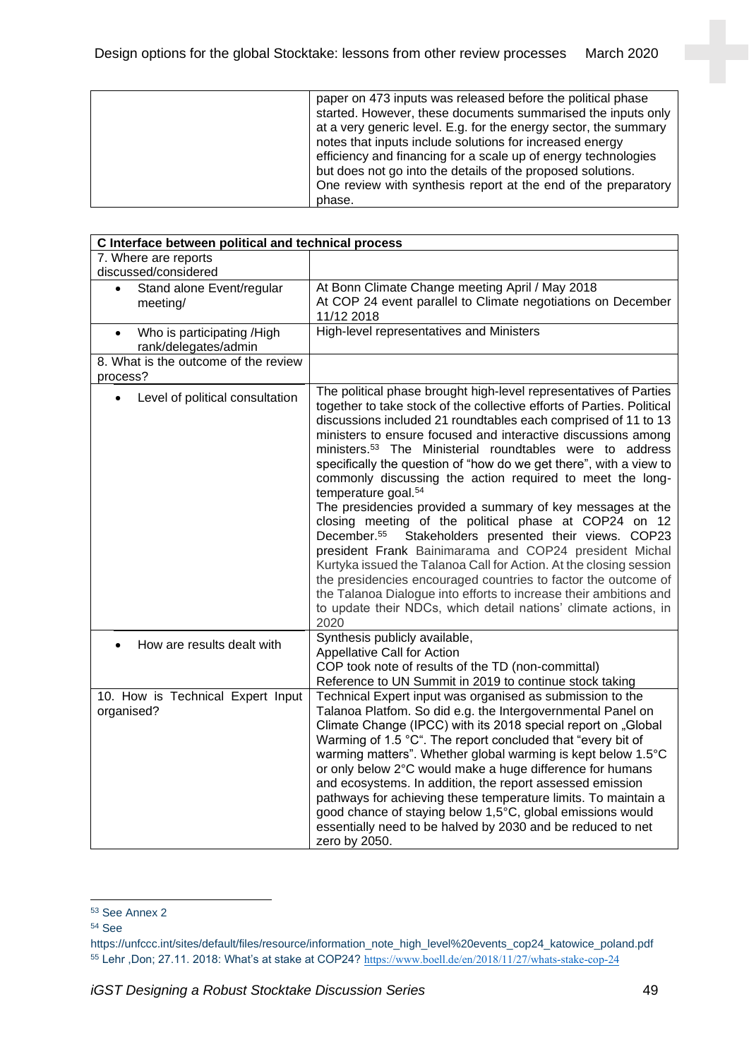| | |
|---|---|
| | paper on 473 inputs was released before the political phase started. However, these documents summarised the inputs only at a very generic level. E.g. for the energy sector, the summary notes that inputs include solutions for increased energy efficiency and financing for a scale up of energy technologies but does not go into the details of the proposed solutions. One review with synthesis report at the end of the preparatory phase. |

| **C Interface between political and technical process** | |
|---|---|
| 7. Where are reports discussed/considered | |
| • Stand alone Event/regular meeting/ | At Bonn Climate Change meeting April / May 2018<br>At COP 24 event parallel to Climate negotiations on December 11/12 2018 |
| • Who is participating /High rank/delegates/admin | High-level representatives and Ministers |
| 8. What is the outcome of the review process? | |
| • Level of political consultation | The political phase brought high-level representatives of Parties together to take stock of the collective efforts of Parties. Political discussions included 21 roundtables each comprised of 11 to 13 ministers to ensure focused and interactive discussions among ministers.[53] The Ministerial roundtables were to address specifically the question of "how do we get there", with a view to commonly discussing the action required to meet the long-temperature goal.[54]<br>The presidencies provided a summary of key messages at the closing meeting of the political phase at COP24 on 12 December.[55] Stakeholders presented their views. COP23 president Frank Bainimarama and COP24 president Michal Kurtyka issued the Talanoa Call for Action. At the closing session the presidencies encouraged countries to factor the outcome of the Talanoa Dialogue into efforts to increase their ambitions and to update their NDCs, which detail nations' climate actions, in 2020 |
| • How are results dealt with | Synthesis publicly available,<br>Appellative Call for Action<br>COP took note of results of the TD (non-committal)<br>Reference to UN Summit in 2019 to continue stock taking |
| 10. How is Technical Expert Input organised? | Technical Expert input was organised as submission to the Talanoa Platfom. So did e.g. the Intergovernmental Panel on Climate Change (IPCC) with its 2018 special report on „Global Warming of 1.5 °C". The report concluded that "every bit of warming matters". Whether global warming is kept below 1.5°C or only below 2°C would make a huge difference for humans and ecosystems. In addition, the report assessed emission pathways for achieving these temperature limits. To maintain a good chance of staying below 1,5°C, global emissions would essentially need to be halved by 2030 and be reduced to net zero by 2050. |

[53] See Annex 2

[54] See https://unfccc.int/sites/default/files/resource/information_note_high_level%20events_cop24_katowice_poland.pdf

[55] Lehr ,Don; 27.11. 2018: What's at stake at COP24? https://www.boell.de/en/2018/11/27/whats-stake-cop-24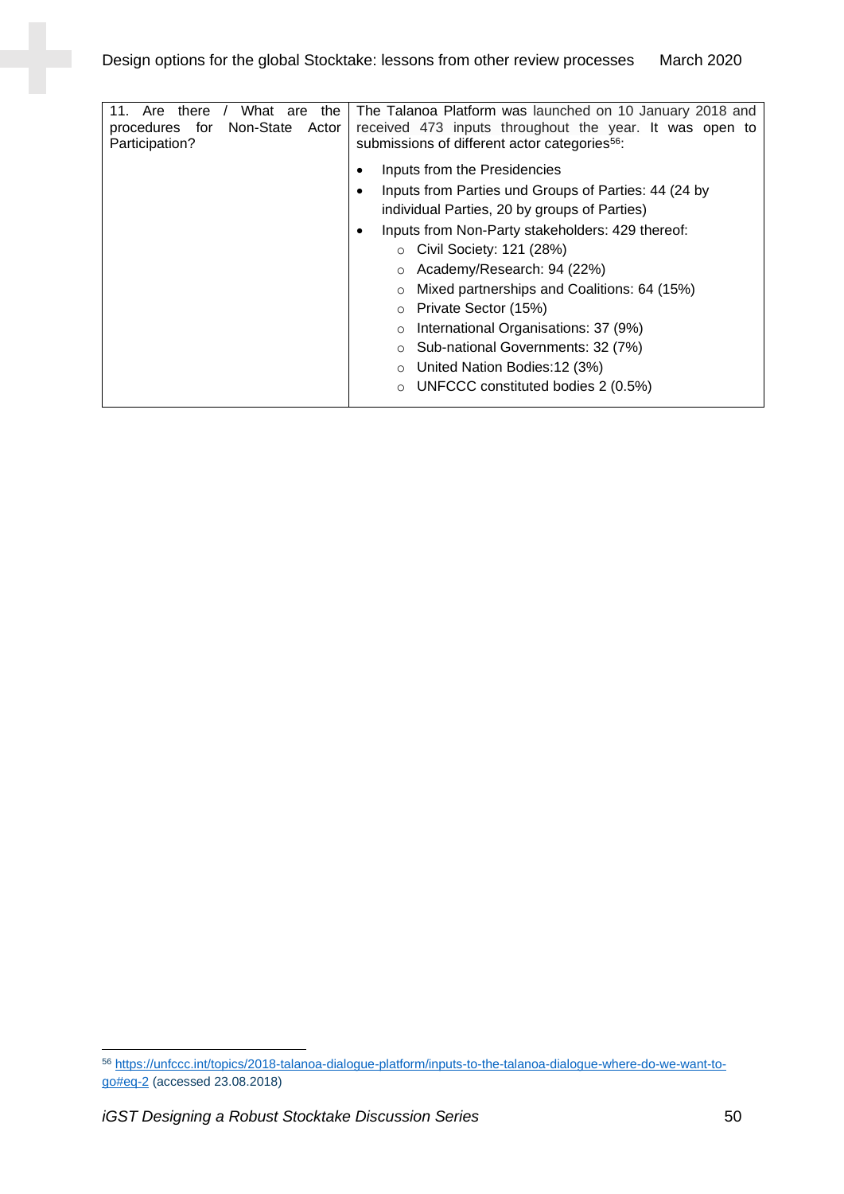| 11. Are there / What are the procedures for Non-State Actor Participation? | The Talanoa Platform was launched on 10 January 2018 and received 473 inputs throughout the year. It was open to submissions of different actor categories[56]:<br>• Inputs from the Presidencies<br>• Inputs from Parties und Groups of Parties: 44 (24 by individual Parties, 20 by groups of Parties)<br>• Inputs from Non-Party stakeholders: 429 thereof:<br>  ○ Civil Society: 121 (28%)<br>  ○ Academy/Research: 94 (22%)<br>  ○ Mixed partnerships and Coalitions: 64 (15%)<br>  ○ Private Sector (15%)<br>  ○ International Organisations: 37 (9%)<br>  ○ Sub-national Governments: 32 (7%)<br>  ○ United Nation Bodies:12 (3%)<br>  ○ UNFCCC constituted bodies 2 (0.5%) |
|---|---|

[56] https://unfccc.int/topics/2018-talanoa-dialogue-platform/inputs-to-the-talanoa-dialogue-where-do-we-want-to-go#eq-2 (accessed 23.08.2018)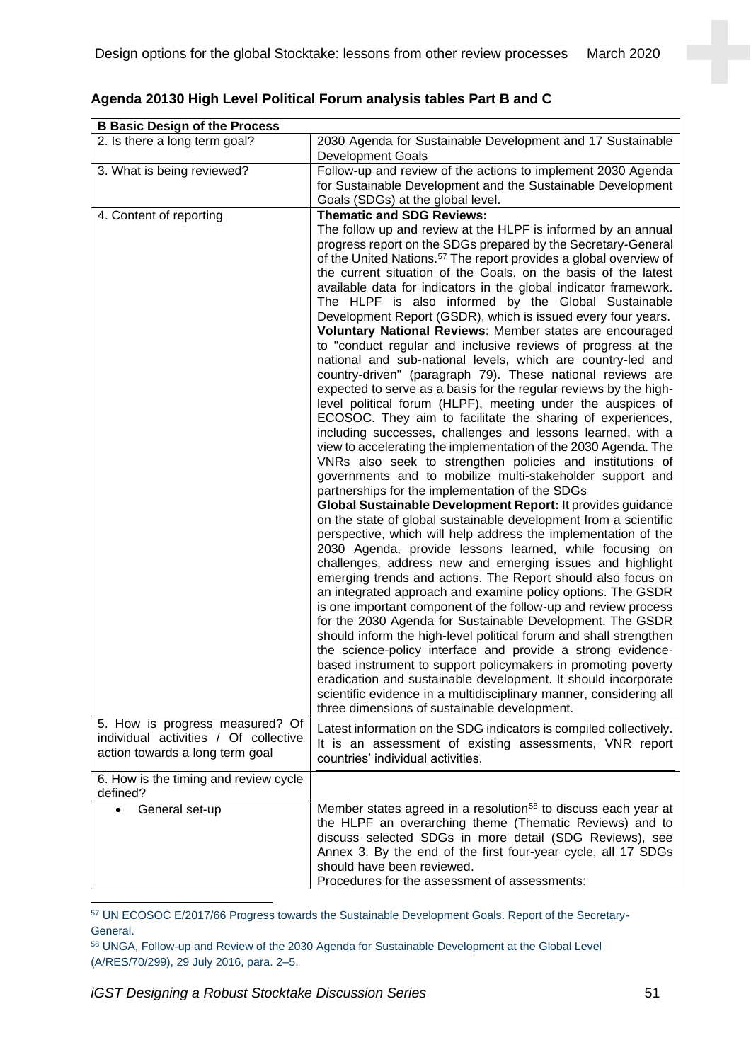**Agenda 20130 High Level Political Forum analysis tables Part B and C**

| B Basic Design of the Process | |
|---|---|
| 2. Is there a long term goal? | 2030 Agenda for Sustainable Development and 17 Sustainable Development Goals |
| 3. What is being reviewed? | Follow-up and review of the actions to implement 2030 Agenda for Sustainable Development and the Sustainable Development Goals (SDGs) at the global level. |
| 4. Content of reporting | **Thematic and SDG Reviews:** The follow up and review at the HLPF is informed by an annual progress report on the SDGs prepared by the Secretary-General of the United Nations.[57] The report provides a global overview of the current situation of the Goals, on the basis of the latest available data for indicators in the global indicator framework. The HLPF is also informed by the Global Sustainable Development Report (GSDR), which is issued every four years. **Voluntary National Reviews**: Member states are encouraged to "conduct regular and inclusive reviews of progress at the national and sub-national levels, which are country-led and country-driven" (paragraph 79). These national reviews are expected to serve as a basis for the regular reviews by the high-level political forum (HLPF), meeting under the auspices of ECOSOC. They aim to facilitate the sharing of experiences, including successes, challenges and lessons learned, with a view to accelerating the implementation of the 2030 Agenda. The VNRs also seek to strengthen policies and institutions of governments and to mobilize multi-stakeholder support and partnerships for the implementation of the SDGs **Global Sustainable Development Report:** It provides guidance on the state of global sustainable development from a scientific perspective, which will help address the implementation of the 2030 Agenda, provide lessons learned, while focusing on challenges, address new and emerging issues and highlight emerging trends and actions. The Report should also focus on an integrated approach and examine policy options. The GSDR is one important component of the follow-up and review process for the 2030 Agenda for Sustainable Development. The GSDR should inform the high-level political forum and shall strengthen the science-policy interface and provide a strong evidence-based instrument to support policymakers in promoting poverty eradication and sustainable development. It should incorporate scientific evidence in a multidisciplinary manner, considering all three dimensions of sustainable development. |
| 5. How is progress measured? Of individual activities / Of collective action towards a long term goal | Latest information on the SDG indicators is compiled collectively. It is an assessment of existing assessments, VNR report countries' individual activities. |
| 6. How is the timing and review cycle defined? | |
| • General set-up | Member states agreed in a resolution[58] to discuss each year at the HLPF an overarching theme (Thematic Reviews) and to discuss selected SDGs in more detail (SDG Reviews), see Annex 3. By the end of the first four-year cycle, all 17 SDGs should have been reviewed. Procedures for the assessment of assessments: |

[57] UN ECOSOC E/2017/66 Progress towards the Sustainable Development Goals. Report of the Secretary-General.

[58] UNGA, Follow-up and Review of the 2030 Agenda for Sustainable Development at the Global Level (A/RES/70/299), 29 July 2016, para. 2–5.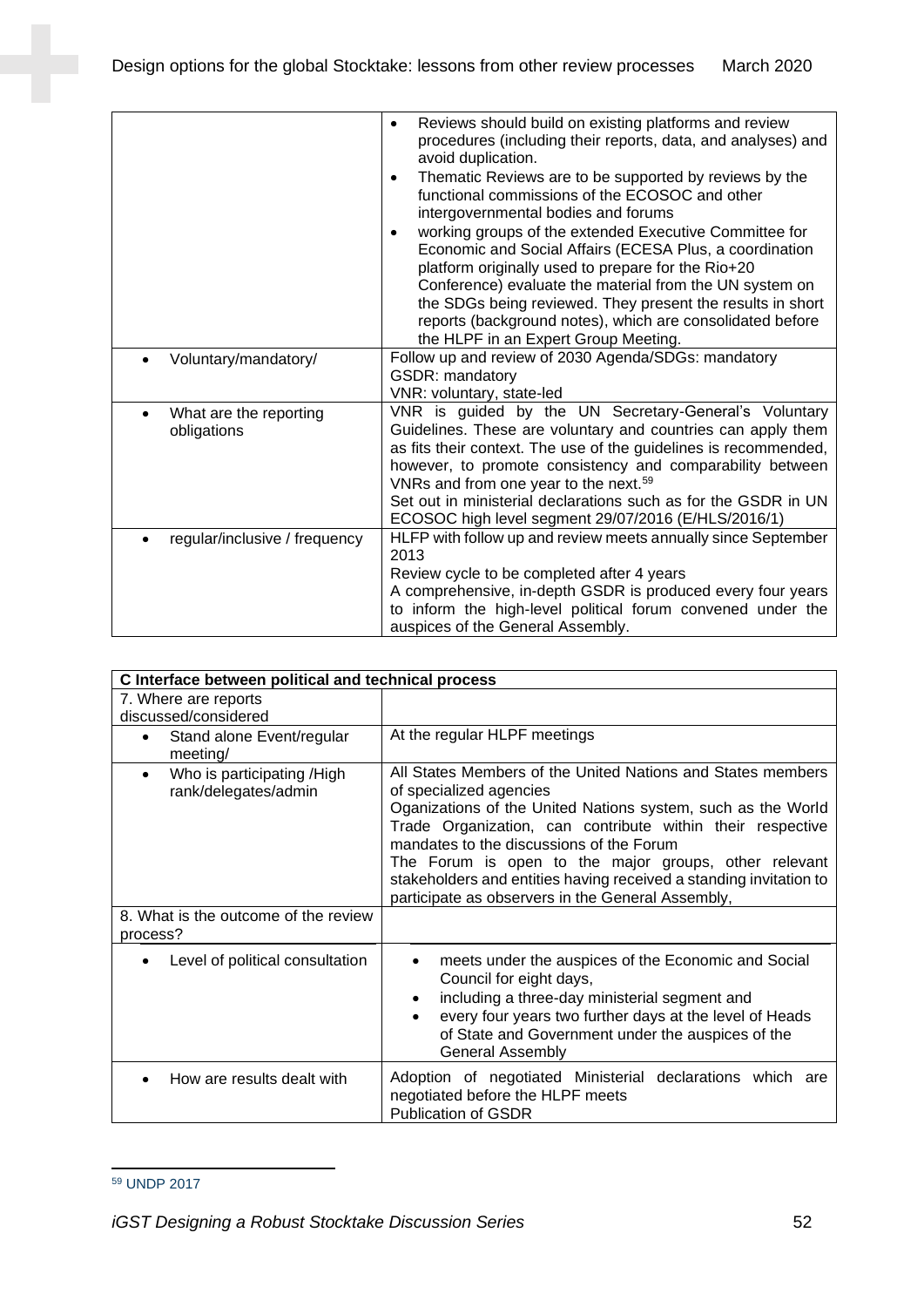| | |
|---|---|
| | • Reviews should build on existing platforms and review procedures (including their reports, data, and analyses) and avoid duplication. • Thematic Reviews are to be supported by reviews by the functional commissions of the ECOSOC and other intergovernmental bodies and forums • working groups of the extended Executive Committee for Economic and Social Affairs (ECESA Plus, a coordination platform originally used to prepare for the Rio+20 Conference) evaluate the material from the UN system on the SDGs being reviewed. They present the results in short reports (background notes), which are consolidated before the HLPF in an Expert Group Meeting. |
| • Voluntary/mandatory/ | Follow up and review of 2030 Agenda/SDGs: mandatory<br>GSDR: mandatory<br>VNR: voluntary, state-led |
| • What are the reporting obligations | VNR is guided by the UN Secretary-General's Voluntary Guidelines. These are voluntary and countries can apply them as fits their context. The use of the guidelines is recommended, however, to promote consistency and comparability between VNRs and from one year to the next.[59]<br>Set out in ministerial declarations such as for the GSDR in UN ECOSOC high level segment 29/07/2016 (E/HLS/2016/1) |
| • regular/inclusive / frequency | HLFP with follow up and review meets annually since September 2013<br>Review cycle to be completed after 4 years<br>A comprehensive, in-depth GSDR is produced every four years to inform the high-level political forum convened under the auspices of the General Assembly. |

| **C Interface between political and technical process** | |
|---|---|
| 7. Where are reports discussed/considered | |
| • Stand alone Event/regular meeting/ | At the regular HLPF meetings |
| • Who is participating /High rank/delegates/admin | All States Members of the United Nations and States members of specialized agencies<br>Oganizations of the United Nations system, such as the World Trade Organization, can contribute within their respective mandates to the discussions of the Forum<br>The Forum is open to the major groups, other relevant stakeholders and entities having received a standing invitation to participate as observers in the General Assembly, |
| 8. What is the outcome of the review process? | |
| • Level of political consultation | • meets under the auspices of the Economic and Social Council for eight days, • including a three-day ministerial segment and • every four years two further days at the level of Heads of State and Government under the auspices of the General Assembly |
| • How are results dealt with | Adoption of negotiated Ministerial declarations which are negotiated before the HLPF meets<br>Publication of GSDR |

[59] UNDP 2017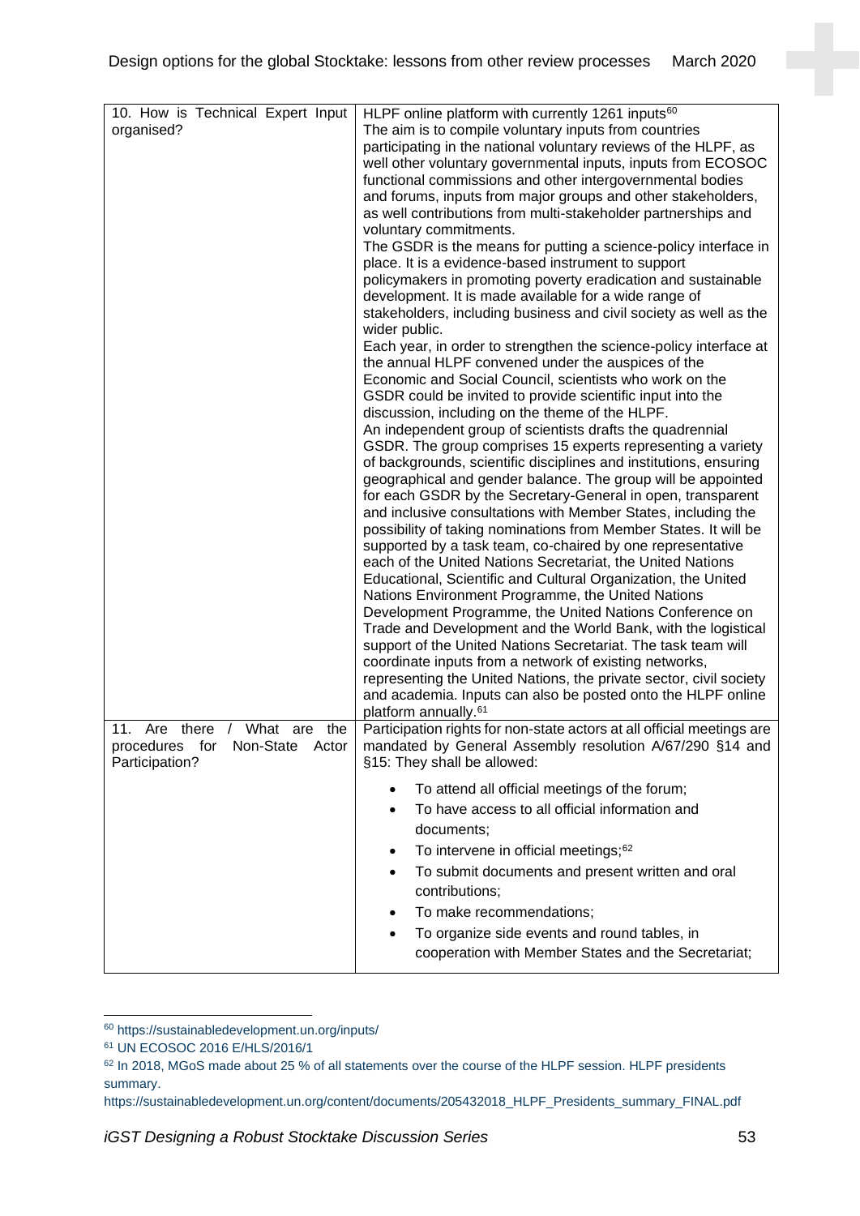| | |
|---|---|
| 10. How is Technical Expert Input organised? | HLPF online platform with currently 1261 inputs[60] The aim is to compile voluntary inputs from countries participating in the national voluntary reviews of the HLPF, as well other voluntary governmental inputs, inputs from ECOSOC functional commissions and other intergovernmental bodies and forums, inputs from major groups and other stakeholders, as well contributions from multi-stakeholder partnerships and voluntary commitments. The GSDR is the means for putting a science-policy interface in place. It is a evidence-based instrument to support policymakers in promoting poverty eradication and sustainable development. It is made available for a wide range of stakeholders, including business and civil society as well as the wider public. Each year, in order to strengthen the science-policy interface at the annual HLPF convened under the auspices of the Economic and Social Council, scientists who work on the GSDR could be invited to provide scientific input into the discussion, including on the theme of the HLPF. An independent group of scientists drafts the quadrennial GSDR. The group comprises 15 experts representing a variety of backgrounds, scientific disciplines and institutions, ensuring geographical and gender balance. The group will be appointed for each GSDR by the Secretary-General in open, transparent and inclusive consultations with Member States, including the possibility of taking nominations from Member States. It will be supported by a task team, co-chaired by one representative each of the United Nations Secretariat, the United Nations Educational, Scientific and Cultural Organization, the United Nations Environment Programme, the United Nations Development Programme, the United Nations Conference on Trade and Development and the World Bank, with the logistical support of the United Nations Secretariat. The task team will coordinate inputs from a network of existing networks, representing the United Nations, the private sector, civil society and academia. Inputs can also be posted onto the HLPF online platform annually.[61] |
| 11. Are there / What are the procedures for Non-State Actor Participation? | Participation rights for non-state actors at all official meetings are mandated by General Assembly resolution A/67/290 §14 and §15: They shall be allowed: <br>• To attend all official meetings of the forum; <br>• To have access to all official information and documents; <br>• To intervene in official meetings;[62] <br>• To submit documents and present written and oral contributions; <br>• To make recommendations; <br>• To organize side events and round tables, in cooperation with Member States and the Secretariat; |

[60] https://sustainabledevelopment.un.org/inputs/

[61] UN ECOSOC 2016 E/HLS/2016/1

[62] In 2018, MGoS made about 25 % of all statements over the course of the HLPF session. HLPF presidents summary. https://sustainabledevelopment.un.org/content/documents/205432018_HLPF_Presidents_summary_FINAL.pdf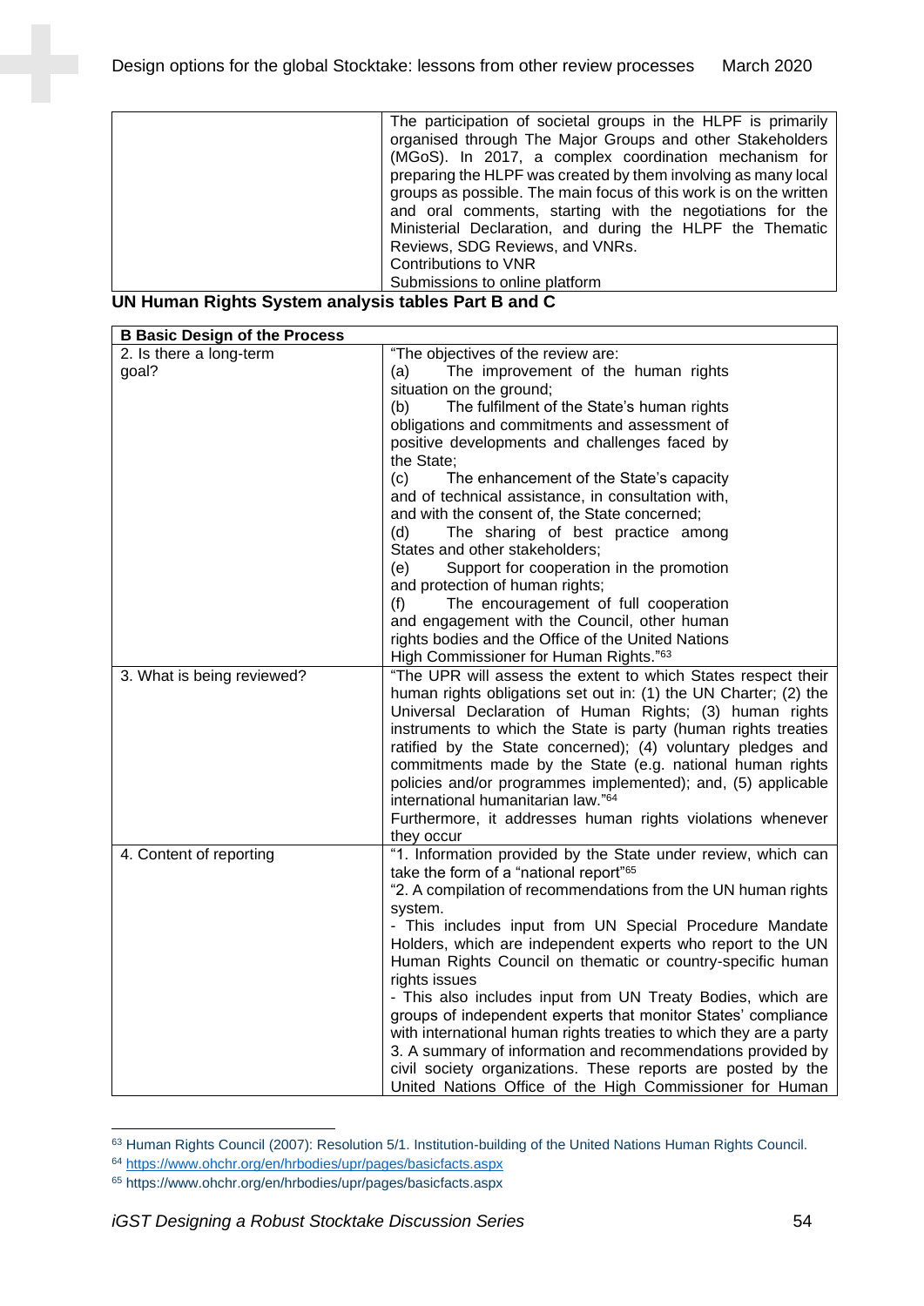| | |
|---|---|
| | The participation of societal groups in the HLPF is primarily organised through The Major Groups and other Stakeholders (MGoS). In 2017, a complex coordination mechanism for preparing the HLPF was created by them involving as many local groups as possible. The main focus of this work is on the written and oral comments, starting with the negotiations for the Ministerial Declaration, and during the HLPF the Thematic Reviews, SDG Reviews, and VNRs.<br>Contributions to VNR<br>Submissions to online platform |

**UN Human Rights System analysis tables Part B and C**

| **B Basic Design of the Process** | |
|---|---|
| 2. Is there a long-term goal? | "The objectives of the review are:<br>(a) The improvement of the human rights situation on the ground;<br>(b) The fulfilment of the State's human rights obligations and commitments and assessment of positive developments and challenges faced by the State;<br>(c) The enhancement of the State's capacity and of technical assistance, in consultation with, and with the consent of, the State concerned;<br>(d) The sharing of best practice among States and other stakeholders;<br>(e) Support for cooperation in the promotion and protection of human rights;<br>(f) The encouragement of full cooperation and engagement with the Council, other human rights bodies and the Office of the United Nations High Commissioner for Human Rights."[63] |
| 3. What is being reviewed? | "The UPR will assess the extent to which States respect their human rights obligations set out in: (1) the UN Charter; (2) the Universal Declaration of Human Rights; (3) human rights instruments to which the State is party (human rights treaties ratified by the State concerned); (4) voluntary pledges and commitments made by the State (e.g. national human rights policies and/or programmes implemented); and, (5) applicable international humanitarian law."[64]<br>Furthermore, it addresses human rights violations whenever they occur |
| 4. Content of reporting | "1. Information provided by the State under review, which can take the form of a "national report"[65]<br>"2. A compilation of recommendations from the UN human rights system.<br>- This includes input from UN Special Procedure Mandate Holders, which are independent experts who report to the UN Human Rights Council on thematic or country-specific human rights issues<br>- This also includes input from UN Treaty Bodies, which are groups of independent experts that monitor States' compliance with international human rights treaties to which they are a party<br>3. A summary of information and recommendations provided by civil society organizations. These reports are posted by the United Nations Office of the High Commissioner for Human |

[63] Human Rights Council (2007): Resolution 5/1. Institution-building of the United Nations Human Rights Council.

[64] https://www.ohchr.org/en/hrbodies/upr/pages/basicfacts.aspx

[65] https://www.ohchr.org/en/hrbodies/upr/pages/basicfacts.aspx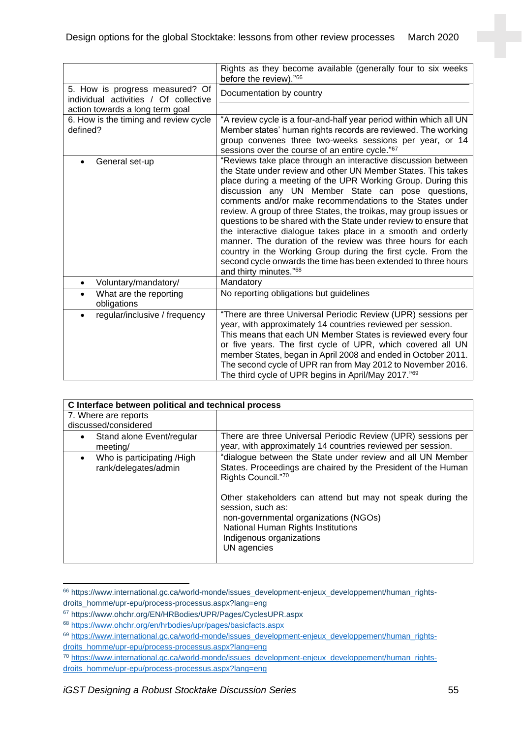| | |
|---|---|
| | Rights as they become available (generally four to six weeks before the review)."[66] |
| 5. How is progress measured? Of individual activities / Of collective action towards a long term goal | Documentation by country |
| 6. How is the timing and review cycle defined? | "A review cycle is a four-and-half year period within which all UN Member states' human rights records are reviewed. The working group convenes three two-weeks sessions per year, or 14 sessions over the course of an entire cycle."[67] |
| • General set-up | "Reviews take place through an interactive discussion between the State under review and other UN Member States. This takes place during a meeting of the UPR Working Group. During this discussion any UN Member State can pose questions, comments and/or make recommendations to the States under review. A group of three States, the troikas, may group issues or questions to be shared with the State under review to ensure that the interactive dialogue takes place in a smooth and orderly manner. The duration of the review was three hours for each country in the Working Group during the first cycle. From the second cycle onwards the time has been extended to three hours and thirty minutes."[68] |
| • Voluntary/mandatory/ | Mandatory |
| • What are the reporting obligations | No reporting obligations but guidelines |
| • regular/inclusive / frequency | "There are three Universal Periodic Review (UPR) sessions per year, with approximately 14 countries reviewed per session. This means that each UN Member States is reviewed every four or five years. The first cycle of UPR, which covered all UN member States, began in April 2008 and ended in October 2011. The second cycle of UPR ran from May 2012 to November 2016. The third cycle of UPR begins in April/May 2017."[69] |

| **C Interface between political and technical process** | |
|---|---|
| 7. Where are reports discussed/considered | |
| • Stand alone Event/regular meeting/ | There are three Universal Periodic Review (UPR) sessions per year, with approximately 14 countries reviewed per session. |
| • Who is participating /High rank/delegates/admin | "dialogue between the State under review and all UN Member States. Proceedings are chaired by the President of the Human Rights Council."[70]<br><br>Other stakeholders can attend but may not speak during the session, such as:<br>non-governmental organizations (NGOs)<br>National Human Rights Institutions<br>Indigenous organizations<br>UN agencies |

[66] https://www.international.gc.ca/world-monde/issues_development-enjeux_developpement/human_rights-droits_homme/upr-epu/process-processus.aspx?lang=eng

[67] https://www.ohchr.org/EN/HRBodies/UPR/Pages/CyclesUPR.aspx

[68] https://www.ohchr.org/en/hrbodies/upr/pages/basicfacts.aspx

[69] https://www.international.gc.ca/world-monde/issues_development-enjeux_developpement/human_rights-droits_homme/upr-epu/process-processus.aspx?lang=eng

[70] https://www.international.gc.ca/world-monde/issues_development-enjeux_developpement/human_rights-droits_homme/upr-epu/process-processus.aspx?lang=eng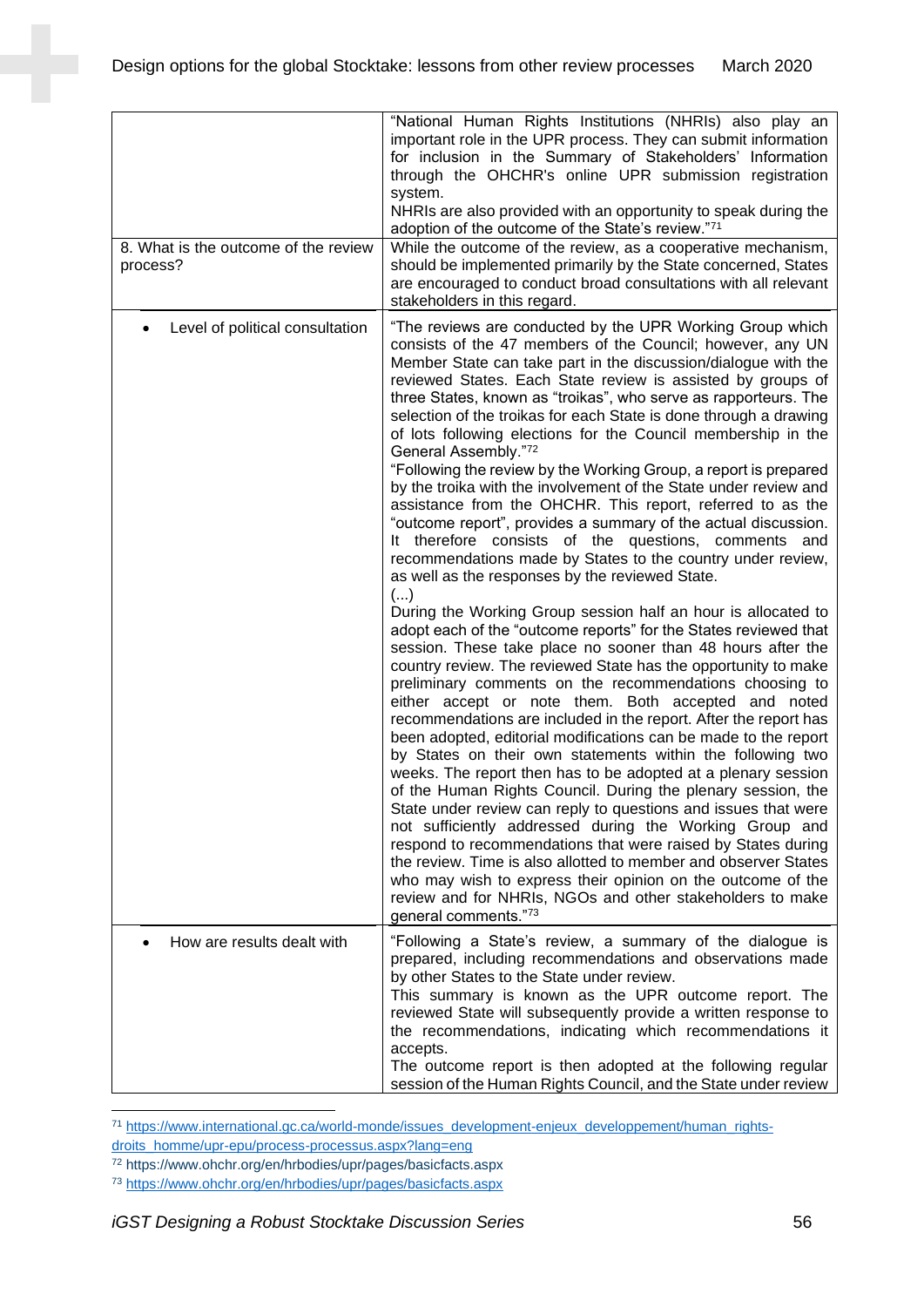| | |
|---|---|
| | "National Human Rights Institutions (NHRIs) also play an important role in the UPR process. They can submit information for inclusion in the Summary of Stakeholders' Information through the OHCHR's online UPR submission registration system.<br>NHRIs are also provided with an opportunity to speak during the adoption of the outcome of the State's review."[71] |
| 8. What is the outcome of the review process? | While the outcome of the review, as a cooperative mechanism, should be implemented primarily by the State concerned, States are encouraged to conduct broad consultations with all relevant stakeholders in this regard. |
| • Level of political consultation | "The reviews are conducted by the UPR Working Group which consists of the 47 members of the Council; however, any UN Member State can take part in the discussion/dialogue with the reviewed States. Each State review is assisted by groups of three States, known as "troikas", who serve as rapporteurs. The selection of the troikas for each State is done through a drawing of lots following elections for the Council membership in the General Assembly."[72]<br>"Following the review by the Working Group, a report is prepared by the troika with the involvement of the State under review and assistance from the OHCHR. This report, referred to as the "outcome report", provides a summary of the actual discussion. It therefore consists of the questions, comments and recommendations made by States to the country under review, as well as the responses by the reviewed State.<br>(...)<br>During the Working Group session half an hour is allocated to adopt each of the "outcome reports" for the States reviewed that session. These take place no sooner than 48 hours after the country review. The reviewed State has the opportunity to make preliminary comments on the recommendations choosing to either accept or note them. Both accepted and noted recommendations are included in the report. After the report has been adopted, editorial modifications can be made to the report by States on their own statements within the following two weeks. The report then has to be adopted at a plenary session of the Human Rights Council. During the plenary session, the State under review can reply to questions and issues that were not sufficiently addressed during the Working Group and respond to recommendations that were raised by States during the review. Time is also allotted to member and observer States who may wish to express their opinion on the outcome of the review and for NHRIs, NGOs and other stakeholders to make general comments."[73] |
| • How are results dealt with | "Following a State's review, a summary of the dialogue is prepared, including recommendations and observations made by other States to the State under review.<br>This summary is known as the UPR outcome report. The reviewed State will subsequently provide a written response to the recommendations, indicating which recommendations it accepts.<br>The outcome report is then adopted at the following regular session of the Human Rights Council, and the State under review |

[71] https://www.international.gc.ca/world-monde/issues_development-enjeux_developpement/human_rights-droits_homme/upr-epu/process-processus.aspx?lang=eng

[72] https://www.ohchr.org/en/hrbodies/upr/pages/basicfacts.aspx

[73] https://www.ohchr.org/en/hrbodies/upr/pages/basicfacts.aspx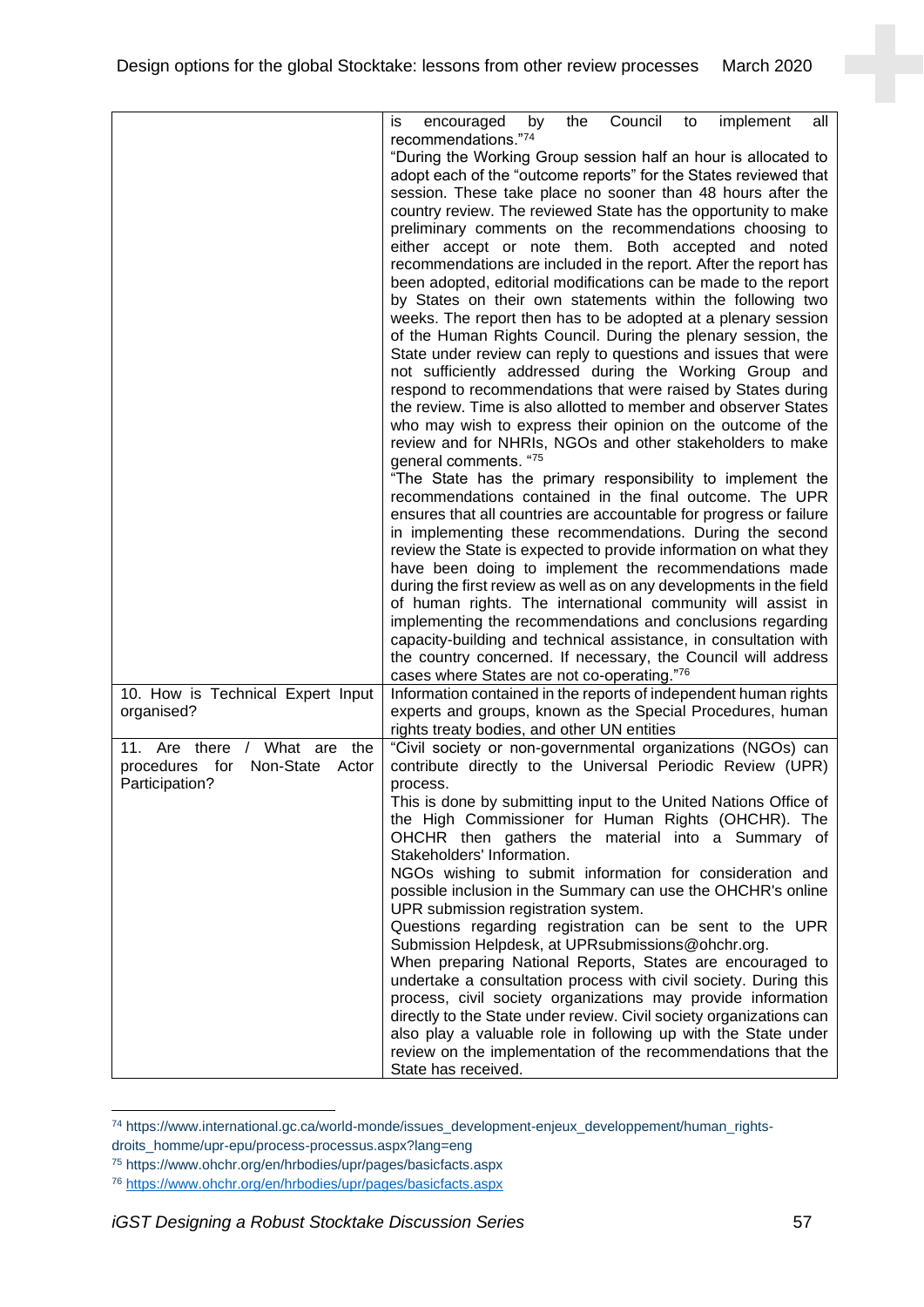| | |
|---|---|
| | is encouraged by the Council to implement all recommendations."[74]<br>"During the Working Group session half an hour is allocated to adopt each of the "outcome reports" for the States reviewed that session. These take place no sooner than 48 hours after the country review. The reviewed State has the opportunity to make preliminary comments on the recommendations choosing to either accept or note them. Both accepted and noted recommendations are included in the report. After the report has been adopted, editorial modifications can be made to the report by States on their own statements within the following two weeks. The report then has to be adopted at a plenary session of the Human Rights Council. During the plenary session, the State under review can reply to questions and issues that were not sufficiently addressed during the Working Group and respond to recommendations that were raised by States during the review. Time is also allotted to member and observer States who may wish to express their opinion on the outcome of the review and for NHRIs, NGOs and other stakeholders to make general comments. "[75]<br>"The State has the primary responsibility to implement the recommendations contained in the final outcome. The UPR ensures that all countries are accountable for progress or failure in implementing these recommendations. During the second review the State is expected to provide information on what they have been doing to implement the recommendations made during the first review as well as on any developments in the field of human rights. The international community will assist in implementing the recommendations and conclusions regarding capacity-building and technical assistance, in consultation with the country concerned. If necessary, the Council will address cases where States are not co-operating."[76] |
| 10. How is Technical Expert Input organised? | Information contained in the reports of independent human rights experts and groups, known as the Special Procedures, human rights treaty bodies, and other UN entities |
| 11. Are there / What are the procedures for Non-State Actor Participation? | "Civil society or non-governmental organizations (NGOs) can contribute directly to the Universal Periodic Review (UPR) process.<br>This is done by submitting input to the United Nations Office of the High Commissioner for Human Rights (OHCHR). The OHCHR then gathers the material into a Summary of Stakeholders' Information.<br>NGOs wishing to submit information for consideration and possible inclusion in the Summary can use the OHCHR's online UPR submission registration system.<br>Questions regarding registration can be sent to the UPR Submission Helpdesk, at UPRsubmissions@ohchr.org.<br>When preparing National Reports, States are encouraged to undertake a consultation process with civil society. During this process, civil society organizations may provide information directly to the State under review. Civil society organizations can also play a valuable role in following up with the State under review on the implementation of the recommendations that the State has received. |

[74] https://www.international.gc.ca/world-monde/issues_development-enjeux_developpement/human_rights-droits_homme/upr-epu/process-processus.aspx?lang=eng
[75] https://www.ohchr.org/en/hrbodies/upr/pages/basicfacts.aspx
[76] https://www.ohchr.org/en/hrbodies/upr/pages/basicfacts.aspx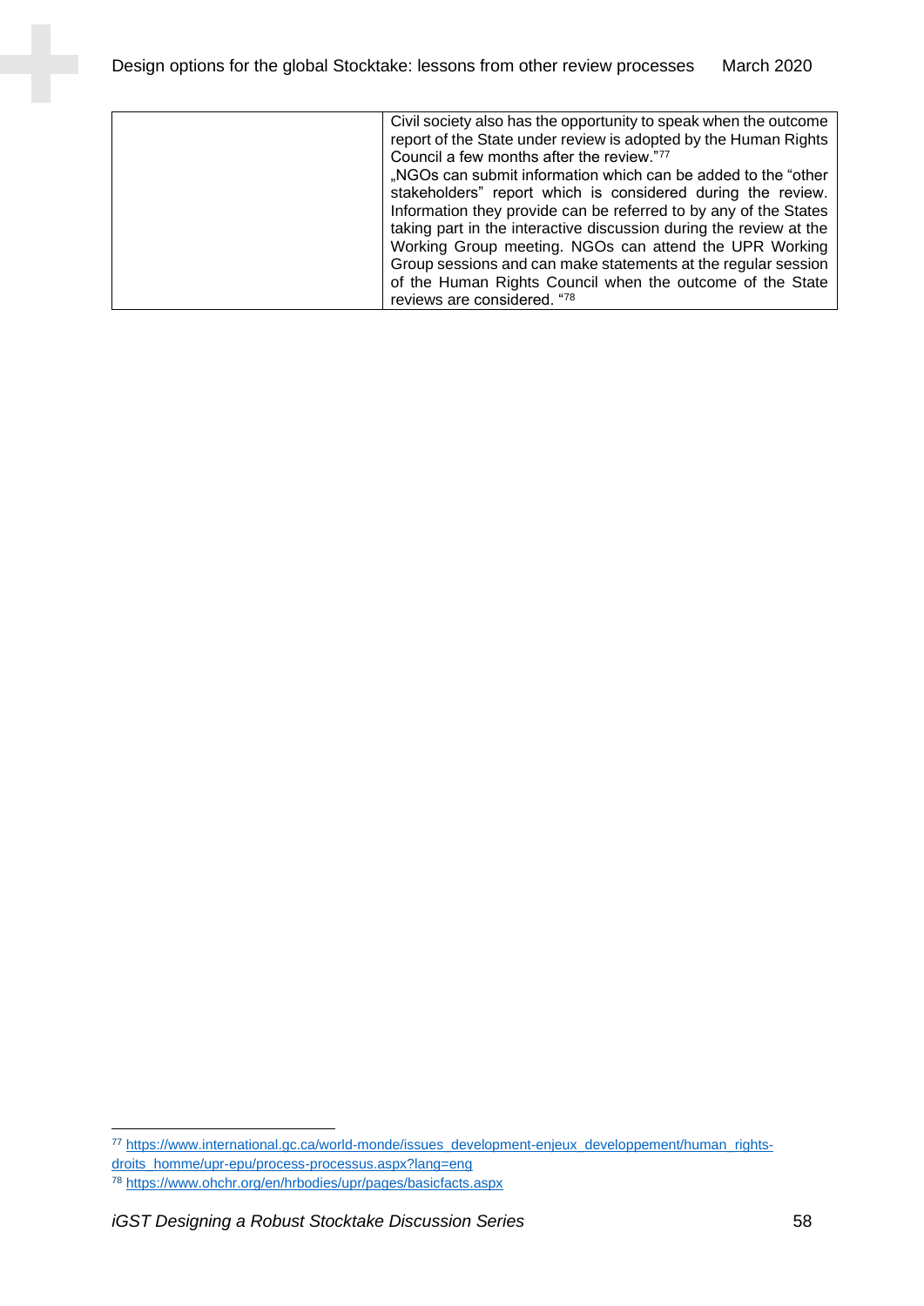| | |
|---|---|
| | Civil society also has the opportunity to speak when the outcome report of the State under review is adopted by the Human Rights Council a few months after the review."[77] „NGOs can submit information which can be added to the "other stakeholders" report which is considered during the review. Information they provide can be referred to by any of the States taking part in the interactive discussion during the review at the Working Group meeting. NGOs can attend the UPR Working Group sessions and can make statements at the regular session of the Human Rights Council when the outcome of the State reviews are considered. "[78] |

[77] https://www.international.gc.ca/world-monde/issues_development-enjeux_developpement/human_rights-droits_homme/upr-epu/process-processus.aspx?lang=eng

[78] https://www.ohchr.org/en/hrbodies/upr/pages/basicfacts.aspx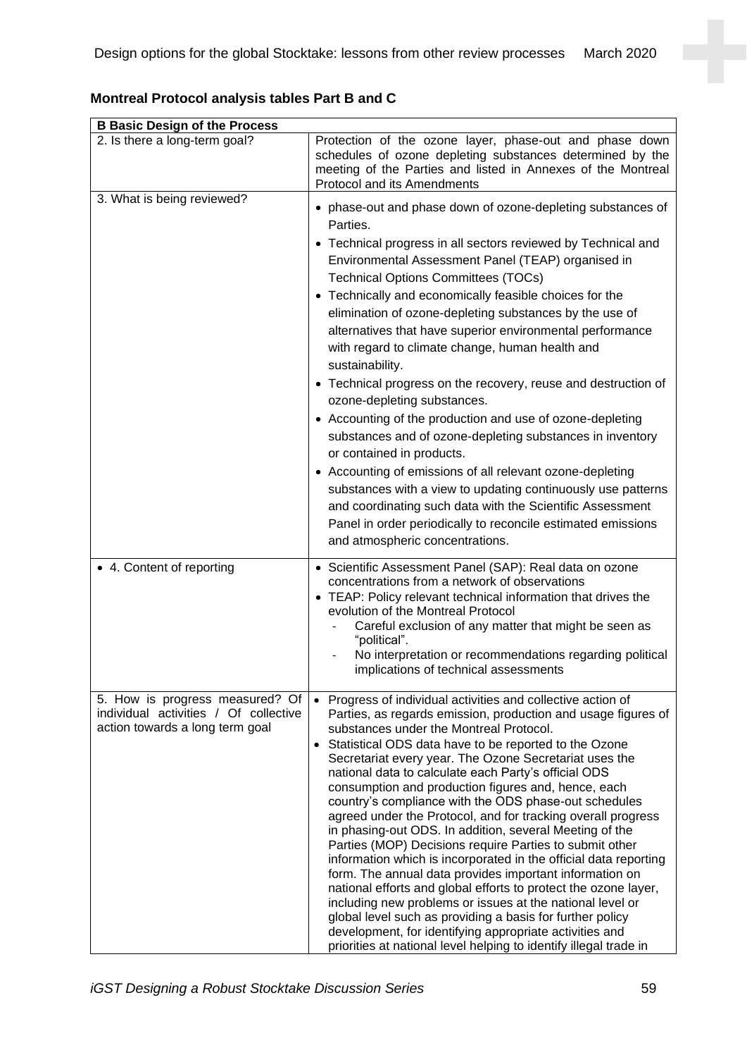**Montreal Protocol analysis tables Part B and C**

| **B Basic Design of the Process** | |
|---|---|
| 2. Is there a long-term goal? | Protection of the ozone layer, phase-out and phase down schedules of ozone depleting substances determined by the meeting of the Parties and listed in Annexes of the Montreal Protocol and its Amendments |
| 3. What is being reviewed? | • phase-out and phase down of ozone-depleting substances of Parties.<br>• Technical progress in all sectors reviewed by Technical and Environmental Assessment Panel (TEAP) organised in Technical Options Committees (TOCs)<br>• Technically and economically feasible choices for the elimination of ozone-depleting substances by the use of alternatives that have superior environmental performance with regard to climate change, human health and sustainability.<br>• Technical progress on the recovery, reuse and destruction of ozone-depleting substances.<br>• Accounting of the production and use of ozone-depleting substances and of ozone-depleting substances in inventory or contained in products.<br>• Accounting of emissions of all relevant ozone-depleting substances with a view to updating continuously use patterns and coordinating such data with the Scientific Assessment Panel in order periodically to reconcile estimated emissions and atmospheric concentrations. |
| • 4. Content of reporting | • Scientific Assessment Panel (SAP): Real data on ozone concentrations from a network of observations<br>• TEAP: Policy relevant technical information that drives the evolution of the Montreal Protocol<br>  - Careful exclusion of any matter that might be seen as "political".<br>  - No interpretation or recommendations regarding political implications of technical assessments |
| 5. How is progress measured? Of individual activities / Of collective action towards a long term goal | • Progress of individual activities and collective action of Parties, as regards emission, production and usage figures of substances under the Montreal Protocol.<br>• Statistical ODS data have to be reported to the Ozone Secretariat every year. The Ozone Secretariat uses the national data to calculate each Party's official ODS consumption and production figures and, hence, each country's compliance with the ODS phase-out schedules agreed under the Protocol, and for tracking overall progress in phasing-out ODS. In addition, several Meeting of the Parties (MOP) Decisions require Parties to submit other information which is incorporated in the official data reporting form. The annual data provides important information on national efforts and global efforts to protect the ozone layer, including new problems or issues at the national level or global level such as providing a basis for further policy development, for identifying appropriate activities and priorities at national level helping to identify illegal trade in |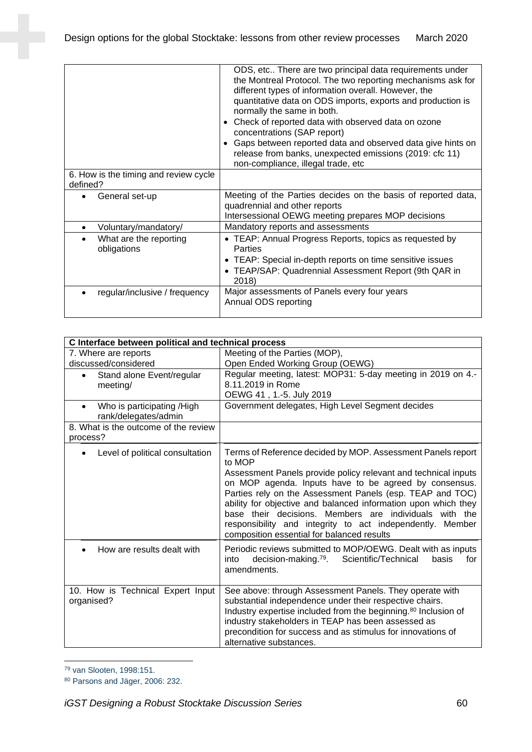| | |
|---|---|
| | ODS, etc.. There are two principal data requirements under the Montreal Protocol. The two reporting mechanisms ask for different types of information overall. However, the quantitative data on ODS imports, exports and production is normally the same in both.<br>• Check of reported data with observed data on ozone concentrations (SAP report)<br>• Gaps between reported data and observed data give hints on release from banks, unexpected emissions (2019: cfc 11) non-compliance, illegal trade, etc |
| 6. How is the timing and review cycle defined? | |
| • General set-up | Meeting of the Parties decides on the basis of reported data, quadrennial and other reports<br>Intersessional OEWG meeting prepares MOP decisions |
| • Voluntary/mandatory/ | Mandatory reports and assessments |
| • What are the reporting obligations | • TEAP: Annual Progress Reports, topics as requested by Parties<br>• TEAP: Special in-depth reports on time sensitive issues<br>• TEAP/SAP: Quadrennial Assessment Report (9th QAR in 2018) |
| • regular/inclusive / frequency | Major assessments of Panels every four years<br>Annual ODS reporting |

| C Interface between political and technical process | |
|---|---|
| 7. Where are reports discussed/considered | Meeting of the Parties (MOP),<br>Open Ended Working Group (OEWG) |
| • Stand alone Event/regular meeting/ | Regular meeting, latest: MOP31: 5-day meeting in 2019 on 4.-8.11.2019 in Rome<br>OEWG 41 , 1.-5. July 2019 |
| • Who is participating /High rank/delegates/admin | Government delegates, High Level Segment decides |
| 8. What is the outcome of the review process? | |
| • Level of political consultation | Terms of Reference decided by MOP. Assessment Panels report to MOP<br>Assessment Panels provide policy relevant and technical inputs on MOP agenda. Inputs have to be agreed by consensus. Parties rely on the Assessment Panels (esp. TEAP and TOC) ability for objective and balanced information upon which they base their decisions. Members are individuals with the responsibility and integrity to act independently. Member composition essential for balanced results |
| • How are results dealt with | Periodic reviews submitted to MOP/OEWG. Dealt with as inputs into decision-making.[79]. Scientific/Technical basis for amendments. |
| 10. How is Technical Expert Input organised? | See above: through Assessment Panels. They operate with substantial independence under their respective chairs. Industry expertise included from the beginning.[80] Inclusion of industry stakeholders in TEAP has been assessed as precondition for success and as stimulus for innovations of alternative substances. |

[79] van Slooten, 1998:151.

[80] Parsons and Jäger, 2006: 232.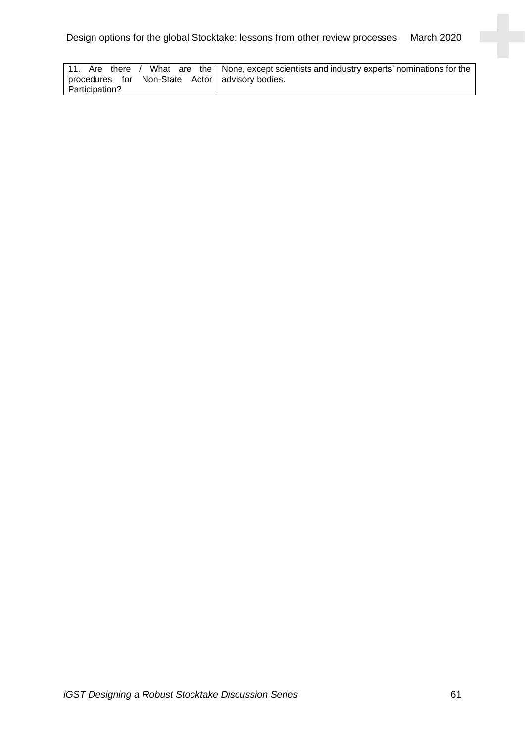| | |
|---|---|
| 11. Are there / What are the procedures for Non-State Actor Participation? | None, except scientists and industry experts' nominations for the advisory bodies. |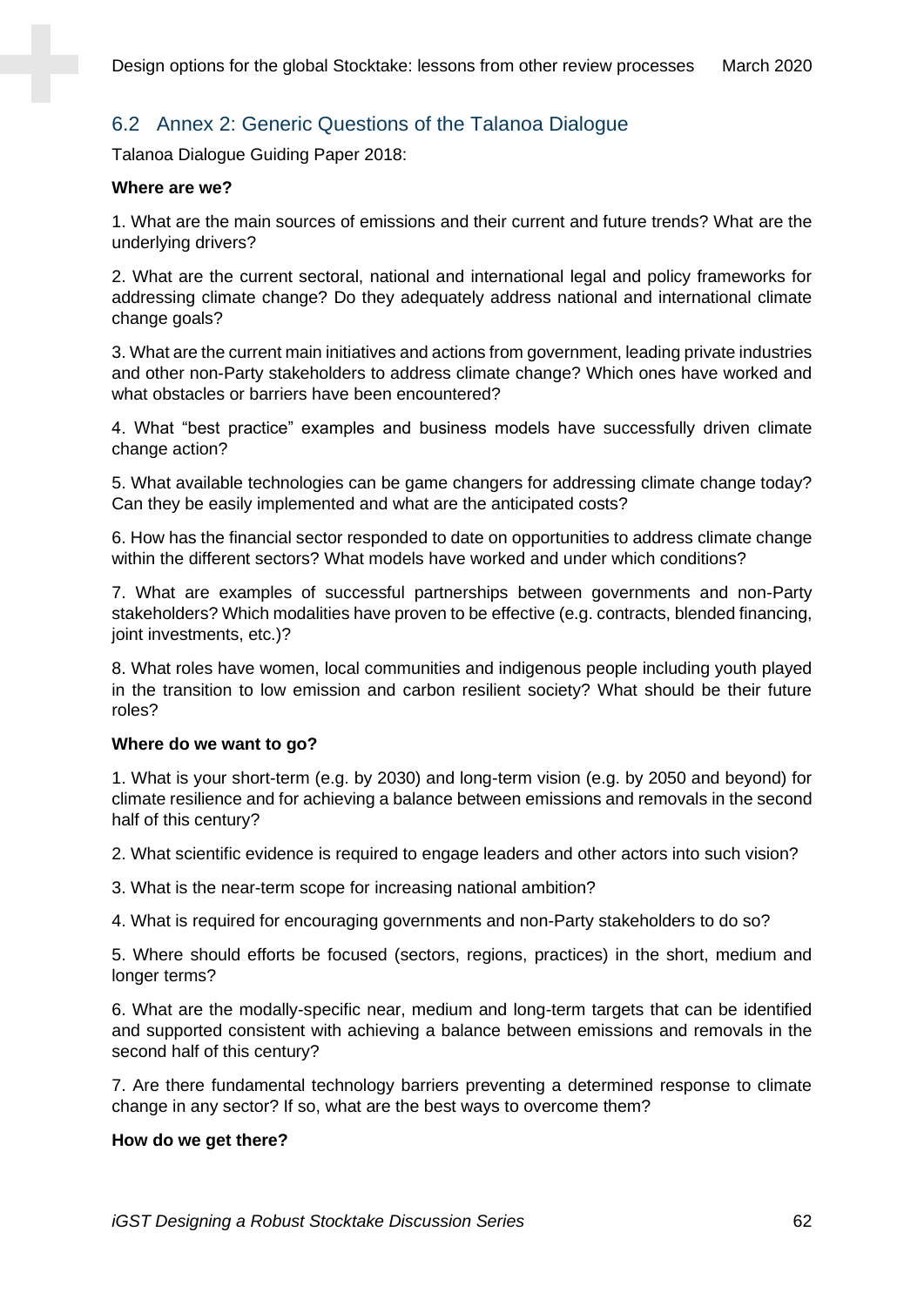## 6.2 Annex 2: Generic Questions of the Talanoa Dialogue

Talanoa Dialogue Guiding Paper 2018:

**Where are we?**

1. What are the main sources of emissions and their current and future trends? What are the underlying drivers?

2. What are the current sectoral, national and international legal and policy frameworks for addressing climate change? Do they adequately address national and international climate change goals?

3. What are the current main initiatives and actions from government, leading private industries and other non-Party stakeholders to address climate change? Which ones have worked and what obstacles or barriers have been encountered?

4. What "best practice" examples and business models have successfully driven climate change action?

5. What available technologies can be game changers for addressing climate change today? Can they be easily implemented and what are the anticipated costs?

6. How has the financial sector responded to date on opportunities to address climate change within the different sectors? What models have worked and under which conditions?

7. What are examples of successful partnerships between governments and non-Party stakeholders? Which modalities have proven to be effective (e.g. contracts, blended financing, joint investments, etc.)?

8. What roles have women, local communities and indigenous people including youth played in the transition to low emission and carbon resilient society? What should be their future roles?

**Where do we want to go?**

1. What is your short-term (e.g. by 2030) and long-term vision (e.g. by 2050 and beyond) for climate resilience and for achieving a balance between emissions and removals in the second half of this century?

2. What scientific evidence is required to engage leaders and other actors into such vision?

3. What is the near-term scope for increasing national ambition?

4. What is required for encouraging governments and non-Party stakeholders to do so?

5. Where should efforts be focused (sectors, regions, practices) in the short, medium and longer terms?

6. What are the modally-specific near, medium and long-term targets that can be identified and supported consistent with achieving a balance between emissions and removals in the second half of this century?

7. Are there fundamental technology barriers preventing a determined response to climate change in any sector? If so, what are the best ways to overcome them?

**How do we get there?**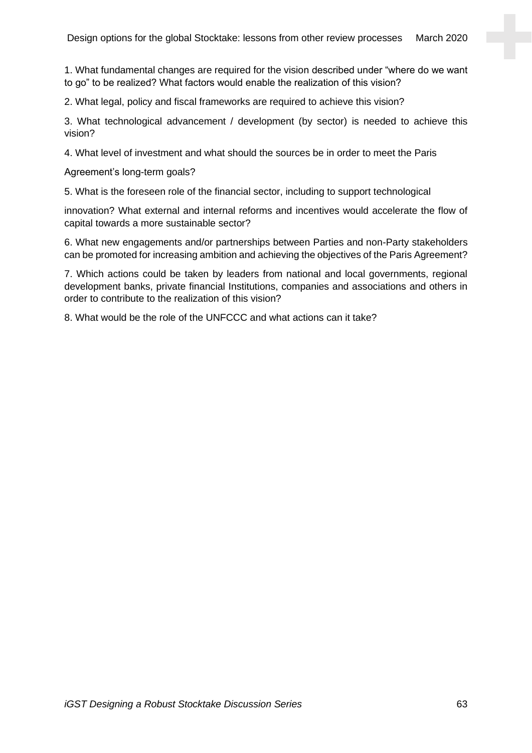1. What fundamental changes are required for the vision described under "where do we want to go" to be realized? What factors would enable the realization of this vision?

2. What legal, policy and fiscal frameworks are required to achieve this vision?

3. What technological advancement / development (by sector) is needed to achieve this vision?

4. What level of investment and what should the sources be in order to meet the Paris

Agreement's long-term goals?

5. What is the foreseen role of the financial sector, including to support technological

innovation? What external and internal reforms and incentives would accelerate the flow of capital towards a more sustainable sector?

6. What new engagements and/or partnerships between Parties and non-Party stakeholders can be promoted for increasing ambition and achieving the objectives of the Paris Agreement?

7. Which actions could be taken by leaders from national and local governments, regional development banks, private financial Institutions, companies and associations and others in order to contribute to the realization of this vision?

8. What would be the role of the UNFCCC and what actions can it take?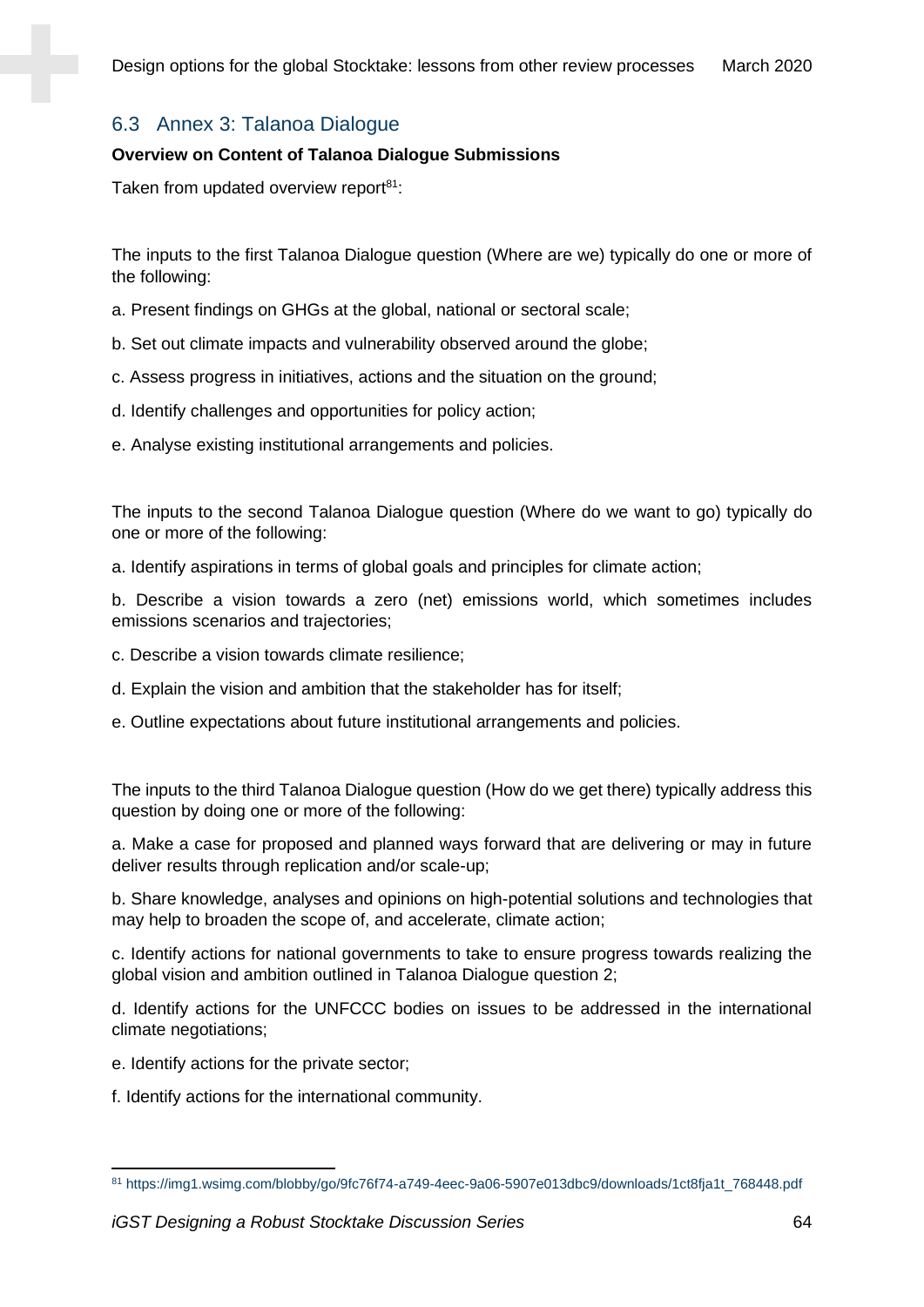## 6.3 Annex 3: Talanoa Dialogue

**Overview on Content of Talanoa Dialogue Submissions**

Taken from updated overview report[81]:

The inputs to the first Talanoa Dialogue question (Where are we) typically do one or more of the following:

a. Present findings on GHGs at the global, national or sectoral scale;

b. Set out climate impacts and vulnerability observed around the globe;

c. Assess progress in initiatives, actions and the situation on the ground;

d. Identify challenges and opportunities for policy action;

e. Analyse existing institutional arrangements and policies.

The inputs to the second Talanoa Dialogue question (Where do we want to go) typically do one or more of the following:

a. Identify aspirations in terms of global goals and principles for climate action;

b. Describe a vision towards a zero (net) emissions world, which sometimes includes emissions scenarios and trajectories;

c. Describe a vision towards climate resilience;

d. Explain the vision and ambition that the stakeholder has for itself;

e. Outline expectations about future institutional arrangements and policies.

The inputs to the third Talanoa Dialogue question (How do we get there) typically address this question by doing one or more of the following:

a. Make a case for proposed and planned ways forward that are delivering or may in future deliver results through replication and/or scale-up;

b. Share knowledge, analyses and opinions on high-potential solutions and technologies that may help to broaden the scope of, and accelerate, climate action;

c. Identify actions for national governments to take to ensure progress towards realizing the global vision and ambition outlined in Talanoa Dialogue question 2;

d. Identify actions for the UNFCCC bodies on issues to be addressed in the international climate negotiations;

e. Identify actions for the private sector;

f. Identify actions for the international community.

[81] https://img1.wsimg.com/blobby/go/9fc76f74-a749-4eec-9a06-5907e013dbc9/downloads/1ct8fja1t_768448.pdf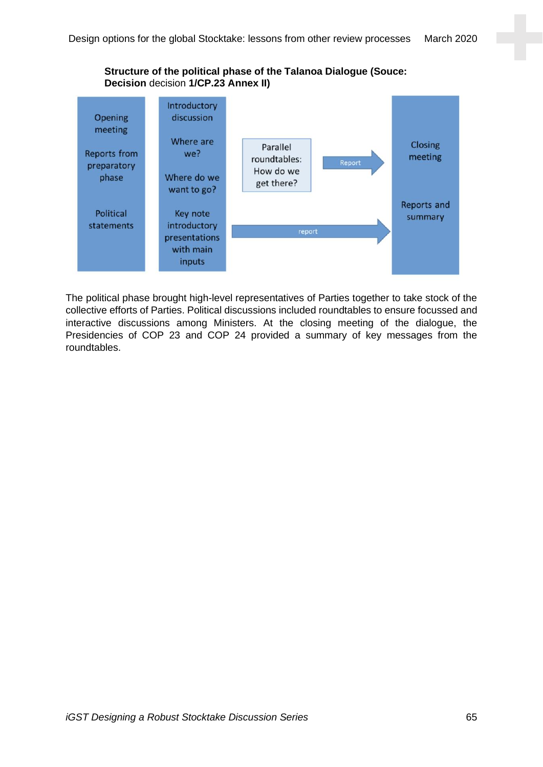**Structure of the political phase of the Talanoa Dialogue (Souce: Decision** decision **1/CP.23 Annex II)**

| Opening meeting<br>Reports from preparatory phase<br>Political statements | Introductory discussion<br>Where are we?<br>Where do we want to go?<br>Key note introductory presentations with main inputs | Parallel roundtables: How do we get there? → Report | Closing meeting<br>Reports and summary |
|---|---|---|---|

(report →)

The political phase brought high-level representatives of Parties together to take stock of the collective efforts of Parties. Political discussions included roundtables to ensure focussed and interactive discussions among Ministers. At the closing meeting of the dialogue, the Presidencies of COP 23 and COP 24 provided a summary of key messages from the roundtables.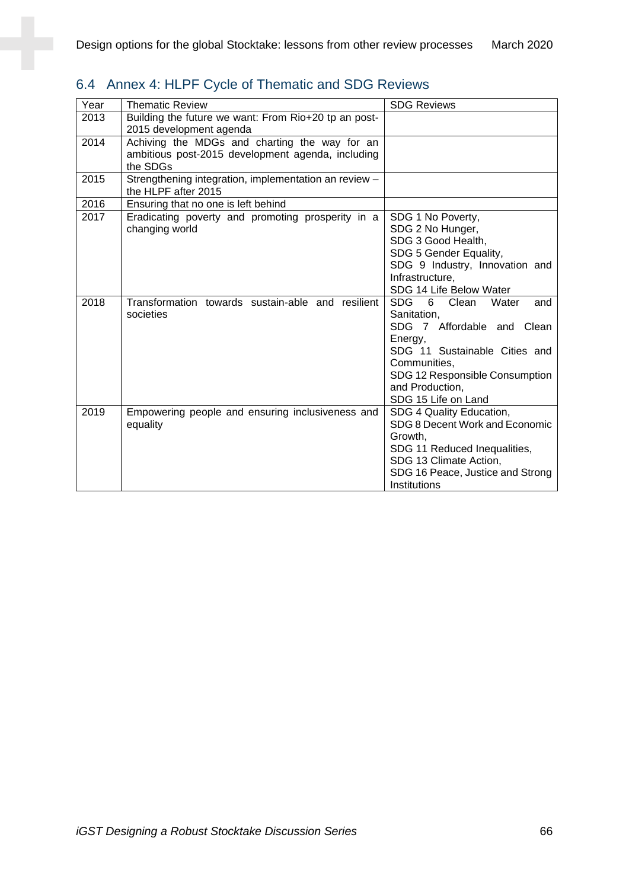## 6.4 Annex 4: HLPF Cycle of Thematic and SDG Reviews

| Year | Thematic Review | SDG Reviews |
|---|---|---|
| 2013 | Building the future we want: From Rio+20 tp an post-2015 development agenda | |
| 2014 | Achiving the MDGs and charting the way for an ambitious post-2015 development agenda, including the SDGs | |
| 2015 | Strengthening integration, implementation an review – the HLPF after 2015 | |
| 2016 | Ensuring that no one is left behind | |
| 2017 | Eradicating poverty and promoting prosperity in a changing world | SDG 1 No Poverty, SDG 2 No Hunger, SDG 3 Good Health, SDG 5 Gender Equality, SDG 9 Industry, Innovation and Infrastructure, SDG 14 Life Below Water |
| 2018 | Transformation towards sustain-able and resilient societies | SDG 6 Clean Water and Sanitation, SDG 7 Affordable and Clean Energy, SDG 11 Sustainable Cities and Communities, SDG 12 Responsible Consumption and Production, SDG 15 Life on Land |
| 2019 | Empowering people and ensuring inclusiveness and equality | SDG 4 Quality Education, SDG 8 Decent Work and Economic Growth, SDG 11 Reduced Inequalities, SDG 13 Climate Action, SDG 16 Peace, Justice and Strong Institutions |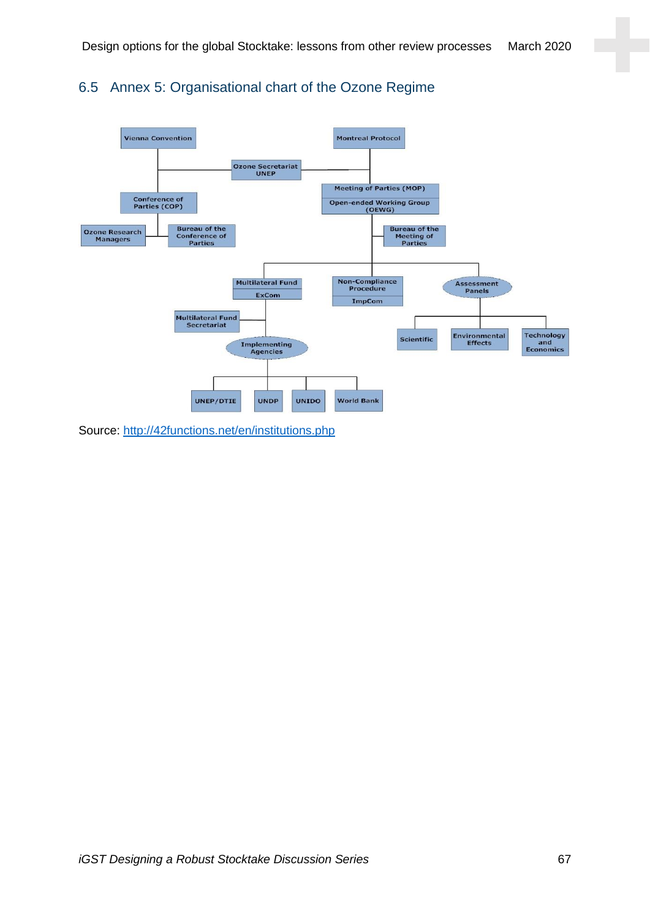## 6.5 Annex 5: Organisational chart of the Ozone Regime

Vienna Convention

Montreal Protocol

Ozone Secretariat UNEP

Conference of Parties (COP)

Meeting of Parties (MOP)

Open-ended Working Group (OEWG)

Ozone Research Managers

Bureau of the Conference of Parties

Bureau of the Meeting of Parties

Multilateral Fund

ExCom

Non-Compliance Procedure

ImpCom

Assessment Panels

Multilateral Fund Secretariat

Implementing Agencies

Scientific

Environmental Effects

Technology and Economics

UNEP/DTIE

UNDP

UNIDO

World Bank

Source: http://42functions.net/en/institutions.php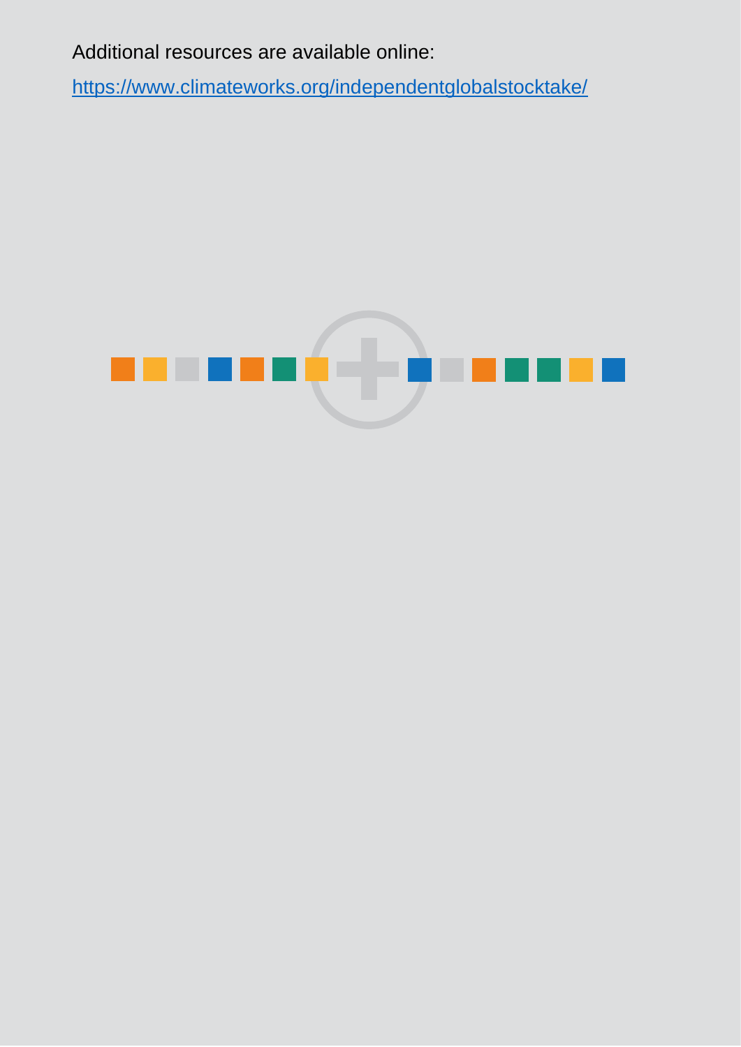Additional resources are available online:

https://www.climateworks.org/independentglobalstocktake/